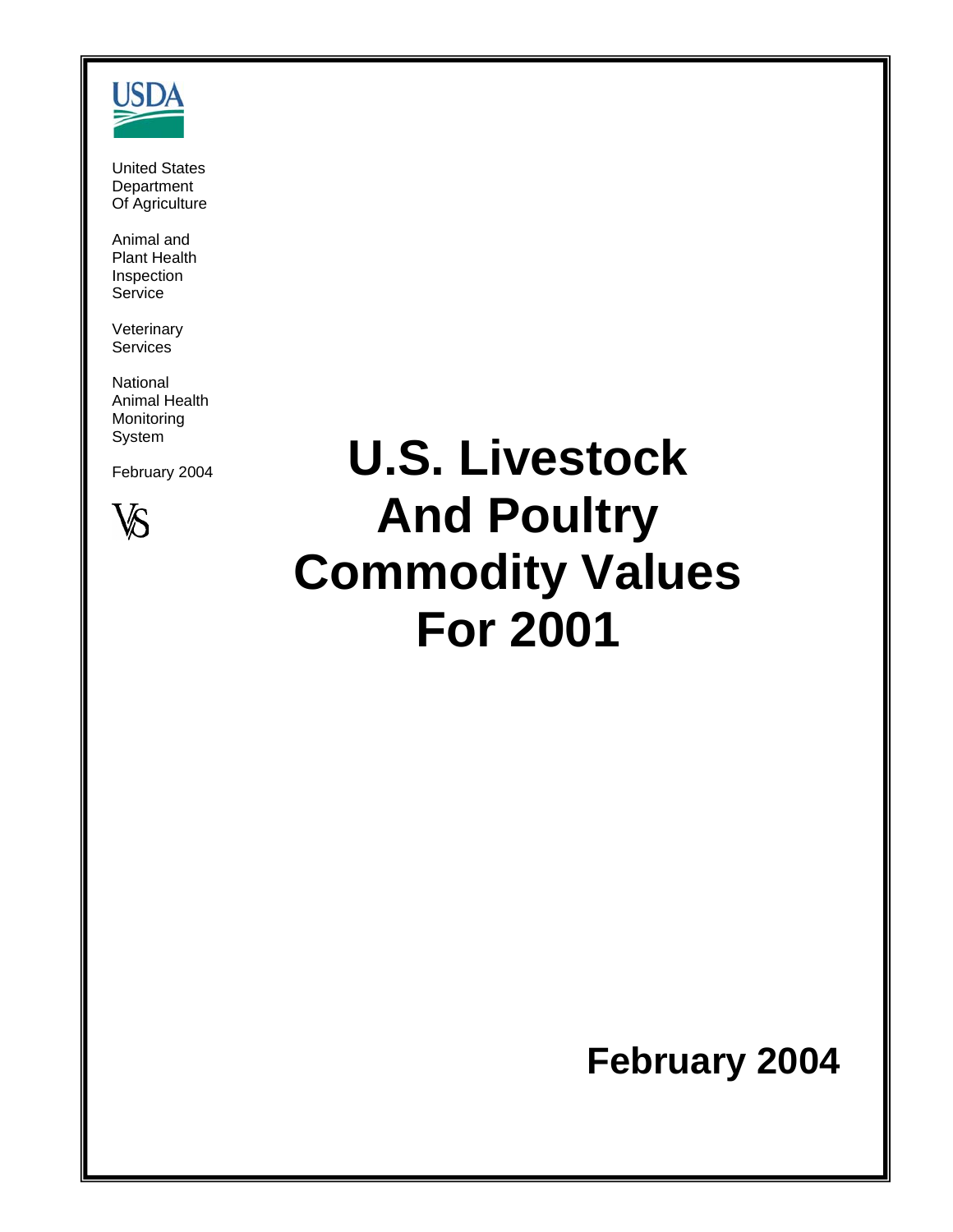USDA

United States
Department
Of Agriculture

Animal and
Plant Health
Inspection
Service

Veterinary
Services

National
Animal Health
Monitoring
System

February 2004

VS

# U.S. Livestock And Poultry Commodity Values For 2001

**February 2004**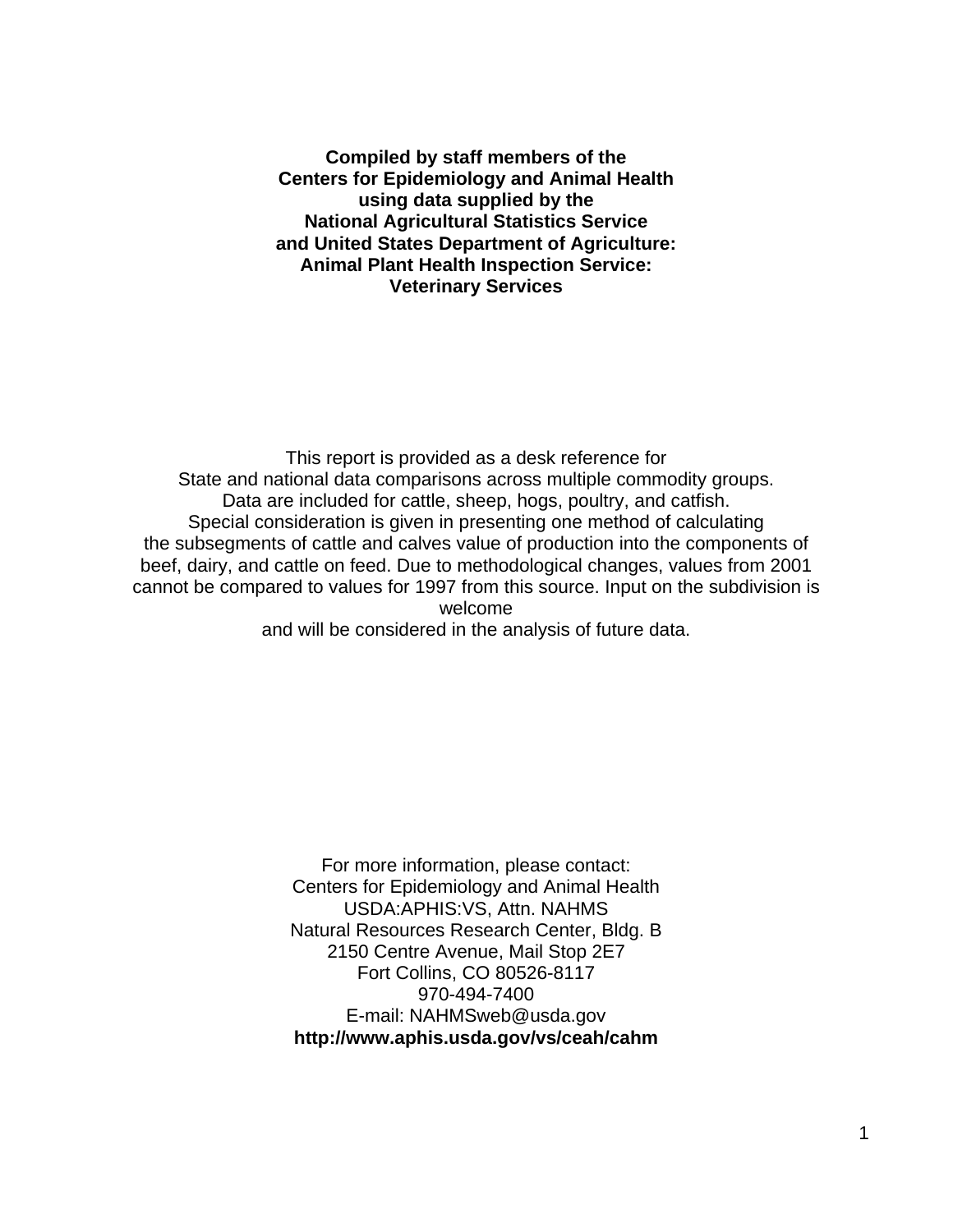**Compiled by staff members of the Centers for Epidemiology and Animal Health using data supplied by the National Agricultural Statistics Service and United States Department of Agriculture: Animal Plant Health Inspection Service: Veterinary Services**

This report is provided as a desk reference for State and national data comparisons across multiple commodity groups. Data are included for cattle, sheep, hogs, poultry, and catfish. Special consideration is given in presenting one method of calculating the subsegments of cattle and calves value of production into the components of beef, dairy, and cattle on feed. Due to methodological changes, values from 2001 cannot be compared to values for 1997 from this source. Input on the subdivision is welcome and will be considered in the analysis of future data.

For more information, please contact:
Centers for Epidemiology and Animal Health
USDA:APHIS:VS, Attn. NAHMS
Natural Resources Research Center, Bldg. B
2150 Centre Avenue, Mail Stop 2E7
Fort Collins, CO 80526-8117
970-494-7400
E-mail: NAHMSweb@usda.gov
**http://www.aphis.usda.gov/vs/ceah/cahm**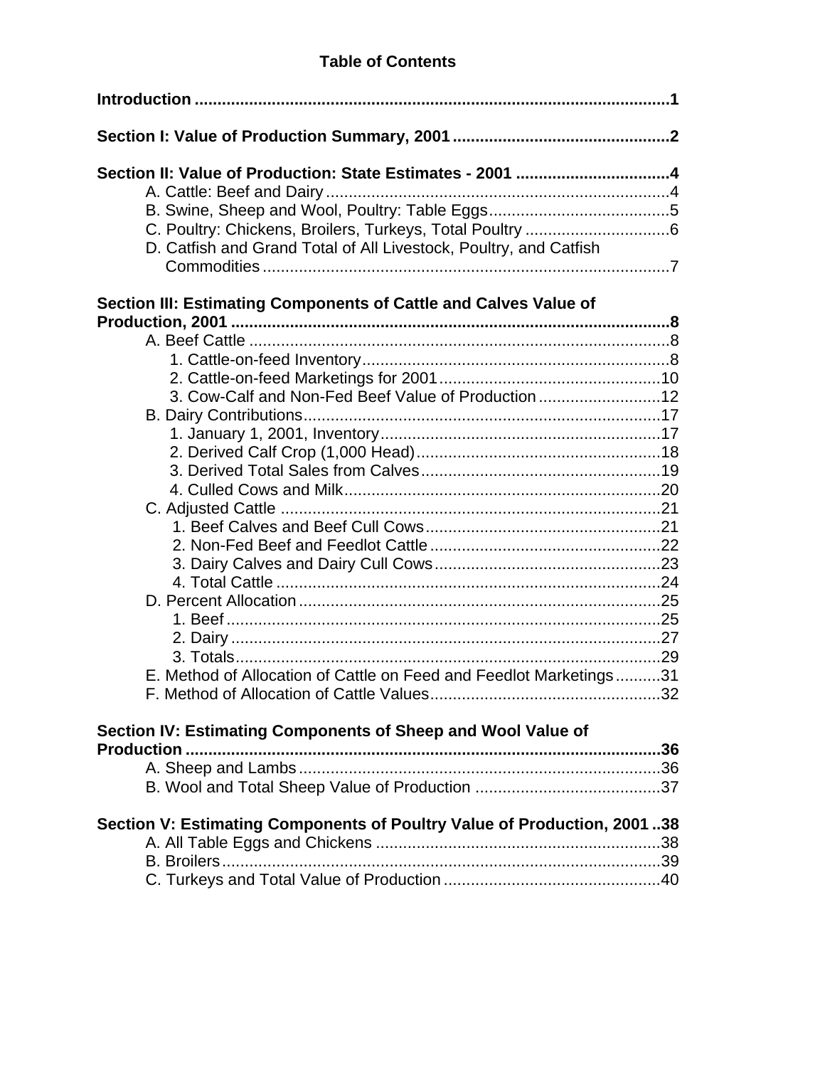# Table of Contents

**Introduction .......................................................................................................1**

**Section I: Value of Production Summary, 2001 ...............................................2**

**Section II: Value of Production: State Estimates - 2001 .................................4**

- A. Cattle: Beef and Dairy ...........................................................................4
- B. Swine, Sheep and Wool, Poultry: Table Eggs.......................................5
- C. Poultry: Chickens, Broilers, Turkeys, Total Poultry ...............................6
- D. Catfish and Grand Total of All Livestock, Poultry, and Catfish Commodities ........................................................................................7

**Section III: Estimating Components of Cattle and Calves Value of Production, 2001 ...............................................................................................8**

- A. Beef Cattle ............................................................................................8
  1. Cattle-on-feed Inventory...................................................................8
  2. Cattle-on-feed Marketings for 2001 ................................................10
  3. Cow-Calf and Non-Fed Beef Value of Production ..........................12
- B. Dairy Contributions..............................................................................17
  1. January 1, 2001, Inventory.............................................................17
  2. Derived Calf Crop (1,000 Head).....................................................18
  3. Derived Total Sales from Calves....................................................19
  4. Culled Cows and Milk.....................................................................20
- C. Adjusted Cattle ...................................................................................21
  1. Beef Calves and Beef Cull Cows...................................................21
  2. Non-Fed Beef and Feedlot Cattle ..................................................22
  3. Dairy Calves and Dairy Cull Cows.................................................23
  4. Total Cattle ....................................................................................24
- D. Percent Allocation ...............................................................................25
  1. Beef ...............................................................................................25
  2. Dairy ..............................................................................................27
  3. Totals.............................................................................................29
- E. Method of Allocation of Cattle on Feed and Feedlot Marketings ..........31
- F. Method of Allocation of Cattle Values..................................................32

**Section IV: Estimating Components of Sheep and Wool Value of Production .......................................................................................................36**

- A. Sheep and Lambs ...............................................................................36
- B. Wool and Total Sheep Value of Production .........................................37

**Section V: Estimating Components of Poultry Value of Production, 2001 ..38**

- A. All Table Eggs and Chickens ..............................................................38
- B. Broilers................................................................................................39
- C. Turkeys and Total Value of Production ...............................................40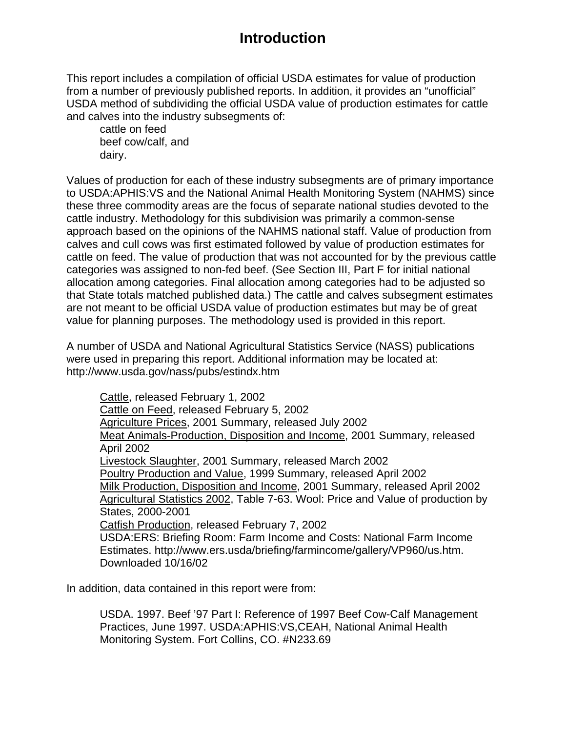# Introduction

This report includes a compilation of official USDA estimates for value of production from a number of previously published reports. In addition, it provides an "unofficial" USDA method of subdividing the official USDA value of production estimates for cattle and calves into the industry subsegments of:

cattle on feed
beef cow/calf, and
dairy.

Values of production for each of these industry subsegments are of primary importance to USDA:APHIS:VS and the National Animal Health Monitoring System (NAHMS) since these three commodity areas are the focus of separate national studies devoted to the cattle industry. Methodology for this subdivision was primarily a common-sense approach based on the opinions of the NAHMS national staff. Value of production from calves and cull cows was first estimated followed by value of production estimates for cattle on feed. The value of production that was not accounted for by the previous cattle categories was assigned to non-fed beef. (See Section III, Part F for initial national allocation among categories. Final allocation among categories had to be adjusted so that State totals matched published data.) The cattle and calves subsegment estimates are not meant to be official USDA value of production estimates but may be of great value for planning purposes. The methodology used is provided in this report.

A number of USDA and National Agricultural Statistics Service (NASS) publications were used in preparing this report. Additional information may be located at: http://www.usda.gov/nass/pubs/estindx.htm

Cattle, released February 1, 2002
Cattle on Feed, released February 5, 2002
Agriculture Prices, 2001 Summary, released July 2002
Meat Animals-Production, Disposition and Income, 2001 Summary, released April 2002
Livestock Slaughter, 2001 Summary, released March 2002
Poultry Production and Value, 1999 Summary, released April 2002
Milk Production, Disposition and Income, 2001 Summary, released April 2002
Agricultural Statistics 2002, Table 7-63. Wool: Price and Value of production by States, 2000-2001
Catfish Production, released February 7, 2002
USDA:ERS: Briefing Room: Farm Income and Costs: National Farm Income Estimates. http://www.ers.usda/briefing/farmincome/gallery/VP960/us.htm. Downloaded 10/16/02

In addition, data contained in this report were from:

USDA. 1997. Beef '97 Part I: Reference of 1997 Beef Cow-Calf Management Practices, June 1997. USDA:APHIS:VS,CEAH, National Animal Health Monitoring System. Fort Collins, CO. #N233.69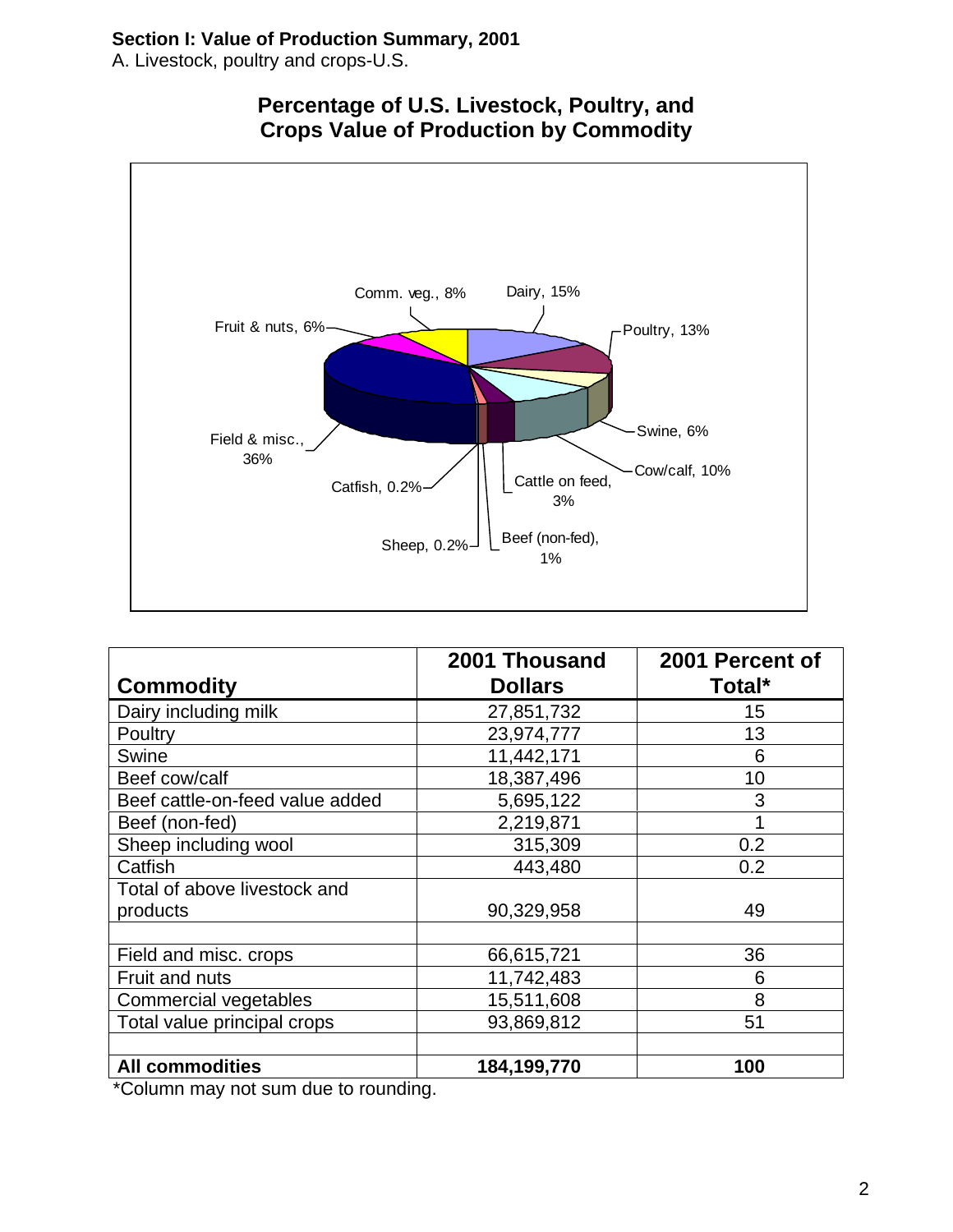**Section I: Value of Production Summary, 2001**

A. Livestock, poultry and crops-U.S.

**Percentage of U.S. Livestock, Poultry, and Crops Value of Production by Commodity**

| Commodity | 2001 Thousand Dollars | 2001 Percent of Total* |
|---|---|---|
| Dairy including milk | 27,851,732 | 15 |
| Poultry | 23,974,777 | 13 |
| Swine | 11,442,171 | 6 |
| Beef cow/calf | 18,387,496 | 10 |
| Beef cattle-on-feed value added | 5,695,122 | 3 |
| Beef (non-fed) | 2,219,871 | 1 |
| Sheep including wool | 315,309 | 0.2 |
| Catfish | 443,480 | 0.2 |
| Total of above livestock and products | 90,329,958 | 49 |
| | | |
| Field and misc. crops | 66,615,721 | 36 |
| Fruit and nuts | 11,742,483 | 6 |
| Commercial vegetables | 15,511,608 | 8 |
| Total value principal crops | 93,869,812 | 51 |
| | | |
| **All commodities** | **184,199,770** | **100** |

*Column may not sum due to rounding.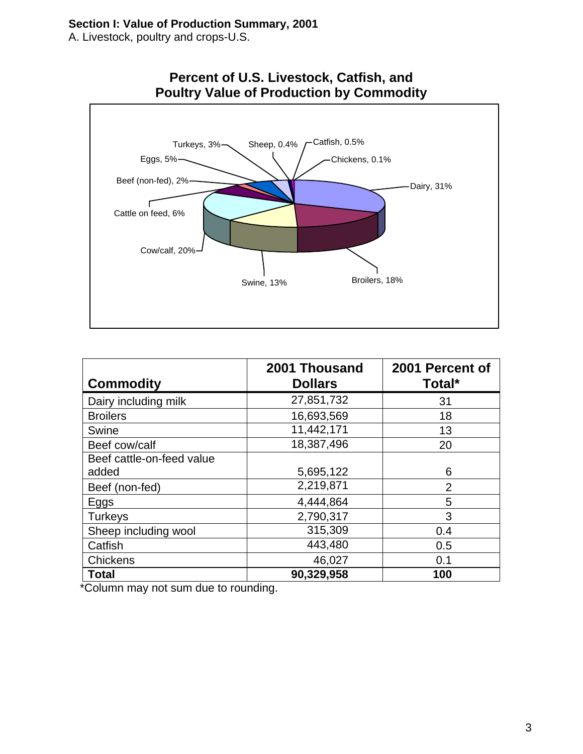**Section I: Value of Production Summary, 2001**

A. Livestock, poultry and crops-U.S.

**Percent of U.S. Livestock, Catfish, and Poultry Value of Production by Commodity**

Turkeys, 3% | Sheep, 0.4% | Catfish, 0.5% | Chickens, 0.1% | Eggs, 5% | Beef (non-fed), 2% | Dairy, 31% | Cattle on feed, 6% | Cow/calf, 20% | Swine, 13% | Broilers, 18%

| Commodity | 2001 Thousand Dollars | 2001 Percent of Total* |
|---|---|---|
| Dairy including milk | 27,851,732 | 31 |
| Broilers | 16,693,569 | 18 |
| Swine | 11,442,171 | 13 |
| Beef cow/calf | 18,387,496 | 20 |
| Beef cattle-on-feed value added | 5,695,122 | 6 |
| Beef (non-fed) | 2,219,871 | 2 |
| Eggs | 4,444,864 | 5 |
| Turkeys | 2,790,317 | 3 |
| Sheep including wool | 315,309 | 0.4 |
| Catfish | 443,480 | 0.5 |
| Chickens | 46,027 | 0.1 |
| **Total** | **90,329,958** | **100** |

*Column may not sum due to rounding.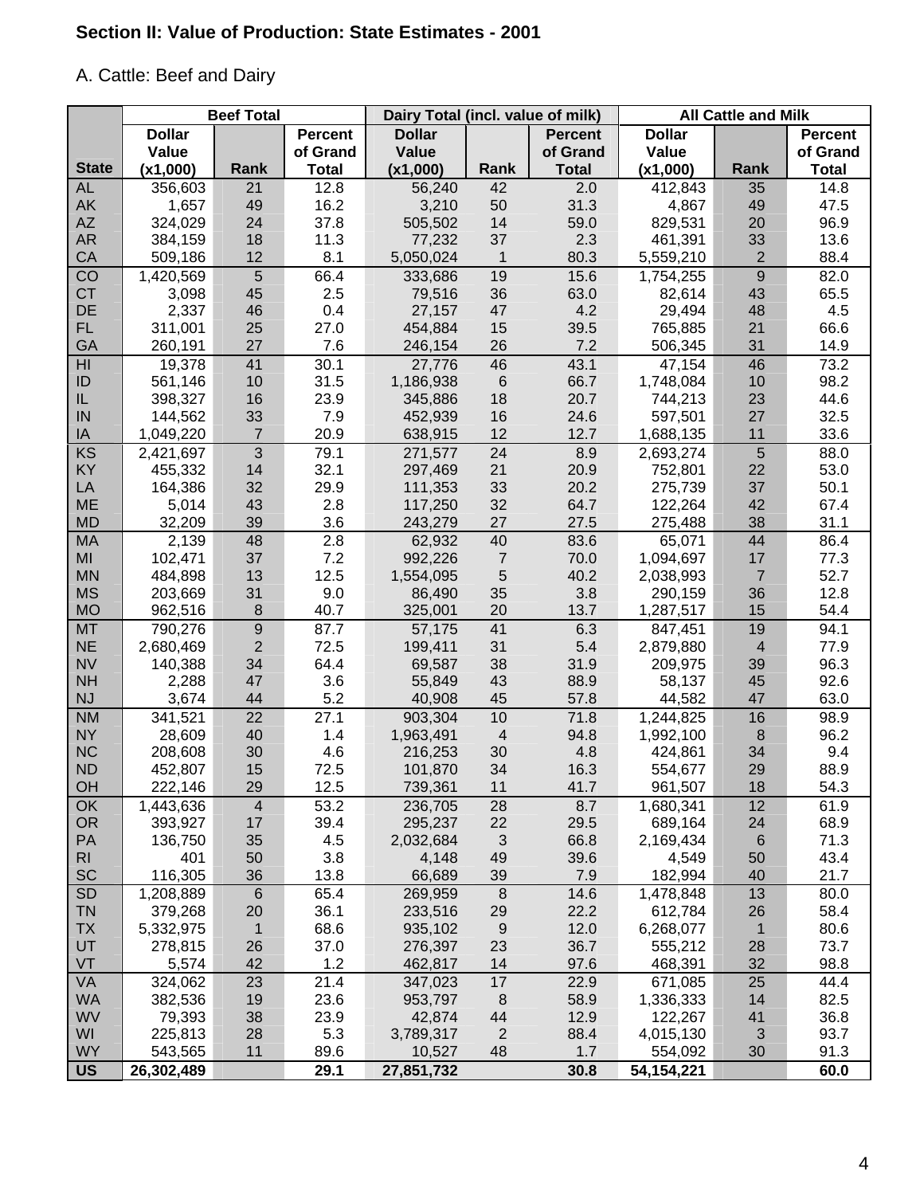## Section II: Value of Production: State Estimates - 2001

### A. Cattle: Beef and Dairy

| | Beef Total | | | Dairy Total (incl. value of milk) | | | All Cattle and Milk | | |
|---|---|---|---|---|---|---|---|---|---|
| State | Dollar Value (x1,000) | Rank | Percent of Grand Total | Dollar Value (x1,000) | Rank | Percent of Grand Total | Dollar Value (x1,000) | Rank | Percent of Grand Total |
| AL | 356,603 | 21 | 12.8 | 56,240 | 42 | 2.0 | 412,843 | 35 | 14.8 |
| AK | 1,657 | 49 | 16.2 | 3,210 | 50 | 31.3 | 4,867 | 49 | 47.5 |
| AZ | 324,029 | 24 | 37.8 | 505,502 | 14 | 59.0 | 829,531 | 20 | 96.9 |
| AR | 384,159 | 18 | 11.3 | 77,232 | 37 | 2.3 | 461,391 | 33 | 13.6 |
| CA | 509,186 | 12 | 8.1 | 5,050,024 | 1 | 80.3 | 5,559,210 | 2 | 88.4 |
| CO | 1,420,569 | 5 | 66.4 | 333,686 | 19 | 15.6 | 1,754,255 | 9 | 82.0 |
| CT | 3,098 | 45 | 2.5 | 79,516 | 36 | 63.0 | 82,614 | 43 | 65.5 |
| DE | 2,337 | 46 | 0.4 | 27,157 | 47 | 4.2 | 29,494 | 48 | 4.5 |
| FL | 311,001 | 25 | 27.0 | 454,884 | 15 | 39.5 | 765,885 | 21 | 66.6 |
| GA | 260,191 | 27 | 7.6 | 246,154 | 26 | 7.2 | 506,345 | 31 | 14.9 |
| HI | 19,378 | 41 | 30.1 | 27,776 | 46 | 43.1 | 47,154 | 46 | 73.2 |
| ID | 561,146 | 10 | 31.5 | 1,186,938 | 6 | 66.7 | 1,748,084 | 10 | 98.2 |
| IL | 398,327 | 16 | 23.9 | 345,886 | 18 | 20.7 | 744,213 | 23 | 44.6 |
| IN | 144,562 | 33 | 7.9 | 452,939 | 16 | 24.6 | 597,501 | 27 | 32.5 |
| IA | 1,049,220 | 7 | 20.9 | 638,915 | 12 | 12.7 | 1,688,135 | 11 | 33.6 |
| KS | 2,421,697 | 3 | 79.1 | 271,577 | 24 | 8.9 | 2,693,274 | 5 | 88.0 |
| KY | 455,332 | 14 | 32.1 | 297,469 | 21 | 20.9 | 752,801 | 22 | 53.0 |
| LA | 164,386 | 32 | 29.9 | 111,353 | 33 | 20.2 | 275,739 | 37 | 50.1 |
| ME | 5,014 | 43 | 2.8 | 117,250 | 32 | 64.7 | 122,264 | 42 | 67.4 |
| MD | 32,209 | 39 | 3.6 | 243,279 | 27 | 27.5 | 275,488 | 38 | 31.1 |
| MA | 2,139 | 48 | 2.8 | 62,932 | 40 | 83.6 | 65,071 | 44 | 86.4 |
| MI | 102,471 | 37 | 7.2 | 992,226 | 7 | 70.0 | 1,094,697 | 17 | 77.3 |
| MN | 484,898 | 13 | 12.5 | 1,554,095 | 5 | 40.2 | 2,038,993 | 7 | 52.7 |
| MS | 203,669 | 31 | 9.0 | 86,490 | 35 | 3.8 | 290,159 | 36 | 12.8 |
| MO | 962,516 | 8 | 40.7 | 325,001 | 20 | 13.7 | 1,287,517 | 15 | 54.4 |
| MT | 790,276 | 9 | 87.7 | 57,175 | 41 | 6.3 | 847,451 | 19 | 94.1 |
| NE | 2,680,469 | 2 | 72.5 | 199,411 | 31 | 5.4 | 2,879,880 | 4 | 77.9 |
| NV | 140,388 | 34 | 64.4 | 69,587 | 38 | 31.9 | 209,975 | 39 | 96.3 |
| NH | 2,288 | 47 | 3.6 | 55,849 | 43 | 88.9 | 58,137 | 45 | 92.6 |
| NJ | 3,674 | 44 | 5.2 | 40,908 | 45 | 57.8 | 44,582 | 47 | 63.0 |
| NM | 341,521 | 22 | 27.1 | 903,304 | 10 | 71.8 | 1,244,825 | 16 | 98.9 |
| NY | 28,609 | 40 | 1.4 | 1,963,491 | 4 | 94.8 | 1,992,100 | 8 | 96.2 |
| NC | 208,608 | 30 | 4.6 | 216,253 | 30 | 4.8 | 424,861 | 34 | 9.4 |
| ND | 452,807 | 15 | 72.5 | 101,870 | 34 | 16.3 | 554,677 | 29 | 88.9 |
| OH | 222,146 | 29 | 12.5 | 739,361 | 11 | 41.7 | 961,507 | 18 | 54.3 |
| OK | 1,443,636 | 4 | 53.2 | 236,705 | 28 | 8.7 | 1,680,341 | 12 | 61.9 |
| OR | 393,927 | 17 | 39.4 | 295,237 | 22 | 29.5 | 689,164 | 24 | 68.9 |
| PA | 136,750 | 35 | 4.5 | 2,032,684 | 3 | 66.8 | 2,169,434 | 6 | 71.3 |
| RI | 401 | 50 | 3.8 | 4,148 | 49 | 39.6 | 4,549 | 50 | 43.4 |
| SC | 116,305 | 36 | 13.8 | 66,689 | 39 | 7.9 | 182,994 | 40 | 21.7 |
| SD | 1,208,889 | 6 | 65.4 | 269,959 | 8 | 14.6 | 1,478,848 | 13 | 80.0 |
| TN | 379,268 | 20 | 36.1 | 233,516 | 29 | 22.2 | 612,784 | 26 | 58.4 |
| TX | 5,332,975 | 1 | 68.6 | 935,102 | 9 | 12.0 | 6,268,077 | 1 | 80.6 |
| UT | 278,815 | 26 | 37.0 | 276,397 | 23 | 36.7 | 555,212 | 28 | 73.7 |
| VT | 5,574 | 42 | 1.2 | 462,817 | 14 | 97.6 | 468,391 | 32 | 98.8 |
| VA | 324,062 | 23 | 21.4 | 347,023 | 17 | 22.9 | 671,085 | 25 | 44.4 |
| WA | 382,536 | 19 | 23.6 | 953,797 | 8 | 58.9 | 1,336,333 | 14 | 82.5 |
| WV | 79,393 | 38 | 23.9 | 42,874 | 44 | 12.9 | 122,267 | 41 | 36.8 |
| WI | 225,813 | 28 | 5.3 | 3,789,317 | 2 | 88.4 | 4,015,130 | 3 | 93.7 |
| WY | 543,565 | 11 | 89.6 | 10,527 | 48 | 1.7 | 554,092 | 30 | 91.3 |
| **US** | **26,302,489** | | **29.1** | **27,851,732** | | **30.8** | **54,154,221** | | **60.0** |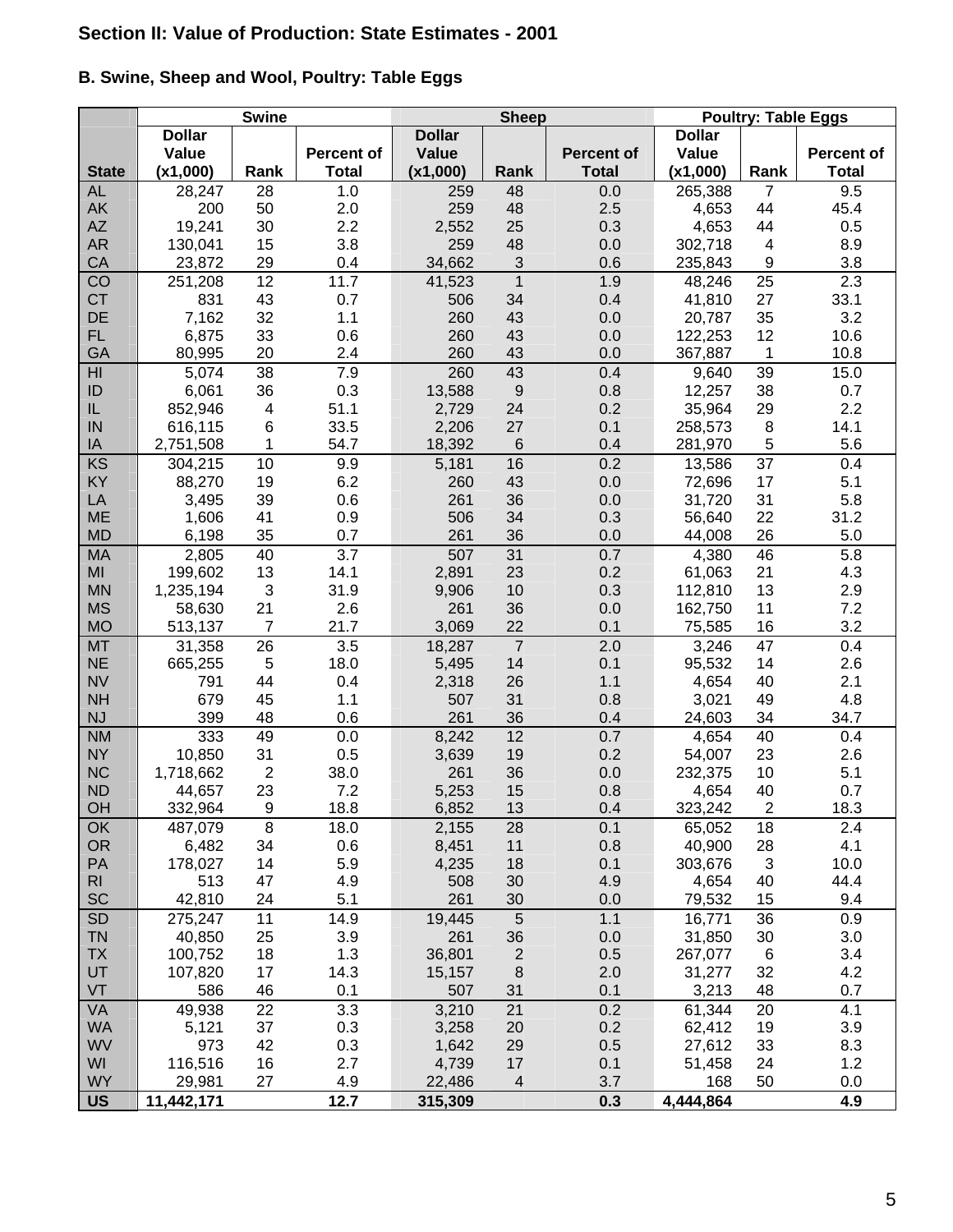## Section II: Value of Production: State Estimates - 2001

### B. Swine, Sheep and Wool, Poultry: Table Eggs

| | Swine | | | Sheep | | | Poultry: Table Eggs | | |
|---|---|---|---|---|---|---|---|---|---|
| State | Dollar Value (x1,000) | Rank | Percent of Total | Dollar Value (x1,000) | Rank | Percent of Total | Dollar Value (x1,000) | Rank | Percent of Total |
| AL | 28,247 | 28 | 1.0 | 259 | 48 | 0.0 | 265,388 | 7 | 9.5 |
| AK | 200 | 50 | 2.0 | 259 | 48 | 2.5 | 4,653 | 44 | 45.4 |
| AZ | 19,241 | 30 | 2.2 | 2,552 | 25 | 0.3 | 4,653 | 44 | 0.5 |
| AR | 130,041 | 15 | 3.8 | 259 | 48 | 0.0 | 302,718 | 4 | 8.9 |
| CA | 23,872 | 29 | 0.4 | 34,662 | 3 | 0.6 | 235,843 | 9 | 3.8 |
| CO | 251,208 | 12 | 11.7 | 41,523 | 1 | 1.9 | 48,246 | 25 | 2.3 |
| CT | 831 | 43 | 0.7 | 506 | 34 | 0.4 | 41,810 | 27 | 33.1 |
| DE | 7,162 | 32 | 1.1 | 260 | 43 | 0.0 | 20,787 | 35 | 3.2 |
| FL | 6,875 | 33 | 0.6 | 260 | 43 | 0.0 | 122,253 | 12 | 10.6 |
| GA | 80,995 | 20 | 2.4 | 260 | 43 | 0.0 | 367,887 | 1 | 10.8 |
| HI | 5,074 | 38 | 7.9 | 260 | 43 | 0.4 | 9,640 | 39 | 15.0 |
| ID | 6,061 | 36 | 0.3 | 13,588 | 9 | 0.8 | 12,257 | 38 | 0.7 |
| IL | 852,946 | 4 | 51.1 | 2,729 | 24 | 0.2 | 35,964 | 29 | 2.2 |
| IN | 616,115 | 6 | 33.5 | 2,206 | 27 | 0.1 | 258,573 | 8 | 14.1 |
| IA | 2,751,508 | 1 | 54.7 | 18,392 | 6 | 0.4 | 281,970 | 5 | 5.6 |
| KS | 304,215 | 10 | 9.9 | 5,181 | 16 | 0.2 | 13,586 | 37 | 0.4 |
| KY | 88,270 | 19 | 6.2 | 260 | 43 | 0.0 | 72,696 | 17 | 5.1 |
| LA | 3,495 | 39 | 0.6 | 261 | 36 | 0.0 | 31,720 | 31 | 5.8 |
| ME | 1,606 | 41 | 0.9 | 506 | 34 | 0.3 | 56,640 | 22 | 31.2 |
| MD | 6,198 | 35 | 0.7 | 261 | 36 | 0.0 | 44,008 | 26 | 5.0 |
| MA | 2,805 | 40 | 3.7 | 507 | 31 | 0.7 | 4,380 | 46 | 5.8 |
| MI | 199,602 | 13 | 14.1 | 2,891 | 23 | 0.2 | 61,063 | 21 | 4.3 |
| MN | 1,235,194 | 3 | 31.9 | 9,906 | 10 | 0.3 | 112,810 | 13 | 2.9 |
| MS | 58,630 | 21 | 2.6 | 261 | 36 | 0.0 | 162,750 | 11 | 7.2 |
| MO | 513,137 | 7 | 21.7 | 3,069 | 22 | 0.1 | 75,585 | 16 | 3.2 |
| MT | 31,358 | 26 | 3.5 | 18,287 | 7 | 2.0 | 3,246 | 47 | 0.4 |
| NE | 665,255 | 5 | 18.0 | 5,495 | 14 | 0.1 | 95,532 | 14 | 2.6 |
| NV | 791 | 44 | 0.4 | 2,318 | 26 | 1.1 | 4,654 | 40 | 2.1 |
| NH | 679 | 45 | 1.1 | 507 | 31 | 0.8 | 3,021 | 49 | 4.8 |
| NJ | 399 | 48 | 0.6 | 261 | 36 | 0.4 | 24,603 | 34 | 34.7 |
| NM | 333 | 49 | 0.0 | 8,242 | 12 | 0.7 | 4,654 | 40 | 0.4 |
| NY | 10,850 | 31 | 0.5 | 3,639 | 19 | 0.2 | 54,007 | 23 | 2.6 |
| NC | 1,718,662 | 2 | 38.0 | 261 | 36 | 0.0 | 232,375 | 10 | 5.1 |
| ND | 44,657 | 23 | 7.2 | 5,253 | 15 | 0.8 | 4,654 | 40 | 0.7 |
| OH | 332,964 | 9 | 18.8 | 6,852 | 13 | 0.4 | 323,242 | 2 | 18.3 |
| OK | 487,079 | 8 | 18.0 | 2,155 | 28 | 0.1 | 65,052 | 18 | 2.4 |
| OR | 6,482 | 34 | 0.6 | 8,451 | 11 | 0.8 | 40,900 | 28 | 4.1 |
| PA | 178,027 | 14 | 5.9 | 4,235 | 18 | 0.1 | 303,676 | 3 | 10.0 |
| RI | 513 | 47 | 4.9 | 508 | 30 | 4.9 | 4,654 | 40 | 44.4 |
| SC | 42,810 | 24 | 5.1 | 261 | 30 | 0.0 | 79,532 | 15 | 9.4 |
| SD | 275,247 | 11 | 14.9 | 19,445 | 5 | 1.1 | 16,771 | 36 | 0.9 |
| TN | 40,850 | 25 | 3.9 | 261 | 36 | 0.0 | 31,850 | 30 | 3.0 |
| TX | 100,752 | 18 | 1.3 | 36,801 | 2 | 0.5 | 267,077 | 6 | 3.4 |
| UT | 107,820 | 17 | 14.3 | 15,157 | 8 | 2.0 | 31,277 | 32 | 4.2 |
| VT | 586 | 46 | 0.1 | 507 | 31 | 0.1 | 3,213 | 48 | 0.7 |
| VA | 49,938 | 22 | 3.3 | 3,210 | 21 | 0.2 | 61,344 | 20 | 4.1 |
| WA | 5,121 | 37 | 0.3 | 3,258 | 20 | 0.2 | 62,412 | 19 | 3.9 |
| WV | 973 | 42 | 0.3 | 1,642 | 29 | 0.5 | 27,612 | 33 | 8.3 |
| WI | 116,516 | 16 | 2.7 | 4,739 | 17 | 0.1 | 51,458 | 24 | 1.2 |
| WY | 29,981 | 27 | 4.9 | 22,486 | 4 | 3.7 | 168 | 50 | 0.0 |
| **US** | **11,442,171** | | **12.7** | **315,309** | | **0.3** | **4,444,864** | | **4.9** |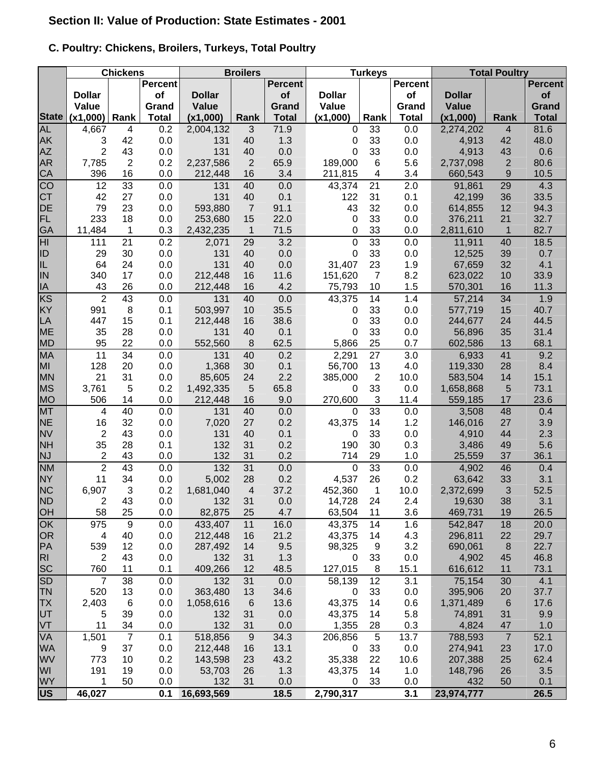## Section II: Value of Production: State Estimates - 2001

### C. Poultry: Chickens, Broilers, Turkeys, Total Poultry

| | Chickens | | | Broilers | | | Turkeys | | | Total Poultry | | |
|---|---|---|---|---|---|---|---|---|---|---|---|---|
| State | Dollar Value (x1,000) | Rank | Percent of Grand Total | Dollar Value (x1,000) | Rank | Percent of Grand Total | Dollar Value (x1,000) | Rank | Percent of Grand Total | Dollar Value (x1,000) | Rank | Percent of Grand Total |
| AL | 4,667 | 4 | 0.2 | 2,004,132 | 3 | 71.9 | 0 | 33 | 0.0 | 2,274,202 | 4 | 81.6 |
| AK | 3 | 42 | 0.0 | 131 | 40 | 1.3 | 0 | 33 | 0.0 | 4,913 | 42 | 48.0 |
| AZ | 2 | 43 | 0.0 | 131 | 40 | 0.0 | 0 | 33 | 0.0 | 4,913 | 43 | 0.6 |
| AR | 7,785 | 2 | 0.2 | 2,237,586 | 2 | 65.9 | 189,000 | 6 | 5.6 | 2,737,098 | 2 | 80.6 |
| CA | 396 | 16 | 0.0 | 212,448 | 16 | 3.4 | 211,815 | 4 | 3.4 | 660,543 | 9 | 10.5 |
| CO | 12 | 33 | 0.0 | 131 | 40 | 0.0 | 43,374 | 21 | 2.0 | 91,861 | 29 | 4.3 |
| CT | 42 | 27 | 0.0 | 131 | 40 | 0.1 | 122 | 31 | 0.1 | 42,199 | 36 | 33.5 |
| DE | 79 | 23 | 0.0 | 593,880 | 7 | 91.1 | 43 | 32 | 0.0 | 614,855 | 12 | 94.3 |
| FL | 233 | 18 | 0.0 | 253,680 | 15 | 22.0 | 0 | 33 | 0.0 | 376,211 | 21 | 32.7 |
| GA | 11,484 | 1 | 0.3 | 2,432,235 | 1 | 71.5 | 0 | 33 | 0.0 | 2,811,610 | 1 | 82.7 |
| HI | 111 | 21 | 0.2 | 2,071 | 29 | 3.2 | 0 | 33 | 0.0 | 11,911 | 40 | 18.5 |
| ID | 29 | 30 | 0.0 | 131 | 40 | 0.0 | 0 | 33 | 0.0 | 12,525 | 39 | 0.7 |
| IL | 64 | 24 | 0.0 | 131 | 40 | 0.0 | 31,407 | 23 | 1.9 | 67,659 | 32 | 4.1 |
| IN | 340 | 17 | 0.0 | 212,448 | 16 | 11.6 | 151,620 | 7 | 8.2 | 623,022 | 10 | 33.9 |
| IA | 43 | 26 | 0.0 | 212,448 | 16 | 4.2 | 75,793 | 10 | 1.5 | 570,301 | 16 | 11.3 |
| KS | 2 | 43 | 0.0 | 131 | 40 | 0.0 | 43,375 | 14 | 1.4 | 57,214 | 34 | 1.9 |
| KY | 991 | 8 | 0.1 | 503,997 | 10 | 35.5 | 0 | 33 | 0.0 | 577,719 | 15 | 40.7 |
| LA | 447 | 15 | 0.1 | 212,448 | 16 | 38.6 | 0 | 33 | 0.0 | 244,677 | 24 | 44.5 |
| ME | 35 | 28 | 0.0 | 131 | 40 | 0.1 | 0 | 33 | 0.0 | 56,896 | 35 | 31.4 |
| MD | 95 | 22 | 0.0 | 552,560 | 8 | 62.5 | 5,866 | 25 | 0.7 | 602,586 | 13 | 68.1 |
| MA | 11 | 34 | 0.0 | 131 | 40 | 0.2 | 2,291 | 27 | 3.0 | 6,933 | 41 | 9.2 |
| MI | 128 | 20 | 0.0 | 1,368 | 30 | 0.1 | 56,700 | 13 | 4.0 | 119,330 | 28 | 8.4 |
| MN | 21 | 31 | 0.0 | 85,605 | 24 | 2.2 | 385,000 | 2 | 10.0 | 583,504 | 14 | 15.1 |
| MS | 3,761 | 5 | 0.2 | 1,492,335 | 5 | 65.8 | 0 | 33 | 0.0 | 1,658,868 | 5 | 73.1 |
| MO | 506 | 14 | 0.0 | 212,448 | 16 | 9.0 | 270,600 | 3 | 11.4 | 559,185 | 17 | 23.6 |
| MT | 4 | 40 | 0.0 | 131 | 40 | 0.0 | 0 | 33 | 0.0 | 3,508 | 48 | 0.4 |
| NE | 16 | 32 | 0.0 | 7,020 | 27 | 0.2 | 43,375 | 14 | 1.2 | 146,016 | 27 | 3.9 |
| NV | 2 | 43 | 0.0 | 131 | 40 | 0.1 | 0 | 33 | 0.0 | 4,910 | 44 | 2.3 |
| NH | 35 | 28 | 0.1 | 132 | 31 | 0.2 | 190 | 30 | 0.3 | 3,486 | 49 | 5.6 |
| NJ | 2 | 43 | 0.0 | 132 | 31 | 0.2 | 714 | 29 | 1.0 | 25,559 | 37 | 36.1 |
| NM | 2 | 43 | 0.0 | 132 | 31 | 0.0 | 0 | 33 | 0.0 | 4,902 | 46 | 0.4 |
| NY | 11 | 34 | 0.0 | 5,002 | 28 | 0.2 | 4,537 | 26 | 0.2 | 63,642 | 33 | 3.1 |
| NC | 6,907 | 3 | 0.2 | 1,681,040 | 4 | 37.2 | 452,360 | 1 | 10.0 | 2,372,699 | 3 | 52.5 |
| ND | 2 | 43 | 0.0 | 132 | 31 | 0.0 | 14,728 | 24 | 2.4 | 19,630 | 38 | 3.1 |
| OH | 58 | 25 | 0.0 | 82,875 | 25 | 4.7 | 63,504 | 11 | 3.6 | 469,731 | 19 | 26.5 |
| OK | 975 | 9 | 0.0 | 433,407 | 11 | 16.0 | 43,375 | 14 | 1.6 | 542,847 | 18 | 20.0 |
| OR | 4 | 40 | 0.0 | 212,448 | 16 | 21.2 | 43,375 | 14 | 4.3 | 296,811 | 22 | 29.7 |
| PA | 539 | 12 | 0.0 | 287,492 | 14 | 9.5 | 98,325 | 9 | 3.2 | 690,061 | 8 | 22.7 |
| RI | 2 | 43 | 0.0 | 132 | 31 | 1.3 | 0 | 33 | 0.0 | 4,902 | 45 | 46.8 |
| SC | 760 | 11 | 0.1 | 409,266 | 12 | 48.5 | 127,015 | 8 | 15.1 | 616,612 | 11 | 73.1 |
| SD | 7 | 38 | 0.0 | 132 | 31 | 0.0 | 58,139 | 12 | 3.1 | 75,154 | 30 | 4.1 |
| TN | 520 | 13 | 0.0 | 363,480 | 13 | 34.6 | 0 | 33 | 0.0 | 395,906 | 20 | 37.7 |
| TX | 2,403 | 6 | 0.0 | 1,058,616 | 6 | 13.6 | 43,375 | 14 | 0.6 | 1,371,489 | 6 | 17.6 |
| UT | 5 | 39 | 0.0 | 132 | 31 | 0.0 | 43,375 | 14 | 5.8 | 74,891 | 31 | 9.9 |
| VT | 11 | 34 | 0.0 | 132 | 31 | 0.0 | 1,355 | 28 | 0.3 | 4,824 | 47 | 1.0 |
| VA | 1,501 | 7 | 0.1 | 518,856 | 9 | 34.3 | 206,856 | 5 | 13.7 | 788,593 | 7 | 52.1 |
| WA | 9 | 37 | 0.0 | 212,448 | 16 | 13.1 | 0 | 33 | 0.0 | 274,941 | 23 | 17.0 |
| WV | 773 | 10 | 0.2 | 143,598 | 23 | 43.2 | 35,338 | 22 | 10.6 | 207,388 | 25 | 62.4 |
| WI | 191 | 19 | 0.0 | 53,703 | 26 | 1.3 | 43,375 | 14 | 1.0 | 148,796 | 26 | 3.5 |
| WY | 1 | 50 | 0.0 | 132 | 31 | 0.0 | 0 | 33 | 0.0 | 432 | 50 | 0.1 |
| **US** | **46,027** | | **0.1** | **16,693,569** | | **18.5** | **2,790,317** | | **3.1** | **23,974,777** | | **26.5** |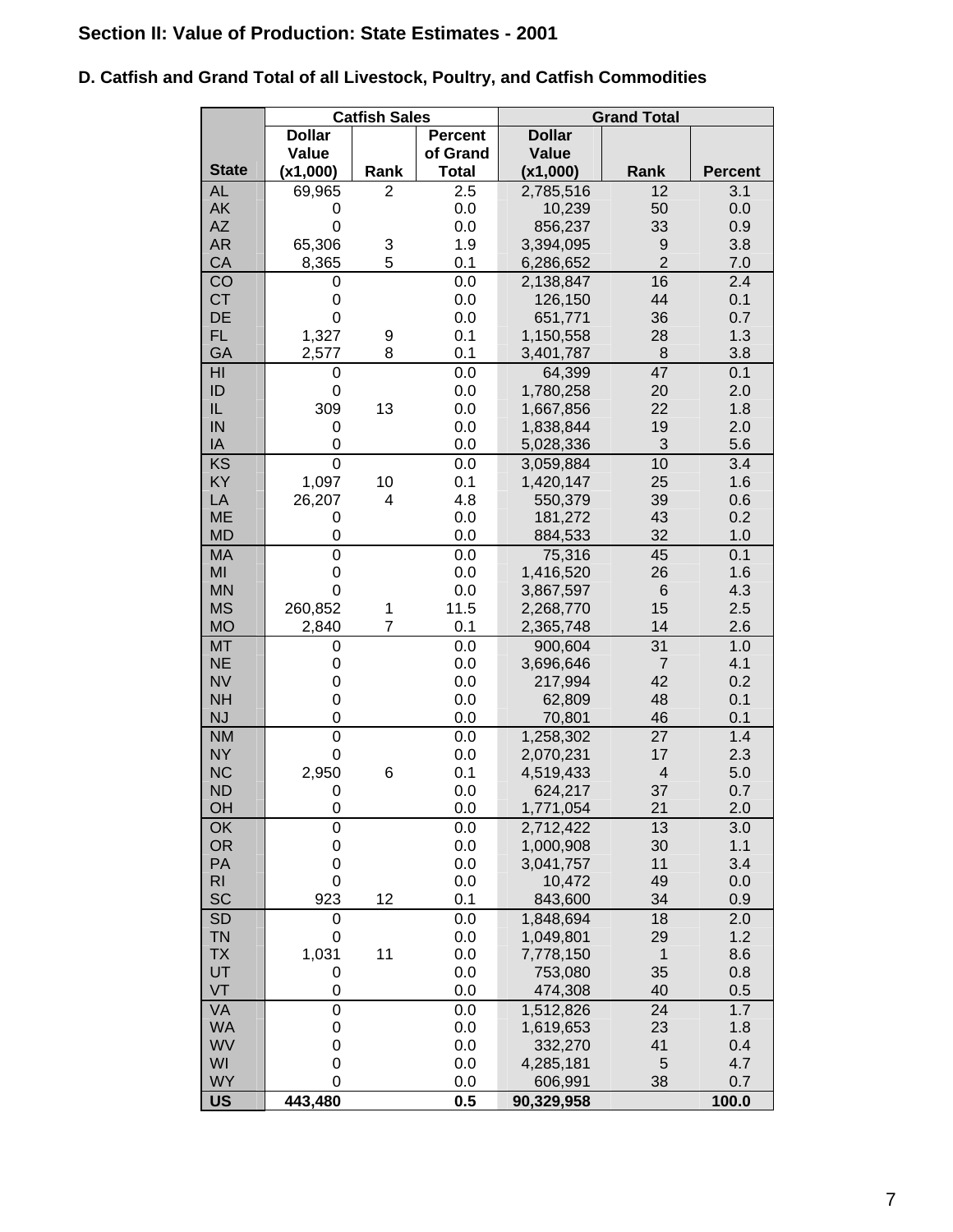## Section II: Value of Production: State Estimates - 2001

### D. Catfish and Grand Total of all Livestock, Poultry, and Catfish Commodities

| | Catfish Sales | | | Grand Total | | |
|---|---|---|---|---|---|---|
| State | Dollar Value (x1,000) | Rank | Percent of Grand Total | Dollar Value (x1,000) | Rank | Percent |
| AL | 69,965 | 2 | 2.5 | 2,785,516 | 12 | 3.1 |
| AK | 0 | | 0.0 | 10,239 | 50 | 0.0 |
| AZ | 0 | | 0.0 | 856,237 | 33 | 0.9 |
| AR | 65,306 | 3 | 1.9 | 3,394,095 | 9 | 3.8 |
| CA | 8,365 | 5 | 0.1 | 6,286,652 | 2 | 7.0 |
| CO | 0 | | 0.0 | 2,138,847 | 16 | 2.4 |
| CT | 0 | | 0.0 | 126,150 | 44 | 0.1 |
| DE | 0 | | 0.0 | 651,771 | 36 | 0.7 |
| FL | 1,327 | 9 | 0.1 | 1,150,558 | 28 | 1.3 |
| GA | 2,577 | 8 | 0.1 | 3,401,787 | 8 | 3.8 |
| HI | 0 | | 0.0 | 64,399 | 47 | 0.1 |
| ID | 0 | | 0.0 | 1,780,258 | 20 | 2.0 |
| IL | 309 | 13 | 0.0 | 1,667,856 | 22 | 1.8 |
| IN | 0 | | 0.0 | 1,838,844 | 19 | 2.0 |
| IA | 0 | | 0.0 | 5,028,336 | 3 | 5.6 |
| KS | 0 | | 0.0 | 3,059,884 | 10 | 3.4 |
| KY | 1,097 | 10 | 0.1 | 1,420,147 | 25 | 1.6 |
| LA | 26,207 | 4 | 4.8 | 550,379 | 39 | 0.6 |
| ME | 0 | | 0.0 | 181,272 | 43 | 0.2 |
| MD | 0 | | 0.0 | 884,533 | 32 | 1.0 |
| MA | 0 | | 0.0 | 75,316 | 45 | 0.1 |
| MI | 0 | | 0.0 | 1,416,520 | 26 | 1.6 |
| MN | 0 | | 0.0 | 3,867,597 | 6 | 4.3 |
| MS | 260,852 | 1 | 11.5 | 2,268,770 | 15 | 2.5 |
| MO | 2,840 | 7 | 0.1 | 2,365,748 | 14 | 2.6 |
| MT | 0 | | 0.0 | 900,604 | 31 | 1.0 |
| NE | 0 | | 0.0 | 3,696,646 | 7 | 4.1 |
| NV | 0 | | 0.0 | 217,994 | 42 | 0.2 |
| NH | 0 | | 0.0 | 62,809 | 48 | 0.1 |
| NJ | 0 | | 0.0 | 70,801 | 46 | 0.1 |
| NM | 0 | | 0.0 | 1,258,302 | 27 | 1.4 |
| NY | 0 | | 0.0 | 2,070,231 | 17 | 2.3 |
| NC | 2,950 | 6 | 0.1 | 4,519,433 | 4 | 5.0 |
| ND | 0 | | 0.0 | 624,217 | 37 | 0.7 |
| OH | 0 | | 0.0 | 1,771,054 | 21 | 2.0 |
| OK | 0 | | 0.0 | 2,712,422 | 13 | 3.0 |
| OR | 0 | | 0.0 | 1,000,908 | 30 | 1.1 |
| PA | 0 | | 0.0 | 3,041,757 | 11 | 3.4 |
| RI | 0 | | 0.0 | 10,472 | 49 | 0.0 |
| SC | 923 | 12 | 0.1 | 843,600 | 34 | 0.9 |
| SD | 0 | | 0.0 | 1,848,694 | 18 | 2.0 |
| TN | 0 | | 0.0 | 1,049,801 | 29 | 1.2 |
| TX | 1,031 | 11 | 0.0 | 7,778,150 | 1 | 8.6 |
| UT | 0 | | 0.0 | 753,080 | 35 | 0.8 |
| VT | 0 | | 0.0 | 474,308 | 40 | 0.5 |
| VA | 0 | | 0.0 | 1,512,826 | 24 | 1.7 |
| WA | 0 | | 0.0 | 1,619,653 | 23 | 1.8 |
| WV | 0 | | 0.0 | 332,270 | 41 | 0.4 |
| WI | 0 | | 0.0 | 4,285,181 | 5 | 4.7 |
| WY | 0 | | 0.0 | 606,991 | 38 | 0.7 |
| **US** | **443,480** | | **0.5** | **90,329,958** | | **100.0** |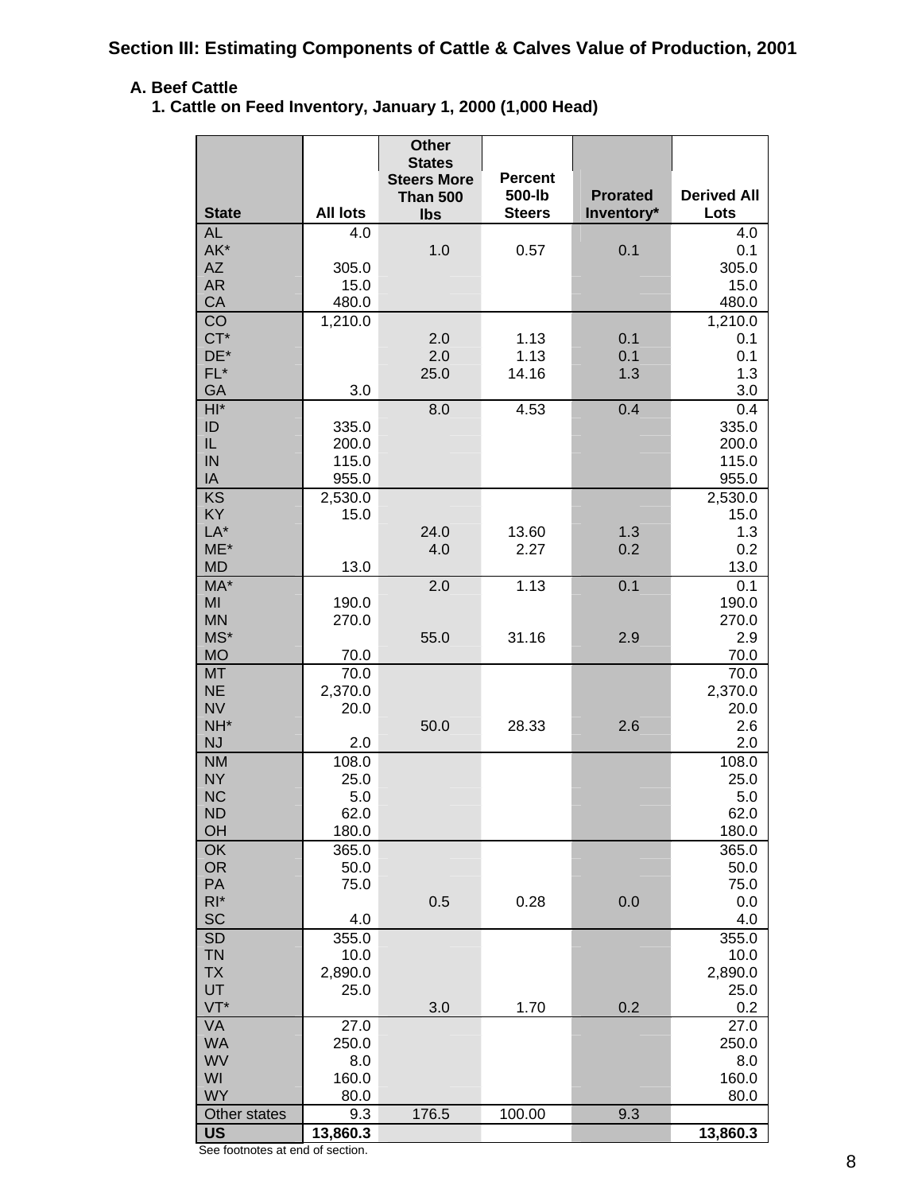# Section III: Estimating Components of Cattle & Calves Value of Production, 2001

## A. Beef Cattle

### 1. Cattle on Feed Inventory, January 1, 2000 (1,000 Head)

| State | All lots | Other States Steers More Than 500 lbs | Percent 500-lb Steers | Prorated Inventory* | Derived All Lots |
|---|---|---|---|---|---|
| AL | 4.0 | | | | 4.0 |
| AK* | | 1.0 | 0.57 | 0.1 | 0.1 |
| AZ | 305.0 | | | | 305.0 |
| AR | 15.0 | | | | 15.0 |
| CA | 480.0 | | | | 480.0 |
| CO | 1,210.0 | | | | 1,210.0 |
| CT* | | 2.0 | 1.13 | 0.1 | 0.1 |
| DE* | | 2.0 | 1.13 | 0.1 | 0.1 |
| FL* | | 25.0 | 14.16 | 1.3 | 1.3 |
| GA | 3.0 | | | | 3.0 |
| HI* | | 8.0 | 4.53 | 0.4 | 0.4 |
| ID | 335.0 | | | | 335.0 |
| IL | 200.0 | | | | 200.0 |
| IN | 115.0 | | | | 115.0 |
| IA | 955.0 | | | | 955.0 |
| KS | 2,530.0 | | | | 2,530.0 |
| KY | 15.0 | | | | 15.0 |
| LA* | | 24.0 | 13.60 | 1.3 | 1.3 |
| ME* | | 4.0 | 2.27 | 0.2 | 0.2 |
| MD | 13.0 | | | | 13.0 |
| MA* | | 2.0 | 1.13 | 0.1 | 0.1 |
| MI | 190.0 | | | | 190.0 |
| MN | 270.0 | | | | 270.0 |
| MS* | | 55.0 | 31.16 | 2.9 | 2.9 |
| MO | 70.0 | | | | 70.0 |
| MT | 70.0 | | | | 70.0 |
| NE | 2,370.0 | | | | 2,370.0 |
| NV | 20.0 | | | | 20.0 |
| NH* | | 50.0 | 28.33 | 2.6 | 2.6 |
| NJ | 2.0 | | | | 2.0 |
| NM | 108.0 | | | | 108.0 |
| NY | 25.0 | | | | 25.0 |
| NC | 5.0 | | | | 5.0 |
| ND | 62.0 | | | | 62.0 |
| OH | 180.0 | | | | 180.0 |
| OK | 365.0 | | | | 365.0 |
| OR | 50.0 | | | | 50.0 |
| PA | 75.0 | | | | 75.0 |
| RI* | | 0.5 | 0.28 | 0.0 | 0.0 |
| SC | 4.0 | | | | 4.0 |
| SD | 355.0 | | | | 355.0 |
| TN | 10.0 | | | | 10.0 |
| TX | 2,890.0 | | | | 2,890.0 |
| UT | 25.0 | | | | 25.0 |
| VT* | | 3.0 | 1.70 | 0.2 | 0.2 |
| VA | 27.0 | | | | 27.0 |
| WA | 250.0 | | | | 250.0 |
| WV | 8.0 | | | | 8.0 |
| WI | 160.0 | | | | 160.0 |
| WY | 80.0 | | | | 80.0 |
| Other states | 9.3 | 176.5 | 100.00 | 9.3 | |
| **US** | **13,860.3** | | | | **13,860.3** |

See footnotes at end of section.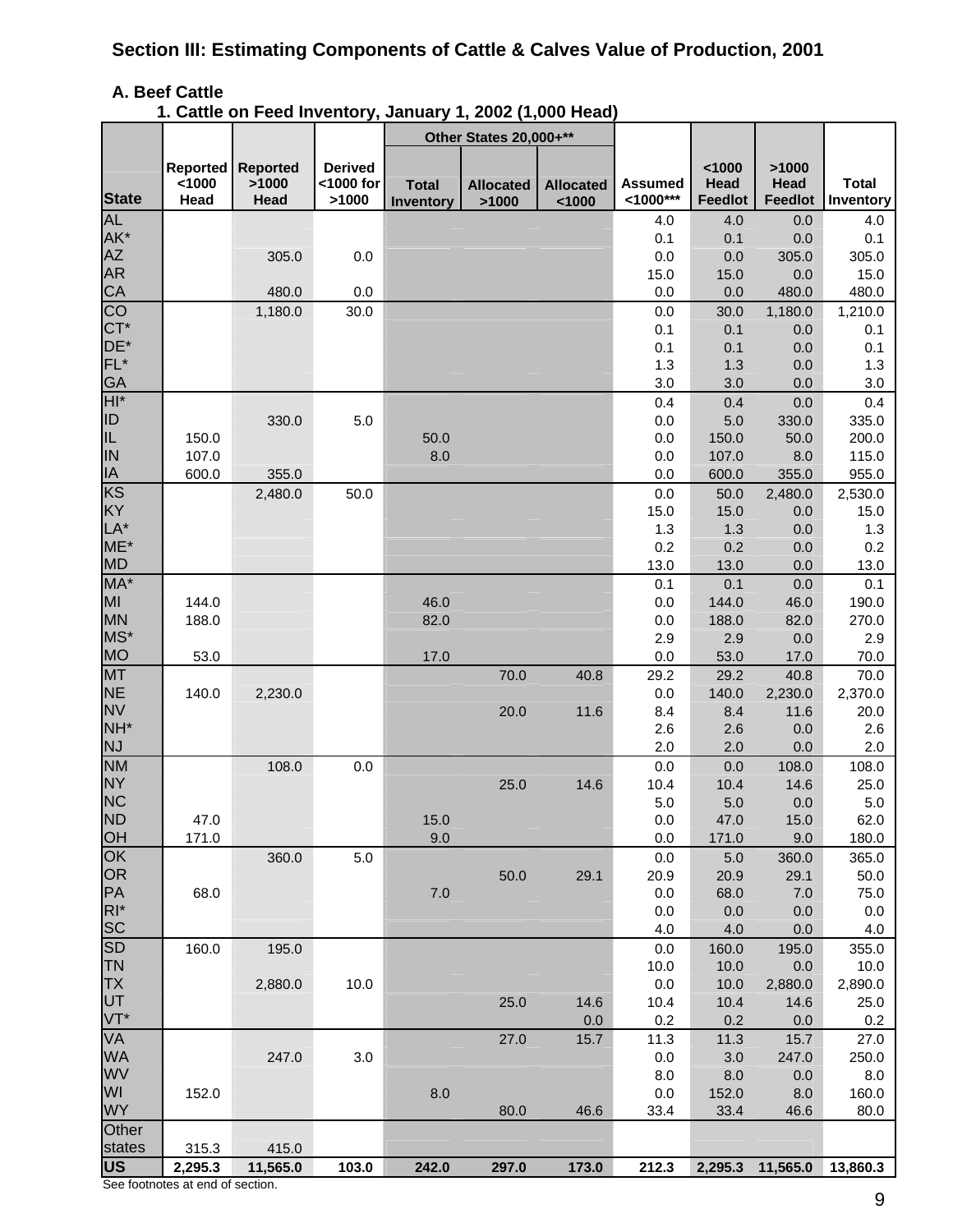## Section III: Estimating Components of Cattle & Calves Value of Production, 2001

### A. Beef Cattle

#### 1. Cattle on Feed Inventory, January 1, 2002 (1,000 Head)

| State | Reported <1000 Head | Reported >1000 Head | Derived <1000 for >1000 | Other States 20,000+** | | | Assumed <1000*** | <1000 Head Feedlot | >1000 Head Feedlot | Total Inventory |
|---|---|---|---|---|---|---|---|---|---|---|
| | | | | Total Inventory | Allocated >1000 | Allocated <1000 | | | | |
| AL | | | | | | | 4.0 | 4.0 | 0.0 | 4.0 |
| AK* | | | | | | | 0.1 | 0.1 | 0.0 | 0.1 |
| AZ | | 305.0 | 0.0 | | | | 0.0 | 0.0 | 305.0 | 305.0 |
| AR | | | | | | | 15.0 | 15.0 | 0.0 | 15.0 |
| CA | | 480.0 | 0.0 | | | | 0.0 | 0.0 | 480.0 | 480.0 |
| CO | | 1,180.0 | 30.0 | | | | 0.0 | 30.0 | 1,180.0 | 1,210.0 |
| CT* | | | | | | | 0.1 | 0.1 | 0.0 | 0.1 |
| DE* | | | | | | | 0.1 | 0.1 | 0.0 | 0.1 |
| FL* | | | | | | | 1.3 | 1.3 | 0.0 | 1.3 |
| GA | | | | | | | 3.0 | 3.0 | 0.0 | 3.0 |
| HI* | | | | | | | 0.4 | 0.4 | 0.0 | 0.4 |
| ID | | 330.0 | 5.0 | | | | 0.0 | 5.0 | 330.0 | 335.0 |
| IL | 150.0 | | | 50.0 | | | 0.0 | 150.0 | 50.0 | 200.0 |
| IN | 107.0 | | | 8.0 | | | 0.0 | 107.0 | 8.0 | 115.0 |
| IA | 600.0 | 355.0 | | | | | 0.0 | 600.0 | 355.0 | 955.0 |
| KS | | 2,480.0 | 50.0 | | | | 0.0 | 50.0 | 2,480.0 | 2,530.0 |
| KY | | | | | | | 15.0 | 15.0 | 0.0 | 15.0 |
| LA* | | | | | | | 1.3 | 1.3 | 0.0 | 1.3 |
| ME* | | | | | | | 0.2 | 0.2 | 0.0 | 0.2 |
| MD | | | | | | | 13.0 | 13.0 | 0.0 | 13.0 |
| MA* | | | | | | | 0.1 | 0.1 | 0.0 | 0.1 |
| MI | 144.0 | | | 46.0 | | | 0.0 | 144.0 | 46.0 | 190.0 |
| MN | 188.0 | | | 82.0 | | | 0.0 | 188.0 | 82.0 | 270.0 |
| MS* | | | | | | | 2.9 | 2.9 | 0.0 | 2.9 |
| MO | 53.0 | | | 17.0 | | | 0.0 | 53.0 | 17.0 | 70.0 |
| MT | | | | | 70.0 | 40.8 | 29.2 | 29.2 | 40.8 | 70.0 |
| NE | 140.0 | 2,230.0 | | | | | 0.0 | 140.0 | 2,230.0 | 2,370.0 |
| NV | | | | | 20.0 | 11.6 | 8.4 | 8.4 | 11.6 | 20.0 |
| NH* | | | | | | | 2.6 | 2.6 | 0.0 | 2.6 |
| NJ | | | | | | | 2.0 | 2.0 | 0.0 | 2.0 |
| NM | | 108.0 | 0.0 | | | | 0.0 | 0.0 | 108.0 | 108.0 |
| NY | | | | | 25.0 | 14.6 | 10.4 | 10.4 | 14.6 | 25.0 |
| NC | | | | | | | 5.0 | 5.0 | 0.0 | 5.0 |
| ND | 47.0 | | | 15.0 | | | 0.0 | 47.0 | 15.0 | 62.0 |
| OH | 171.0 | | | 9.0 | | | 0.0 | 171.0 | 9.0 | 180.0 |
| OK | | 360.0 | 5.0 | | | | 0.0 | 5.0 | 360.0 | 365.0 |
| OR | | | | | 50.0 | 29.1 | 20.9 | 20.9 | 29.1 | 50.0 |
| PA | 68.0 | | | 7.0 | | | 0.0 | 68.0 | 7.0 | 75.0 |
| RI* | | | | | | | 0.0 | 0.0 | 0.0 | 0.0 |
| SC | | | | | | | 4.0 | 4.0 | 0.0 | 4.0 |
| SD | 160.0 | 195.0 | | | | | 0.0 | 160.0 | 195.0 | 355.0 |
| TN | | | | | | | 10.0 | 10.0 | 0.0 | 10.0 |
| TX | | 2,880.0 | 10.0 | | | | 0.0 | 10.0 | 2,880.0 | 2,890.0 |
| UT | | | | | 25.0 | 14.6 | 10.4 | 10.4 | 14.6 | 25.0 |
| VT* | | | | | | 0.0 | 0.2 | 0.2 | 0.0 | 0.2 |
| VA | | | | | 27.0 | 15.7 | 11.3 | 11.3 | 15.7 | 27.0 |
| WA | | 247.0 | 3.0 | | | | 0.0 | 3.0 | 247.0 | 250.0 |
| WV | | | | | | | 8.0 | 8.0 | 0.0 | 8.0 |
| WI | 152.0 | | | 8.0 | | | 0.0 | 152.0 | 8.0 | 160.0 |
| WY | | | | | 80.0 | 46.6 | 33.4 | 33.4 | 46.6 | 80.0 |
| Other states | 315.3 | 415.0 | | | | | | | | |
| US | 2,295.3 | 11,565.0 | 103.0 | 242.0 | 297.0 | 173.0 | 212.3 | 2,295.3 | 11,565.0 | 13,860.3 |

See footnotes at end of section.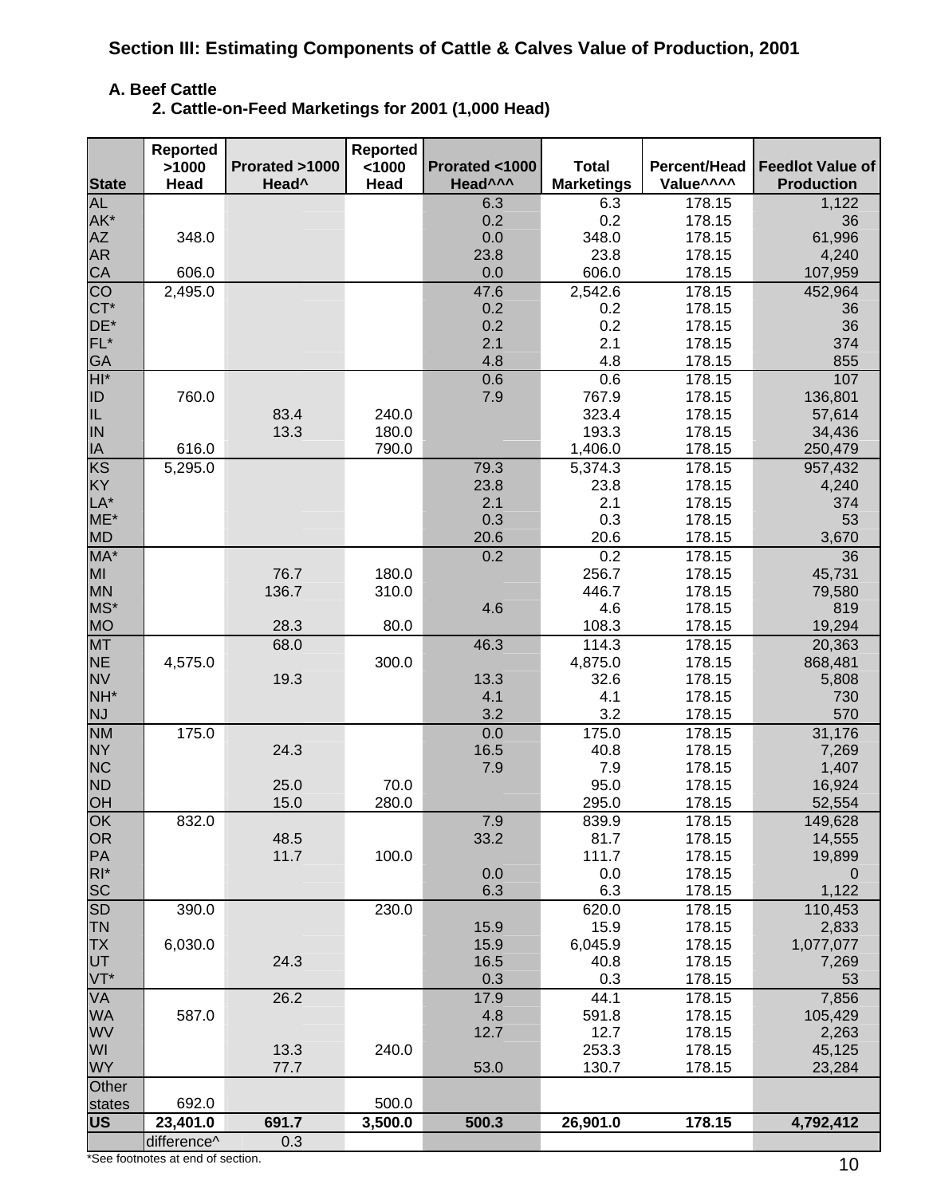## Section III: Estimating Components of Cattle & Calves Value of Production, 2001

### A. Beef Cattle

#### 2. Cattle-on-Feed Marketings for 2001 (1,000 Head)

| State | Reported >1000 Head | Prorated >1000 Head^ | Reported <1000 Head | Prorated <1000 Head^^^ | Total Marketings | Percent/Head Value^^^^ | Feedlot Value of Production |
|---|---|---|---|---|---|---|---|
| AL | | | | 6.3 | 6.3 | 178.15 | 1,122 |
| AK* | | | | 0.2 | 0.2 | 178.15 | 36 |
| AZ | 348.0 | | | 0.0 | 348.0 | 178.15 | 61,996 |
| AR | | | | 23.8 | 23.8 | 178.15 | 4,240 |
| CA | 606.0 | | | 0.0 | 606.0 | 178.15 | 107,959 |
| CO | 2,495.0 | | | 47.6 | 2,542.6 | 178.15 | 452,964 |
| CT* | | | | 0.2 | 0.2 | 178.15 | 36 |
| DE* | | | | 0.2 | 0.2 | 178.15 | 36 |
| FL* | | | | 2.1 | 2.1 | 178.15 | 374 |
| GA | | | | 4.8 | 4.8 | 178.15 | 855 |
| HI* | | | | 0.6 | 0.6 | 178.15 | 107 |
| ID | 760.0 | | | 7.9 | 767.9 | 178.15 | 136,801 |
| IL | | 83.4 | 240.0 | | 323.4 | 178.15 | 57,614 |
| IN | | 13.3 | 180.0 | | 193.3 | 178.15 | 34,436 |
| IA | 616.0 | | 790.0 | | 1,406.0 | 178.15 | 250,479 |
| KS | 5,295.0 | | | 79.3 | 5,374.3 | 178.15 | 957,432 |
| KY | | | | 23.8 | 23.8 | 178.15 | 4,240 |
| LA* | | | | 2.1 | 2.1 | 178.15 | 374 |
| ME* | | | | 0.3 | 0.3 | 178.15 | 53 |
| MD | | | | 20.6 | 20.6 | 178.15 | 3,670 |
| MA* | | | | 0.2 | 0.2 | 178.15 | 36 |
| MI | | 76.7 | 180.0 | | 256.7 | 178.15 | 45,731 |
| MN | | 136.7 | 310.0 | | 446.7 | 178.15 | 79,580 |
| MS* | | | | 4.6 | 4.6 | 178.15 | 819 |
| MO | | 28.3 | 80.0 | | 108.3 | 178.15 | 19,294 |
| MT | | 68.0 | | 46.3 | 114.3 | 178.15 | 20,363 |
| NE | 4,575.0 | | 300.0 | | 4,875.0 | 178.15 | 868,481 |
| NV | | 19.3 | | 13.3 | 32.6 | 178.15 | 5,808 |
| NH* | | | | 4.1 | 4.1 | 178.15 | 730 |
| NJ | | | | 3.2 | 3.2 | 178.15 | 570 |
| NM | 175.0 | | | 0.0 | 175.0 | 178.15 | 31,176 |
| NY | | 24.3 | | 16.5 | 40.8 | 178.15 | 7,269 |
| NC | | | | 7.9 | 7.9 | 178.15 | 1,407 |
| ND | | 25.0 | 70.0 | | 95.0 | 178.15 | 16,924 |
| OH | | 15.0 | 280.0 | | 295.0 | 178.15 | 52,554 |
| OK | 832.0 | | | 7.9 | 839.9 | 178.15 | 149,628 |
| OR | | 48.5 | | 33.2 | 81.7 | 178.15 | 14,555 |
| PA | | 11.7 | 100.0 | | 111.7 | 178.15 | 19,899 |
| RI* | | | | 0.0 | 0.0 | 178.15 | 0 |
| SC | | | | 6.3 | 6.3 | 178.15 | 1,122 |
| SD | 390.0 | | 230.0 | | 620.0 | 178.15 | 110,453 |
| TN | | | | 15.9 | 15.9 | 178.15 | 2,833 |
| TX | 6,030.0 | | | 15.9 | 6,045.9 | 178.15 | 1,077,077 |
| UT | | 24.3 | | 16.5 | 40.8 | 178.15 | 7,269 |
| VT* | | | | 0.3 | 0.3 | 178.15 | 53 |
| VA | | 26.2 | | 17.9 | 44.1 | 178.15 | 7,856 |
| WA | 587.0 | | | 4.8 | 591.8 | 178.15 | 105,429 |
| WV | | | | 12.7 | 12.7 | 178.15 | 2,263 |
| WI | | 13.3 | 240.0 | | 253.3 | 178.15 | 45,125 |
| WY | | 77.7 | | 53.0 | 130.7 | 178.15 | 23,284 |
| Other states | 692.0 | | 500.0 | | | | |
| **US** | **23,401.0** | **691.7** | **3,500.0** | **500.3** | **26,901.0** | **178.15** | **4,792,412** |
| | difference^ | 0.3 | | | | | |

*See footnotes at end of section.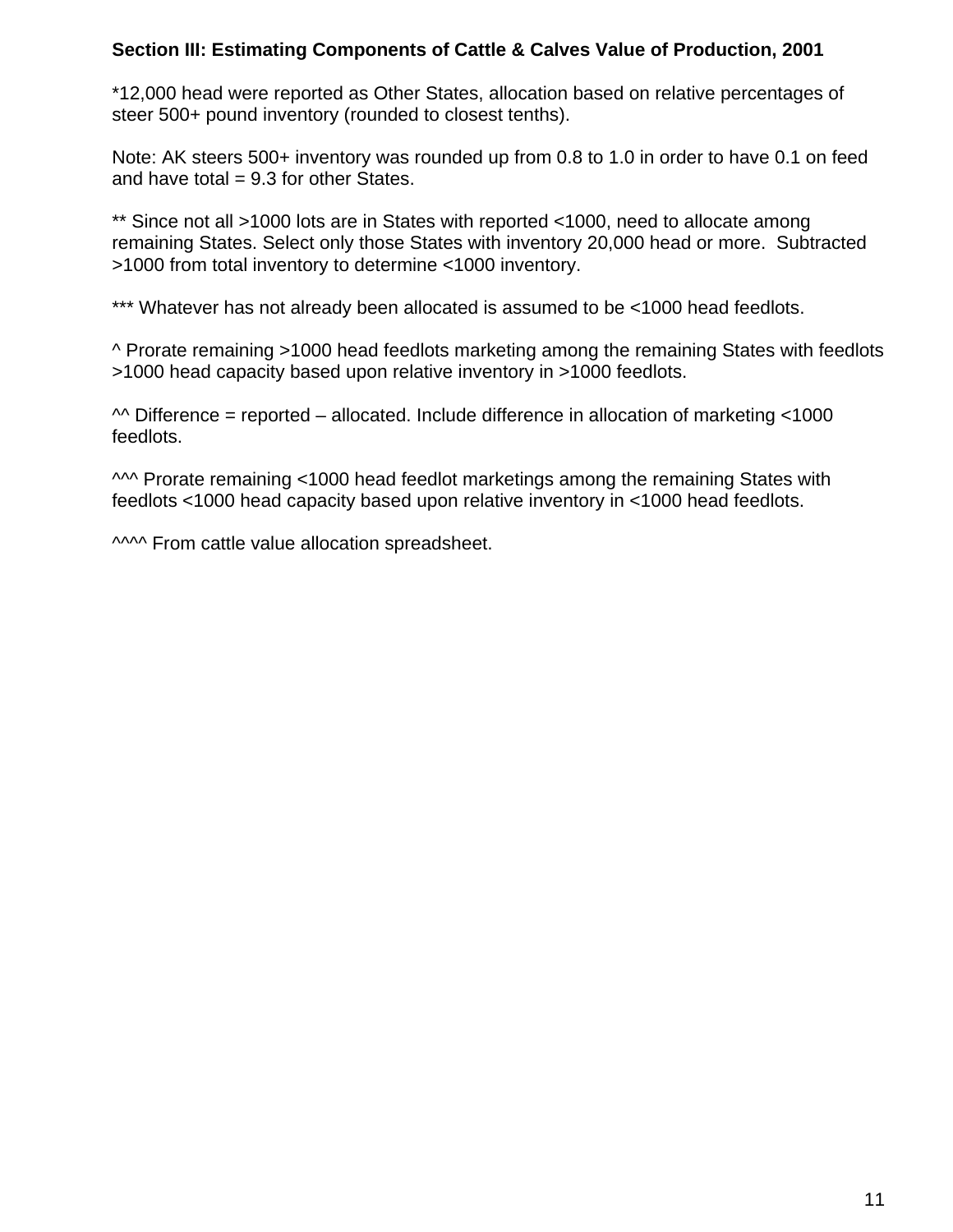**Section III: Estimating Components of Cattle & Calves Value of Production, 2001**

*12,000 head were reported as Other States, allocation based on relative percentages of steer 500+ pound inventory (rounded to closest tenths).

Note: AK steers 500+ inventory was rounded up from 0.8 to 1.0 in order to have 0.1 on feed and have total = 9.3 for other States.

** Since not all >1000 lots are in States with reported <1000, need to allocate among remaining States. Select only those States with inventory 20,000 head or more. Subtracted >1000 from total inventory to determine <1000 inventory.

*** Whatever has not already been allocated is assumed to be <1000 head feedlots.

^ Prorate remaining >1000 head feedlots marketing among the remaining States with feedlots >1000 head capacity based upon relative inventory in >1000 feedlots.

^^ Difference = reported – allocated. Include difference in allocation of marketing <1000 feedlots.

^^^ Prorate remaining <1000 head feedlot marketings among the remaining States with feedlots <1000 head capacity based upon relative inventory in <1000 head feedlots.

^^^^ From cattle value allocation spreadsheet.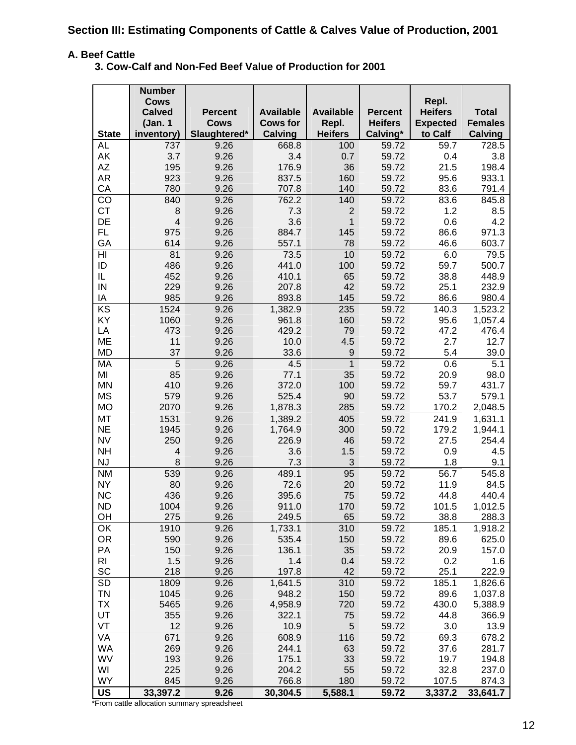## Section III: Estimating Components of Cattle & Calves Value of Production, 2001

### A. Beef Cattle

#### 3. Cow-Calf and Non-Fed Beef Value of Production for 2001

| State | Number Cows Calved (Jan. 1 inventory) | Percent Cows Slaughtered* | Available Cows for Calving | Available Repl. Heifers | Percent Heifers Calving* | Repl. Heifers Expected to Calf | Total Females Calving |
|---|---|---|---|---|---|---|---|
| AL | 737 | 9.26 | 668.8 | 100 | 59.72 | 59.7 | 728.5 |
| AK | 3.7 | 9.26 | 3.4 | 0.7 | 59.72 | 0.4 | 3.8 |
| AZ | 195 | 9.26 | 176.9 | 36 | 59.72 | 21.5 | 198.4 |
| AR | 923 | 9.26 | 837.5 | 160 | 59.72 | 95.6 | 933.1 |
| CA | 780 | 9.26 | 707.8 | 140 | 59.72 | 83.6 | 791.4 |
| CO | 840 | 9.26 | 762.2 | 140 | 59.72 | 83.6 | 845.8 |
| CT | 8 | 9.26 | 7.3 | 2 | 59.72 | 1.2 | 8.5 |
| DE | 4 | 9.26 | 3.6 | 1 | 59.72 | 0.6 | 4.2 |
| FL | 975 | 9.26 | 884.7 | 145 | 59.72 | 86.6 | 971.3 |
| GA | 614 | 9.26 | 557.1 | 78 | 59.72 | 46.6 | 603.7 |
| HI | 81 | 9.26 | 73.5 | 10 | 59.72 | 6.0 | 79.5 |
| ID | 486 | 9.26 | 441.0 | 100 | 59.72 | 59.7 | 500.7 |
| IL | 452 | 9.26 | 410.1 | 65 | 59.72 | 38.8 | 448.9 |
| IN | 229 | 9.26 | 207.8 | 42 | 59.72 | 25.1 | 232.9 |
| IA | 985 | 9.26 | 893.8 | 145 | 59.72 | 86.6 | 980.4 |
| KS | 1524 | 9.26 | 1,382.9 | 235 | 59.72 | 140.3 | 1,523.2 |
| KY | 1060 | 9.26 | 961.8 | 160 | 59.72 | 95.6 | 1,057.4 |
| LA | 473 | 9.26 | 429.2 | 79 | 59.72 | 47.2 | 476.4 |
| ME | 11 | 9.26 | 10.0 | 4.5 | 59.72 | 2.7 | 12.7 |
| MD | 37 | 9.26 | 33.6 | 9 | 59.72 | 5.4 | 39.0 |
| MA | 5 | 9.26 | 4.5 | 1 | 59.72 | 0.6 | 5.1 |
| MI | 85 | 9.26 | 77.1 | 35 | 59.72 | 20.9 | 98.0 |
| MN | 410 | 9.26 | 372.0 | 100 | 59.72 | 59.7 | 431.7 |
| MS | 579 | 9.26 | 525.4 | 90 | 59.72 | 53.7 | 579.1 |
| MO | 2070 | 9.26 | 1,878.3 | 285 | 59.72 | 170.2 | 2,048.5 |
| MT | 1531 | 9.26 | 1,389.2 | 405 | 59.72 | 241.9 | 1,631.1 |
| NE | 1945 | 9.26 | 1,764.9 | 300 | 59.72 | 179.2 | 1,944.1 |
| NV | 250 | 9.26 | 226.9 | 46 | 59.72 | 27.5 | 254.4 |
| NH | 4 | 9.26 | 3.6 | 1.5 | 59.72 | 0.9 | 4.5 |
| NJ | 8 | 9.26 | 7.3 | 3 | 59.72 | 1.8 | 9.1 |
| NM | 539 | 9.26 | 489.1 | 95 | 59.72 | 56.7 | 545.8 |
| NY | 80 | 9.26 | 72.6 | 20 | 59.72 | 11.9 | 84.5 |
| NC | 436 | 9.26 | 395.6 | 75 | 59.72 | 44.8 | 440.4 |
| ND | 1004 | 9.26 | 911.0 | 170 | 59.72 | 101.5 | 1,012.5 |
| OH | 275 | 9.26 | 249.5 | 65 | 59.72 | 38.8 | 288.3 |
| OK | 1910 | 9.26 | 1,733.1 | 310 | 59.72 | 185.1 | 1,918.2 |
| OR | 590 | 9.26 | 535.4 | 150 | 59.72 | 89.6 | 625.0 |
| PA | 150 | 9.26 | 136.1 | 35 | 59.72 | 20.9 | 157.0 |
| RI | 1.5 | 9.26 | 1.4 | 0.4 | 59.72 | 0.2 | 1.6 |
| SC | 218 | 9.26 | 197.8 | 42 | 59.72 | 25.1 | 222.9 |
| SD | 1809 | 9.26 | 1,641.5 | 310 | 59.72 | 185.1 | 1,826.6 |
| TN | 1045 | 9.26 | 948.2 | 150 | 59.72 | 89.6 | 1,037.8 |
| TX | 5465 | 9.26 | 4,958.9 | 720 | 59.72 | 430.0 | 5,388.9 |
| UT | 355 | 9.26 | 322.1 | 75 | 59.72 | 44.8 | 366.9 |
| VT | 12 | 9.26 | 10.9 | 5 | 59.72 | 3.0 | 13.9 |
| VA | 671 | 9.26 | 608.9 | 116 | 59.72 | 69.3 | 678.2 |
| WA | 269 | 9.26 | 244.1 | 63 | 59.72 | 37.6 | 281.7 |
| WV | 193 | 9.26 | 175.1 | 33 | 59.72 | 19.7 | 194.8 |
| WI | 225 | 9.26 | 204.2 | 55 | 59.72 | 32.8 | 237.0 |
| WY | 845 | 9.26 | 766.8 | 180 | 59.72 | 107.5 | 874.3 |
| **US** | **33,397.2** | **9.26** | **30,304.5** | **5,588.1** | **59.72** | **3,337.2** | **33,641.7** |

*From cattle allocation summary spreadsheet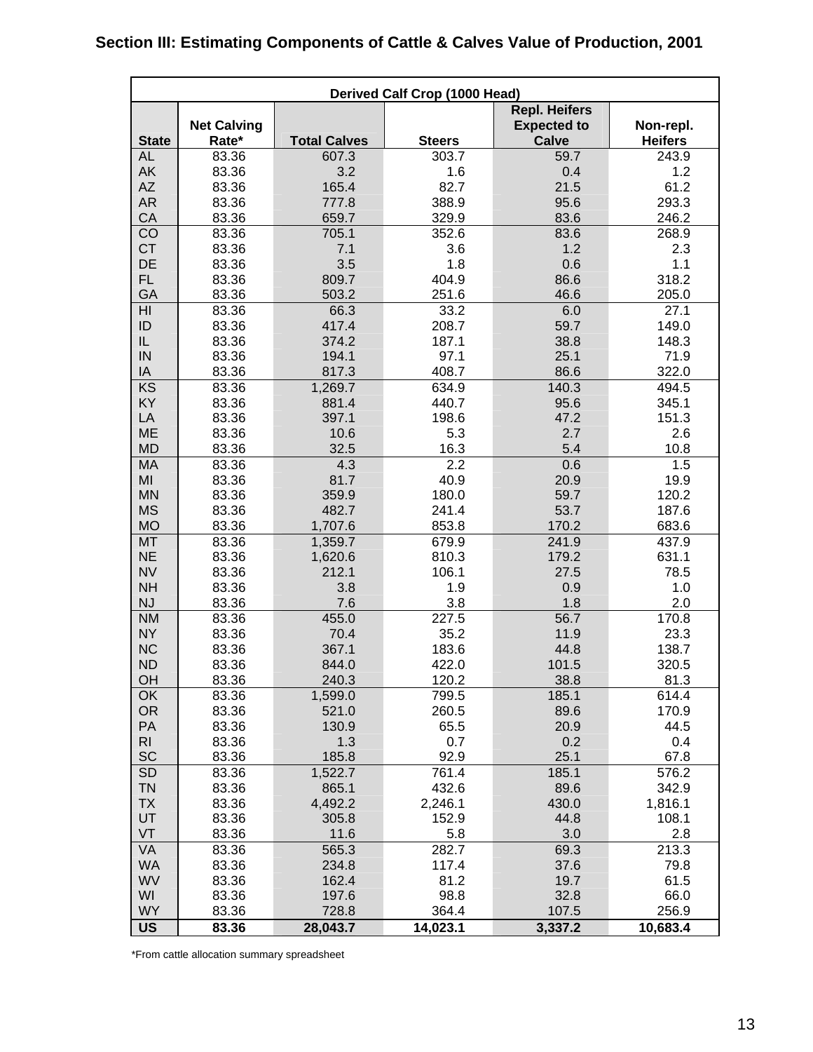# Section III: Estimating Components of Cattle & Calves Value of Production, 2001

| Derived Calf Crop (1000 Head) | | | | | |
|---|---|---|---|---|---|
| State | Net Calving Rate* | Total Calves | Steers | Repl. Heifers Expected to Calve | Non-repl. Heifers |
| AL | 83.36 | 607.3 | 303.7 | 59.7 | 243.9 |
| AK | 83.36 | 3.2 | 1.6 | 0.4 | 1.2 |
| AZ | 83.36 | 165.4 | 82.7 | 21.5 | 61.2 |
| AR | 83.36 | 777.8 | 388.9 | 95.6 | 293.3 |
| CA | 83.36 | 659.7 | 329.9 | 83.6 | 246.2 |
| CO | 83.36 | 705.1 | 352.6 | 83.6 | 268.9 |
| CT | 83.36 | 7.1 | 3.6 | 1.2 | 2.3 |
| DE | 83.36 | 3.5 | 1.8 | 0.6 | 1.1 |
| FL | 83.36 | 809.7 | 404.9 | 86.6 | 318.2 |
| GA | 83.36 | 503.2 | 251.6 | 46.6 | 205.0 |
| HI | 83.36 | 66.3 | 33.2 | 6.0 | 27.1 |
| ID | 83.36 | 417.4 | 208.7 | 59.7 | 149.0 |
| IL | 83.36 | 374.2 | 187.1 | 38.8 | 148.3 |
| IN | 83.36 | 194.1 | 97.1 | 25.1 | 71.9 |
| IA | 83.36 | 817.3 | 408.7 | 86.6 | 322.0 |
| KS | 83.36 | 1,269.7 | 634.9 | 140.3 | 494.5 |
| KY | 83.36 | 881.4 | 440.7 | 95.6 | 345.1 |
| LA | 83.36 | 397.1 | 198.6 | 47.2 | 151.3 |
| ME | 83.36 | 10.6 | 5.3 | 2.7 | 2.6 |
| MD | 83.36 | 32.5 | 16.3 | 5.4 | 10.8 |
| MA | 83.36 | 4.3 | 2.2 | 0.6 | 1.5 |
| MI | 83.36 | 81.7 | 40.9 | 20.9 | 19.9 |
| MN | 83.36 | 359.9 | 180.0 | 59.7 | 120.2 |
| MS | 83.36 | 482.7 | 241.4 | 53.7 | 187.6 |
| MO | 83.36 | 1,707.6 | 853.8 | 170.2 | 683.6 |
| MT | 83.36 | 1,359.7 | 679.9 | 241.9 | 437.9 |
| NE | 83.36 | 1,620.6 | 810.3 | 179.2 | 631.1 |
| NV | 83.36 | 212.1 | 106.1 | 27.5 | 78.5 |
| NH | 83.36 | 3.8 | 1.9 | 0.9 | 1.0 |
| NJ | 83.36 | 7.6 | 3.8 | 1.8 | 2.0 |
| NM | 83.36 | 455.0 | 227.5 | 56.7 | 170.8 |
| NY | 83.36 | 70.4 | 35.2 | 11.9 | 23.3 |
| NC | 83.36 | 367.1 | 183.6 | 44.8 | 138.7 |
| ND | 83.36 | 844.0 | 422.0 | 101.5 | 320.5 |
| OH | 83.36 | 240.3 | 120.2 | 38.8 | 81.3 |
| OK | 83.36 | 1,599.0 | 799.5 | 185.1 | 614.4 |
| OR | 83.36 | 521.0 | 260.5 | 89.6 | 170.9 |
| PA | 83.36 | 130.9 | 65.5 | 20.9 | 44.5 |
| RI | 83.36 | 1.3 | 0.7 | 0.2 | 0.4 |
| SC | 83.36 | 185.8 | 92.9 | 25.1 | 67.8 |
| SD | 83.36 | 1,522.7 | 761.4 | 185.1 | 576.2 |
| TN | 83.36 | 865.1 | 432.6 | 89.6 | 342.9 |
| TX | 83.36 | 4,492.2 | 2,246.1 | 430.0 | 1,816.1 |
| UT | 83.36 | 305.8 | 152.9 | 44.8 | 108.1 |
| VT | 83.36 | 11.6 | 5.8 | 3.0 | 2.8 |
| VA | 83.36 | 565.3 | 282.7 | 69.3 | 213.3 |
| WA | 83.36 | 234.8 | 117.4 | 37.6 | 79.8 |
| WV | 83.36 | 162.4 | 81.2 | 19.7 | 61.5 |
| WI | 83.36 | 197.6 | 98.8 | 32.8 | 66.0 |
| WY | 83.36 | 728.8 | 364.4 | 107.5 | 256.9 |
| **US** | **83.36** | **28,043.7** | **14,023.1** | **3,337.2** | **10,683.4** |

*From cattle allocation summary spreadsheet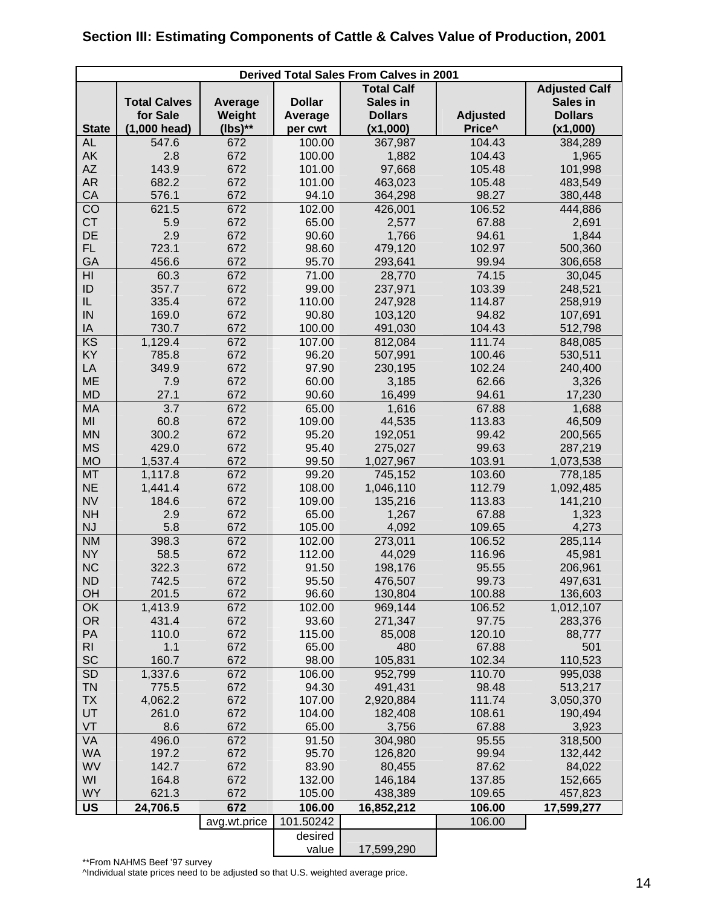## Section III: Estimating Components of Cattle & Calves Value of Production, 2001

| Derived Total Sales From Calves in 2001 | | | | | | |
|---|---|---|---|---|---|---|
| State | Total Calves for Sale (1,000 head) | Average Weight (lbs)** | Dollar Average per cwt | Total Calf Sales in Dollars (x1,000) | Adjusted Price^ | Adjusted Calf Sales in Dollars (x1,000) |
| AL | 547.6 | 672 | 100.00 | 367,987 | 104.43 | 384,289 |
| AK | 2.8 | 672 | 100.00 | 1,882 | 104.43 | 1,965 |
| AZ | 143.9 | 672 | 101.00 | 97,668 | 105.48 | 101,998 |
| AR | 682.2 | 672 | 101.00 | 463,023 | 105.48 | 483,549 |
| CA | 576.1 | 672 | 94.10 | 364,298 | 98.27 | 380,448 |
| CO | 621.5 | 672 | 102.00 | 426,001 | 106.52 | 444,886 |
| CT | 5.9 | 672 | 65.00 | 2,577 | 67.88 | 2,691 |
| DE | 2.9 | 672 | 90.60 | 1,766 | 94.61 | 1,844 |
| FL | 723.1 | 672 | 98.60 | 479,120 | 102.97 | 500,360 |
| GA | 456.6 | 672 | 95.70 | 293,641 | 99.94 | 306,658 |
| HI | 60.3 | 672 | 71.00 | 28,770 | 74.15 | 30,045 |
| ID | 357.7 | 672 | 99.00 | 237,971 | 103.39 | 248,521 |
| IL | 335.4 | 672 | 110.00 | 247,928 | 114.87 | 258,919 |
| IN | 169.0 | 672 | 90.80 | 103,120 | 94.82 | 107,691 |
| IA | 730.7 | 672 | 100.00 | 491,030 | 104.43 | 512,798 |
| KS | 1,129.4 | 672 | 107.00 | 812,084 | 111.74 | 848,085 |
| KY | 785.8 | 672 | 96.20 | 507,991 | 100.46 | 530,511 |
| LA | 349.9 | 672 | 97.90 | 230,195 | 102.24 | 240,400 |
| ME | 7.9 | 672 | 60.00 | 3,185 | 62.66 | 3,326 |
| MD | 27.1 | 672 | 90.60 | 16,499 | 94.61 | 17,230 |
| MA | 3.7 | 672 | 65.00 | 1,616 | 67.88 | 1,688 |
| MI | 60.8 | 672 | 109.00 | 44,535 | 113.83 | 46,509 |
| MN | 300.2 | 672 | 95.20 | 192,051 | 99.42 | 200,565 |
| MS | 429.0 | 672 | 95.40 | 275,027 | 99.63 | 287,219 |
| MO | 1,537.4 | 672 | 99.50 | 1,027,967 | 103.91 | 1,073,538 |
| MT | 1,117.8 | 672 | 99.20 | 745,152 | 103.60 | 778,185 |
| NE | 1,441.4 | 672 | 108.00 | 1,046,110 | 112.79 | 1,092,485 |
| NV | 184.6 | 672 | 109.00 | 135,216 | 113.83 | 141,210 |
| NH | 2.9 | 672 | 65.00 | 1,267 | 67.88 | 1,323 |
| NJ | 5.8 | 672 | 105.00 | 4,092 | 109.65 | 4,273 |
| NM | 398.3 | 672 | 102.00 | 273,011 | 106.52 | 285,114 |
| NY | 58.5 | 672 | 112.00 | 44,029 | 116.96 | 45,981 |
| NC | 322.3 | 672 | 91.50 | 198,176 | 95.55 | 206,961 |
| ND | 742.5 | 672 | 95.50 | 476,507 | 99.73 | 497,631 |
| OH | 201.5 | 672 | 96.60 | 130,804 | 100.88 | 136,603 |
| OK | 1,413.9 | 672 | 102.00 | 969,144 | 106.52 | 1,012,107 |
| OR | 431.4 | 672 | 93.60 | 271,347 | 97.75 | 283,376 |
| PA | 110.0 | 672 | 115.00 | 85,008 | 120.10 | 88,777 |
| RI | 1.1 | 672 | 65.00 | 480 | 67.88 | 501 |
| SC | 160.7 | 672 | 98.00 | 105,831 | 102.34 | 110,523 |
| SD | 1,337.6 | 672 | 106.00 | 952,799 | 110.70 | 995,038 |
| TN | 775.5 | 672 | 94.30 | 491,431 | 98.48 | 513,217 |
| TX | 4,062.2 | 672 | 107.00 | 2,920,884 | 111.74 | 3,050,370 |
| UT | 261.0 | 672 | 104.00 | 182,408 | 108.61 | 190,494 |
| VT | 8.6 | 672 | 65.00 | 3,756 | 67.88 | 3,923 |
| VA | 496.0 | 672 | 91.50 | 304,980 | 95.55 | 318,500 |
| WA | 197.2 | 672 | 95.70 | 126,820 | 99.94 | 132,442 |
| WV | 142.7 | 672 | 83.90 | 80,455 | 87.62 | 84,022 |
| WI | 164.8 | 672 | 132.00 | 146,184 | 137.85 | 152,665 |
| WY | 621.3 | 672 | 105.00 | 438,389 | 109.65 | 457,823 |
| **US** | **24,706.5** | **672** | **106.00** | **16,852,212** | **106.00** | **17,599,277** |
| | | avg.wt.price | 101.50242 | | 106.00 | |
| | | | desired value | 17,599,290 | | |

**From NAHMS Beef '97 survey
^Individual state prices need to be adjusted so that U.S. weighted average price.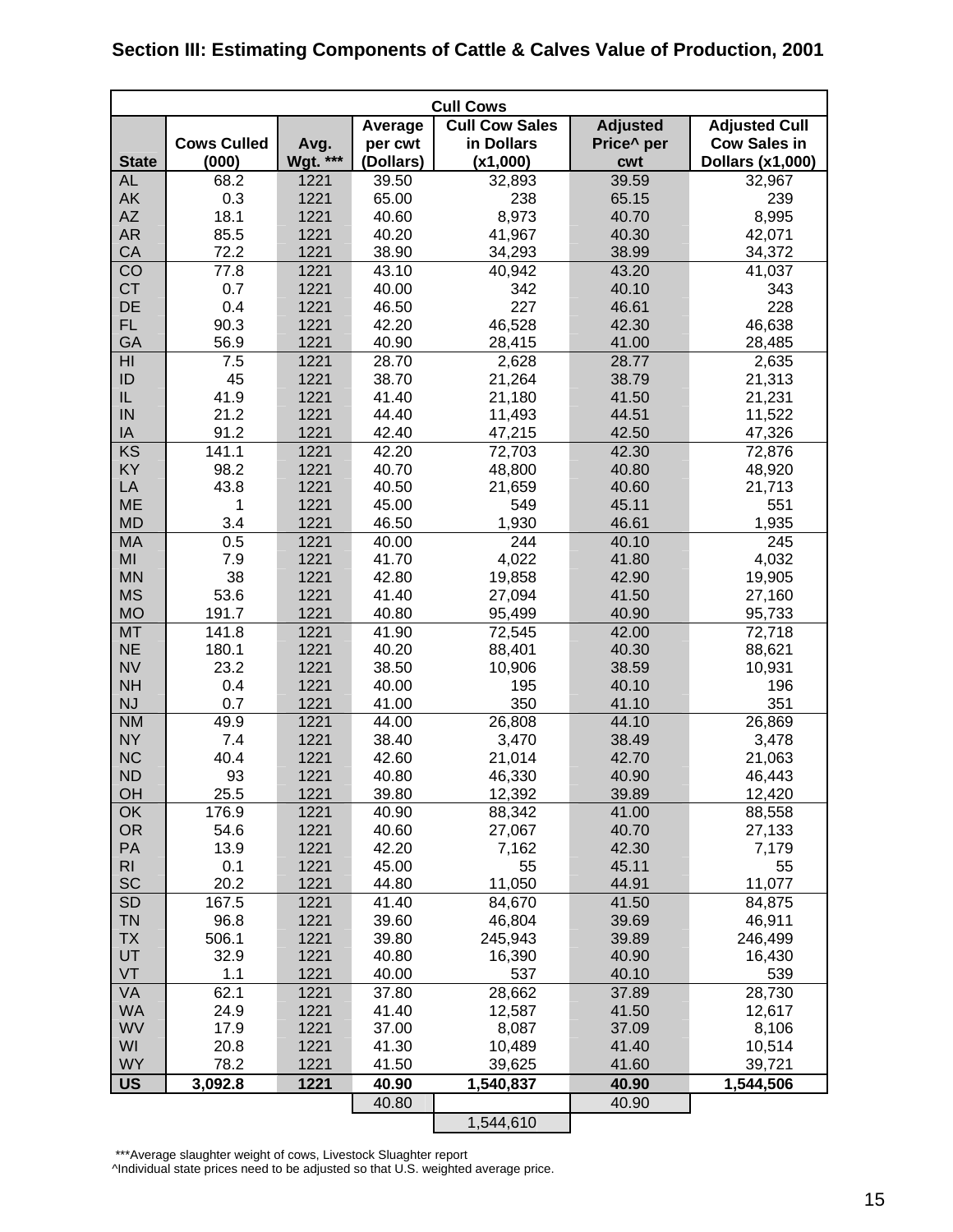## Section III: Estimating Components of Cattle & Calves Value of Production, 2001

| Cull Cows | | | | | | |
|---|---|---|---|---|---|---|
| State | Cows Culled (000) | Avg. Wgt. *** | Average per cwt (Dollars) | Cull Cow Sales in Dollars (x1,000) | Adjusted Price^ per cwt | Adjusted Cull Cow Sales in Dollars (x1,000) |
| AL | 68.2 | 1221 | 39.50 | 32,893 | 39.59 | 32,967 |
| AK | 0.3 | 1221 | 65.00 | 238 | 65.15 | 239 |
| AZ | 18.1 | 1221 | 40.60 | 8,973 | 40.70 | 8,995 |
| AR | 85.5 | 1221 | 40.20 | 41,967 | 40.30 | 42,071 |
| CA | 72.2 | 1221 | 38.90 | 34,293 | 38.99 | 34,372 |
| CO | 77.8 | 1221 | 43.10 | 40,942 | 43.20 | 41,037 |
| CT | 0.7 | 1221 | 40.00 | 342 | 40.10 | 343 |
| DE | 0.4 | 1221 | 46.50 | 227 | 46.61 | 228 |
| FL | 90.3 | 1221 | 42.20 | 46,528 | 42.30 | 46,638 |
| GA | 56.9 | 1221 | 40.90 | 28,415 | 41.00 | 28,485 |
| HI | 7.5 | 1221 | 28.70 | 2,628 | 28.77 | 2,635 |
| ID | 45 | 1221 | 38.70 | 21,264 | 38.79 | 21,313 |
| IL | 41.9 | 1221 | 41.40 | 21,180 | 41.50 | 21,231 |
| IN | 21.2 | 1221 | 44.40 | 11,493 | 44.51 | 11,522 |
| IA | 91.2 | 1221 | 42.40 | 47,215 | 42.50 | 47,326 |
| KS | 141.1 | 1221 | 42.20 | 72,703 | 42.30 | 72,876 |
| KY | 98.2 | 1221 | 40.70 | 48,800 | 40.80 | 48,920 |
| LA | 43.8 | 1221 | 40.50 | 21,659 | 40.60 | 21,713 |
| ME | 1 | 1221 | 45.00 | 549 | 45.11 | 551 |
| MD | 3.4 | 1221 | 46.50 | 1,930 | 46.61 | 1,935 |
| MA | 0.5 | 1221 | 40.00 | 244 | 40.10 | 245 |
| MI | 7.9 | 1221 | 41.70 | 4,022 | 41.80 | 4,032 |
| MN | 38 | 1221 | 42.80 | 19,858 | 42.90 | 19,905 |
| MS | 53.6 | 1221 | 41.40 | 27,094 | 41.50 | 27,160 |
| MO | 191.7 | 1221 | 40.80 | 95,499 | 40.90 | 95,733 |
| MT | 141.8 | 1221 | 41.90 | 72,545 | 42.00 | 72,718 |
| NE | 180.1 | 1221 | 40.20 | 88,401 | 40.30 | 88,621 |
| NV | 23.2 | 1221 | 38.50 | 10,906 | 38.59 | 10,931 |
| NH | 0.4 | 1221 | 40.00 | 195 | 40.10 | 196 |
| NJ | 0.7 | 1221 | 41.00 | 350 | 41.10 | 351 |
| NM | 49.9 | 1221 | 44.00 | 26,808 | 44.10 | 26,869 |
| NY | 7.4 | 1221 | 38.40 | 3,470 | 38.49 | 3,478 |
| NC | 40.4 | 1221 | 42.60 | 21,014 | 42.70 | 21,063 |
| ND | 93 | 1221 | 40.80 | 46,330 | 40.90 | 46,443 |
| OH | 25.5 | 1221 | 39.80 | 12,392 | 39.89 | 12,420 |
| OK | 176.9 | 1221 | 40.90 | 88,342 | 41.00 | 88,558 |
| OR | 54.6 | 1221 | 40.60 | 27,067 | 40.70 | 27,133 |
| PA | 13.9 | 1221 | 42.20 | 7,162 | 42.30 | 7,179 |
| RI | 0.1 | 1221 | 45.00 | 55 | 45.11 | 55 |
| SC | 20.2 | 1221 | 44.80 | 11,050 | 44.91 | 11,077 |
| SD | 167.5 | 1221 | 41.40 | 84,670 | 41.50 | 84,875 |
| TN | 96.8 | 1221 | 39.60 | 46,804 | 39.69 | 46,911 |
| TX | 506.1 | 1221 | 39.80 | 245,943 | 39.89 | 246,499 |
| UT | 32.9 | 1221 | 40.80 | 16,390 | 40.90 | 16,430 |
| VT | 1.1 | 1221 | 40.00 | 537 | 40.10 | 539 |
| VA | 62.1 | 1221 | 37.80 | 28,662 | 37.89 | 28,730 |
| WA | 24.9 | 1221 | 41.40 | 12,587 | 41.50 | 12,617 |
| WV | 17.9 | 1221 | 37.00 | 8,087 | 37.09 | 8,106 |
| WI | 20.8 | 1221 | 41.30 | 10,489 | 41.40 | 10,514 |
| WY | 78.2 | 1221 | 41.50 | 39,625 | 41.60 | 39,721 |
| **US** | **3,092.8** | **1221** | **40.90** | **1,540,837** | **40.90** | **1,544,506** |
| | | | 40.80 | | 40.90 | |
| | | | | 1,544,610 | | |

***Average slaughter weight of cows, Livestock Sluaghter report
^Individual state prices need to be adjusted so that U.S. weighted average price.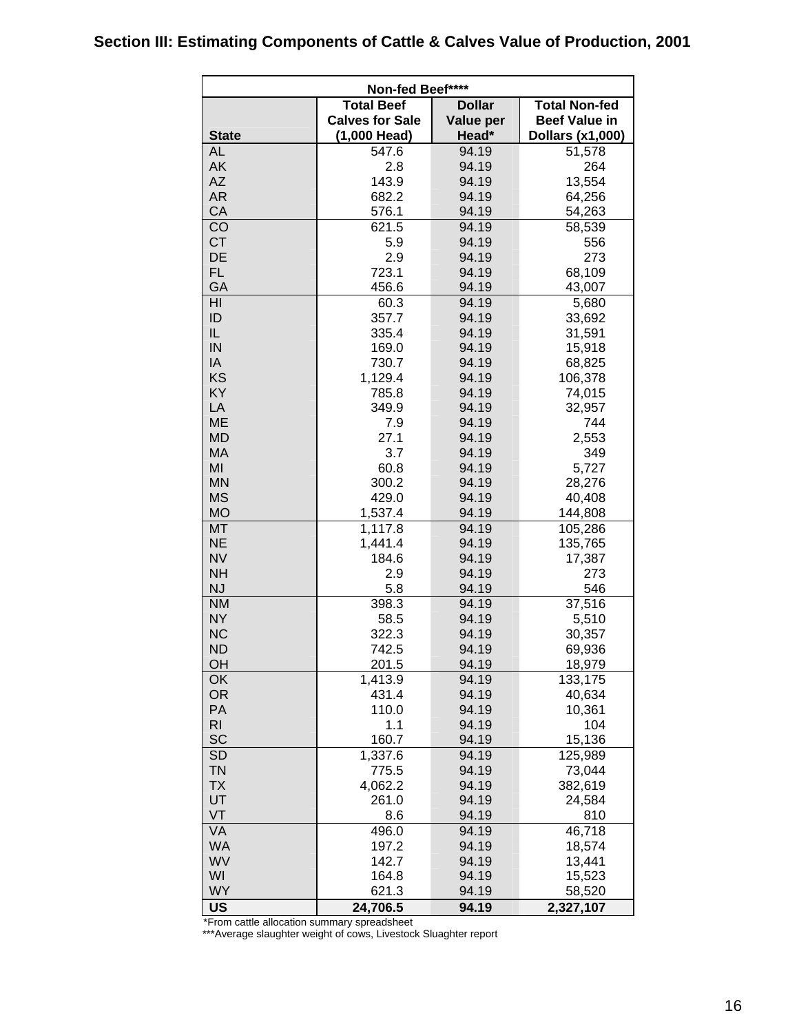# Section III: Estimating Components of Cattle & Calves Value of Production, 2001

| Non-fed Beef**** | | | |
|---|---|---|---|
| State | Total Beef Calves for Sale (1,000 Head) | Dollar Value per Head* | Total Non-fed Beef Value in Dollars (x1,000) |
| AL | 547.6 | 94.19 | 51,578 |
| AK | 2.8 | 94.19 | 264 |
| AZ | 143.9 | 94.19 | 13,554 |
| AR | 682.2 | 94.19 | 64,256 |
| CA | 576.1 | 94.19 | 54,263 |
| CO | 621.5 | 94.19 | 58,539 |
| CT | 5.9 | 94.19 | 556 |
| DE | 2.9 | 94.19 | 273 |
| FL | 723.1 | 94.19 | 68,109 |
| GA | 456.6 | 94.19 | 43,007 |
| HI | 60.3 | 94.19 | 5,680 |
| ID | 357.7 | 94.19 | 33,692 |
| IL | 335.4 | 94.19 | 31,591 |
| IN | 169.0 | 94.19 | 15,918 |
| IA | 730.7 | 94.19 | 68,825 |
| KS | 1,129.4 | 94.19 | 106,378 |
| KY | 785.8 | 94.19 | 74,015 |
| LA | 349.9 | 94.19 | 32,957 |
| ME | 7.9 | 94.19 | 744 |
| MD | 27.1 | 94.19 | 2,553 |
| MA | 3.7 | 94.19 | 349 |
| MI | 60.8 | 94.19 | 5,727 |
| MN | 300.2 | 94.19 | 28,276 |
| MS | 429.0 | 94.19 | 40,408 |
| MO | 1,537.4 | 94.19 | 144,808 |
| MT | 1,117.8 | 94.19 | 105,286 |
| NE | 1,441.4 | 94.19 | 135,765 |
| NV | 184.6 | 94.19 | 17,387 |
| NH | 2.9 | 94.19 | 273 |
| NJ | 5.8 | 94.19 | 546 |
| NM | 398.3 | 94.19 | 37,516 |
| NY | 58.5 | 94.19 | 5,510 |
| NC | 322.3 | 94.19 | 30,357 |
| ND | 742.5 | 94.19 | 69,936 |
| OH | 201.5 | 94.19 | 18,979 |
| OK | 1,413.9 | 94.19 | 133,175 |
| OR | 431.4 | 94.19 | 40,634 |
| PA | 110.0 | 94.19 | 10,361 |
| RI | 1.1 | 94.19 | 104 |
| SC | 160.7 | 94.19 | 15,136 |
| SD | 1,337.6 | 94.19 | 125,989 |
| TN | 775.5 | 94.19 | 73,044 |
| TX | 4,062.2 | 94.19 | 382,619 |
| UT | 261.0 | 94.19 | 24,584 |
| VT | 8.6 | 94.19 | 810 |
| VA | 496.0 | 94.19 | 46,718 |
| WA | 197.2 | 94.19 | 18,574 |
| WV | 142.7 | 94.19 | 13,441 |
| WI | 164.8 | 94.19 | 15,523 |
| WY | 621.3 | 94.19 | 58,520 |
| **US** | **24,706.5** | **94.19** | **2,327,107** |

*From cattle allocation summary spreadsheet

***Average slaughter weight of cows, Livestock Sluaghter report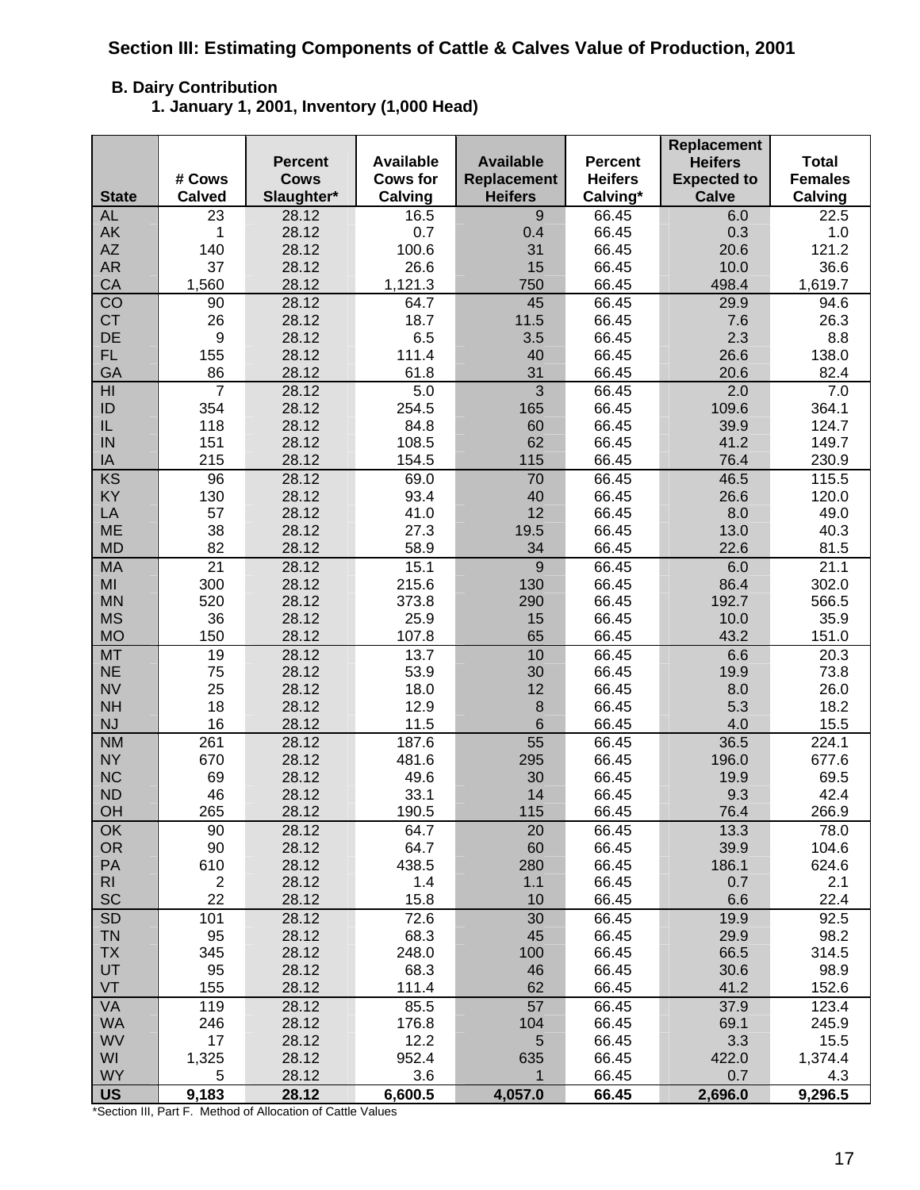## Section III: Estimating Components of Cattle & Calves Value of Production, 2001

### B. Dairy Contribution

#### 1. January 1, 2001, Inventory (1,000 Head)

| State | # Cows Calved | Percent Cows Slaughter* | Available Cows for Calving | Available Replacement Heifers | Percent Heifers Calving* | Replacement Heifers Expected to Calve | Total Females Calving |
|---|---|---|---|---|---|---|---|
| AL | 23 | 28.12 | 16.5 | 9 | 66.45 | 6.0 | 22.5 |
| AK | 1 | 28.12 | 0.7 | 0.4 | 66.45 | 0.3 | 1.0 |
| AZ | 140 | 28.12 | 100.6 | 31 | 66.45 | 20.6 | 121.2 |
| AR | 37 | 28.12 | 26.6 | 15 | 66.45 | 10.0 | 36.6 |
| CA | 1,560 | 28.12 | 1,121.3 | 750 | 66.45 | 498.4 | 1,619.7 |
| CO | 90 | 28.12 | 64.7 | 45 | 66.45 | 29.9 | 94.6 |
| CT | 26 | 28.12 | 18.7 | 11.5 | 66.45 | 7.6 | 26.3 |
| DE | 9 | 28.12 | 6.5 | 3.5 | 66.45 | 2.3 | 8.8 |
| FL | 155 | 28.12 | 111.4 | 40 | 66.45 | 26.6 | 138.0 |
| GA | 86 | 28.12 | 61.8 | 31 | 66.45 | 20.6 | 82.4 |
| HI | 7 | 28.12 | 5.0 | 3 | 66.45 | 2.0 | 7.0 |
| ID | 354 | 28.12 | 254.5 | 165 | 66.45 | 109.6 | 364.1 |
| IL | 118 | 28.12 | 84.8 | 60 | 66.45 | 39.9 | 124.7 |
| IN | 151 | 28.12 | 108.5 | 62 | 66.45 | 41.2 | 149.7 |
| IA | 215 | 28.12 | 154.5 | 115 | 66.45 | 76.4 | 230.9 |
| KS | 96 | 28.12 | 69.0 | 70 | 66.45 | 46.5 | 115.5 |
| KY | 130 | 28.12 | 93.4 | 40 | 66.45 | 26.6 | 120.0 |
| LA | 57 | 28.12 | 41.0 | 12 | 66.45 | 8.0 | 49.0 |
| ME | 38 | 28.12 | 27.3 | 19.5 | 66.45 | 13.0 | 40.3 |
| MD | 82 | 28.12 | 58.9 | 34 | 66.45 | 22.6 | 81.5 |
| MA | 21 | 28.12 | 15.1 | 9 | 66.45 | 6.0 | 21.1 |
| MI | 300 | 28.12 | 215.6 | 130 | 66.45 | 86.4 | 302.0 |
| MN | 520 | 28.12 | 373.8 | 290 | 66.45 | 192.7 | 566.5 |
| MS | 36 | 28.12 | 25.9 | 15 | 66.45 | 10.0 | 35.9 |
| MO | 150 | 28.12 | 107.8 | 65 | 66.45 | 43.2 | 151.0 |
| MT | 19 | 28.12 | 13.7 | 10 | 66.45 | 6.6 | 20.3 |
| NE | 75 | 28.12 | 53.9 | 30 | 66.45 | 19.9 | 73.8 |
| NV | 25 | 28.12 | 18.0 | 12 | 66.45 | 8.0 | 26.0 |
| NH | 18 | 28.12 | 12.9 | 8 | 66.45 | 5.3 | 18.2 |
| NJ | 16 | 28.12 | 11.5 | 6 | 66.45 | 4.0 | 15.5 |
| NM | 261 | 28.12 | 187.6 | 55 | 66.45 | 36.5 | 224.1 |
| NY | 670 | 28.12 | 481.6 | 295 | 66.45 | 196.0 | 677.6 |
| NC | 69 | 28.12 | 49.6 | 30 | 66.45 | 19.9 | 69.5 |
| ND | 46 | 28.12 | 33.1 | 14 | 66.45 | 9.3 | 42.4 |
| OH | 265 | 28.12 | 190.5 | 115 | 66.45 | 76.4 | 266.9 |
| OK | 90 | 28.12 | 64.7 | 20 | 66.45 | 13.3 | 78.0 |
| OR | 90 | 28.12 | 64.7 | 60 | 66.45 | 39.9 | 104.6 |
| PA | 610 | 28.12 | 438.5 | 280 | 66.45 | 186.1 | 624.6 |
| RI | 2 | 28.12 | 1.4 | 1.1 | 66.45 | 0.7 | 2.1 |
| SC | 22 | 28.12 | 15.8 | 10 | 66.45 | 6.6 | 22.4 |
| SD | 101 | 28.12 | 72.6 | 30 | 66.45 | 19.9 | 92.5 |
| TN | 95 | 28.12 | 68.3 | 45 | 66.45 | 29.9 | 98.2 |
| TX | 345 | 28.12 | 248.0 | 100 | 66.45 | 66.5 | 314.5 |
| UT | 95 | 28.12 | 68.3 | 46 | 66.45 | 30.6 | 98.9 |
| VT | 155 | 28.12 | 111.4 | 62 | 66.45 | 41.2 | 152.6 |
| VA | 119 | 28.12 | 85.5 | 57 | 66.45 | 37.9 | 123.4 |
| WA | 246 | 28.12 | 176.8 | 104 | 66.45 | 69.1 | 245.9 |
| WV | 17 | 28.12 | 12.2 | 5 | 66.45 | 3.3 | 15.5 |
| WI | 1,325 | 28.12 | 952.4 | 635 | 66.45 | 422.0 | 1,374.4 |
| WY | 5 | 28.12 | 3.6 | 1 | 66.45 | 0.7 | 4.3 |
| **US** | **9,183** | **28.12** | **6,600.5** | **4,057.0** | **66.45** | **2,696.0** | **9,296.5** |

*Section III, Part F. Method of Allocation of Cattle Values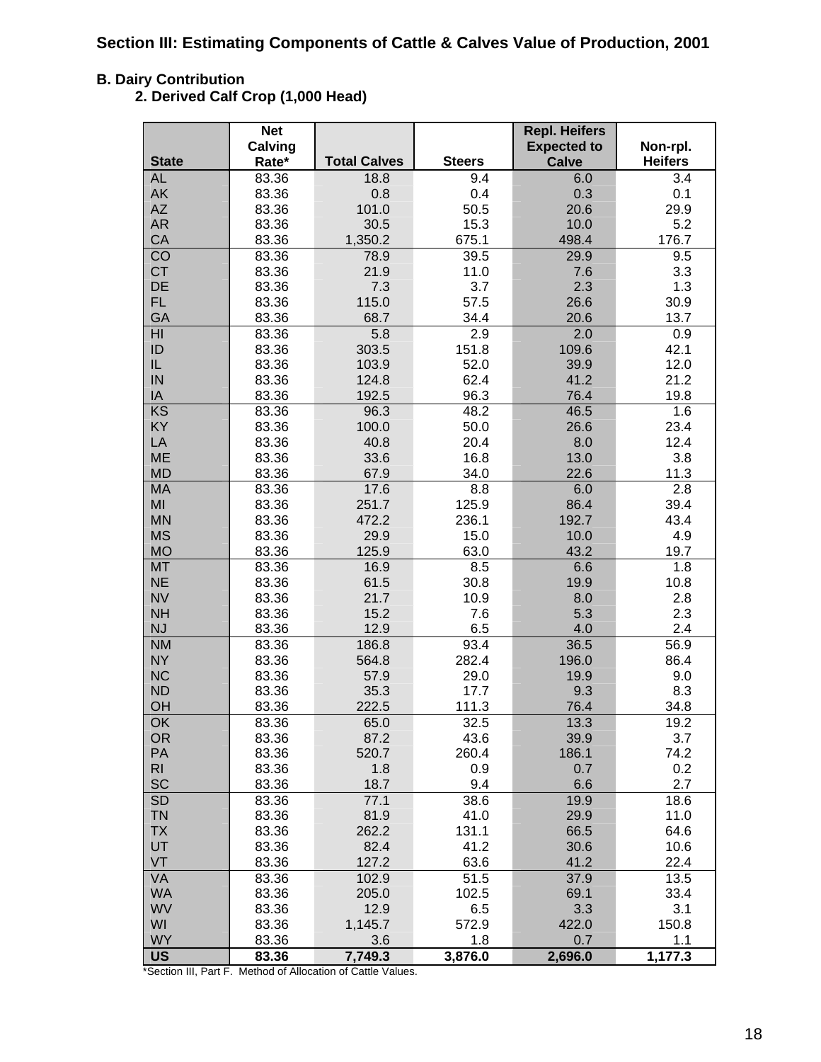## Section III: Estimating Components of Cattle & Calves Value of Production, 2001

### B. Dairy Contribution

#### 2. Derived Calf Crop (1,000 Head)

| State | Net Calving Rate* | Total Calves | Steers | Repl. Heifers Expected to Calve | Non-rpl. Heifers |
|---|---|---|---|---|---|
| AL | 83.36 | 18.8 | 9.4 | 6.0 | 3.4 |
| AK | 83.36 | 0.8 | 0.4 | 0.3 | 0.1 |
| AZ | 83.36 | 101.0 | 50.5 | 20.6 | 29.9 |
| AR | 83.36 | 30.5 | 15.3 | 10.0 | 5.2 |
| CA | 83.36 | 1,350.2 | 675.1 | 498.4 | 176.7 |
| CO | 83.36 | 78.9 | 39.5 | 29.9 | 9.5 |
| CT | 83.36 | 21.9 | 11.0 | 7.6 | 3.3 |
| DE | 83.36 | 7.3 | 3.7 | 2.3 | 1.3 |
| FL | 83.36 | 115.0 | 57.5 | 26.6 | 30.9 |
| GA | 83.36 | 68.7 | 34.4 | 20.6 | 13.7 |
| HI | 83.36 | 5.8 | 2.9 | 2.0 | 0.9 |
| ID | 83.36 | 303.5 | 151.8 | 109.6 | 42.1 |
| IL | 83.36 | 103.9 | 52.0 | 39.9 | 12.0 |
| IN | 83.36 | 124.8 | 62.4 | 41.2 | 21.2 |
| IA | 83.36 | 192.5 | 96.3 | 76.4 | 19.8 |
| KS | 83.36 | 96.3 | 48.2 | 46.5 | 1.6 |
| KY | 83.36 | 100.0 | 50.0 | 26.6 | 23.4 |
| LA | 83.36 | 40.8 | 20.4 | 8.0 | 12.4 |
| ME | 83.36 | 33.6 | 16.8 | 13.0 | 3.8 |
| MD | 83.36 | 67.9 | 34.0 | 22.6 | 11.3 |
| MA | 83.36 | 17.6 | 8.8 | 6.0 | 2.8 |
| MI | 83.36 | 251.7 | 125.9 | 86.4 | 39.4 |
| MN | 83.36 | 472.2 | 236.1 | 192.7 | 43.4 |
| MS | 83.36 | 29.9 | 15.0 | 10.0 | 4.9 |
| MO | 83.36 | 125.9 | 63.0 | 43.2 | 19.7 |
| MT | 83.36 | 16.9 | 8.5 | 6.6 | 1.8 |
| NE | 83.36 | 61.5 | 30.8 | 19.9 | 10.8 |
| NV | 83.36 | 21.7 | 10.9 | 8.0 | 2.8 |
| NH | 83.36 | 15.2 | 7.6 | 5.3 | 2.3 |
| NJ | 83.36 | 12.9 | 6.5 | 4.0 | 2.4 |
| NM | 83.36 | 186.8 | 93.4 | 36.5 | 56.9 |
| NY | 83.36 | 564.8 | 282.4 | 196.0 | 86.4 |
| NC | 83.36 | 57.9 | 29.0 | 19.9 | 9.0 |
| ND | 83.36 | 35.3 | 17.7 | 9.3 | 8.3 |
| OH | 83.36 | 222.5 | 111.3 | 76.4 | 34.8 |
| OK | 83.36 | 65.0 | 32.5 | 13.3 | 19.2 |
| OR | 83.36 | 87.2 | 43.6 | 39.9 | 3.7 |
| PA | 83.36 | 520.7 | 260.4 | 186.1 | 74.2 |
| RI | 83.36 | 1.8 | 0.9 | 0.7 | 0.2 |
| SC | 83.36 | 18.7 | 9.4 | 6.6 | 2.7 |
| SD | 83.36 | 77.1 | 38.6 | 19.9 | 18.6 |
| TN | 83.36 | 81.9 | 41.0 | 29.9 | 11.0 |
| TX | 83.36 | 262.2 | 131.1 | 66.5 | 64.6 |
| UT | 83.36 | 82.4 | 41.2 | 30.6 | 10.6 |
| VT | 83.36 | 127.2 | 63.6 | 41.2 | 22.4 |
| VA | 83.36 | 102.9 | 51.5 | 37.9 | 13.5 |
| WA | 83.36 | 205.0 | 102.5 | 69.1 | 33.4 |
| WV | 83.36 | 12.9 | 6.5 | 3.3 | 3.1 |
| WI | 83.36 | 1,145.7 | 572.9 | 422.0 | 150.8 |
| WY | 83.36 | 3.6 | 1.8 | 0.7 | 1.1 |
| **US** | **83.36** | **7,749.3** | **3,876.0** | **2,696.0** | **1,177.3** |

*Section III, Part F. Method of Allocation of Cattle Values.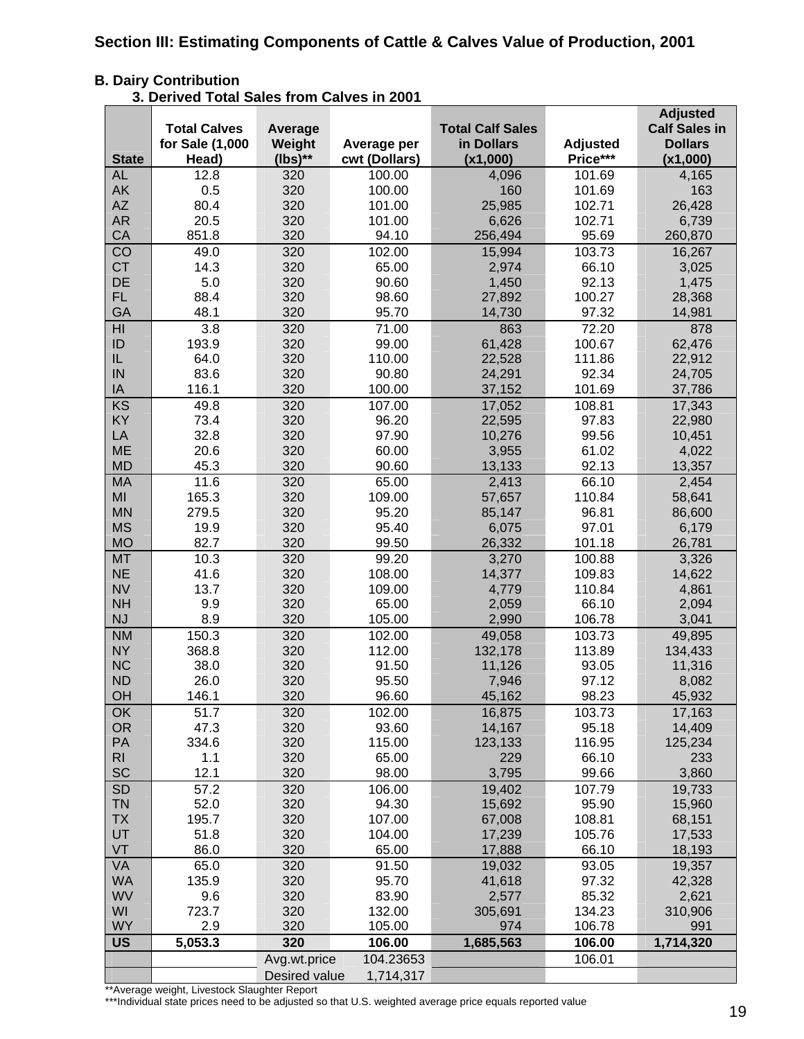## Section III: Estimating Components of Cattle & Calves Value of Production, 2001

### B. Dairy Contribution

#### 3. Derived Total Sales from Calves in 2001

| State | Total Calves for Sale (1,000 Head) | Average Weight (lbs)** | Average per cwt (Dollars) | Total Calf Sales in Dollars (x1,000) | Adjusted Price*** | Adjusted Calf Sales in Dollars (x1,000) |
|---|---|---|---|---|---|---|
| AL | 12.8 | 320 | 100.00 | 4,096 | 101.69 | 4,165 |
| AK | 0.5 | 320 | 100.00 | 160 | 101.69 | 163 |
| AZ | 80.4 | 320 | 101.00 | 25,985 | 102.71 | 26,428 |
| AR | 20.5 | 320 | 101.00 | 6,626 | 102.71 | 6,739 |
| CA | 851.8 | 320 | 94.10 | 256,494 | 95.69 | 260,870 |
| CO | 49.0 | 320 | 102.00 | 15,994 | 103.73 | 16,267 |
| CT | 14.3 | 320 | 65.00 | 2,974 | 66.10 | 3,025 |
| DE | 5.0 | 320 | 90.60 | 1,450 | 92.13 | 1,475 |
| FL | 88.4 | 320 | 98.60 | 27,892 | 100.27 | 28,368 |
| GA | 48.1 | 320 | 95.70 | 14,730 | 97.32 | 14,981 |
| HI | 3.8 | 320 | 71.00 | 863 | 72.20 | 878 |
| ID | 193.9 | 320 | 99.00 | 61,428 | 100.67 | 62,476 |
| IL | 64.0 | 320 | 110.00 | 22,528 | 111.86 | 22,912 |
| IN | 83.6 | 320 | 90.80 | 24,291 | 92.34 | 24,705 |
| IA | 116.1 | 320 | 100.00 | 37,152 | 101.69 | 37,786 |
| KS | 49.8 | 320 | 107.00 | 17,052 | 108.81 | 17,343 |
| KY | 73.4 | 320 | 96.20 | 22,595 | 97.83 | 22,980 |
| LA | 32.8 | 320 | 97.90 | 10,276 | 99.56 | 10,451 |
| ME | 20.6 | 320 | 60.00 | 3,955 | 61.02 | 4,022 |
| MD | 45.3 | 320 | 90.60 | 13,133 | 92.13 | 13,357 |
| MA | 11.6 | 320 | 65.00 | 2,413 | 66.10 | 2,454 |
| MI | 165.3 | 320 | 109.00 | 57,657 | 110.84 | 58,641 |
| MN | 279.5 | 320 | 95.20 | 85,147 | 96.81 | 86,600 |
| MS | 19.9 | 320 | 95.40 | 6,075 | 97.01 | 6,179 |
| MO | 82.7 | 320 | 99.50 | 26,332 | 101.18 | 26,781 |
| MT | 10.3 | 320 | 99.20 | 3,270 | 100.88 | 3,326 |
| NE | 41.6 | 320 | 108.00 | 14,377 | 109.83 | 14,622 |
| NV | 13.7 | 320 | 109.00 | 4,779 | 110.84 | 4,861 |
| NH | 9.9 | 320 | 65.00 | 2,059 | 66.10 | 2,094 |
| NJ | 8.9 | 320 | 105.00 | 2,990 | 106.78 | 3,041 |
| NM | 150.3 | 320 | 102.00 | 49,058 | 103.73 | 49,895 |
| NY | 368.8 | 320 | 112.00 | 132,178 | 113.89 | 134,433 |
| NC | 38.0 | 320 | 91.50 | 11,126 | 93.05 | 11,316 |
| ND | 26.0 | 320 | 95.50 | 7,946 | 97.12 | 8,082 |
| OH | 146.1 | 320 | 96.60 | 45,162 | 98.23 | 45,932 |
| OK | 51.7 | 320 | 102.00 | 16,875 | 103.73 | 17,163 |
| OR | 47.3 | 320 | 93.60 | 14,167 | 95.18 | 14,409 |
| PA | 334.6 | 320 | 115.00 | 123,133 | 116.95 | 125,234 |
| RI | 1.1 | 320 | 65.00 | 229 | 66.10 | 233 |
| SC | 12.1 | 320 | 98.00 | 3,795 | 99.66 | 3,860 |
| SD | 57.2 | 320 | 106.00 | 19,402 | 107.79 | 19,733 |
| TN | 52.0 | 320 | 94.30 | 15,692 | 95.90 | 15,960 |
| TX | 195.7 | 320 | 107.00 | 67,008 | 108.81 | 68,151 |
| UT | 51.8 | 320 | 104.00 | 17,239 | 105.76 | 17,533 |
| VT | 86.0 | 320 | 65.00 | 17,888 | 66.10 | 18,193 |
| VA | 65.0 | 320 | 91.50 | 19,032 | 93.05 | 19,357 |
| WA | 135.9 | 320 | 95.70 | 41,618 | 97.32 | 42,328 |
| WV | 9.6 | 320 | 83.90 | 2,577 | 85.32 | 2,621 |
| WI | 723.7 | 320 | 132.00 | 305,691 | 134.23 | 310,906 |
| WY | 2.9 | 320 | 105.00 | 974 | 106.78 | 991 |
| **US** | **5,053.3** | **320** | **106.00** | **1,685,563** | **106.00** | **1,714,320** |
| | | Avg.wt.price | 104.23653 | | 106.01 | |
| | | Desired value | 1,714,317 | | | |

**Average weight, Livestock Slaughter Report

***Individual state prices need to be adjusted so that U.S. weighted average price equals reported value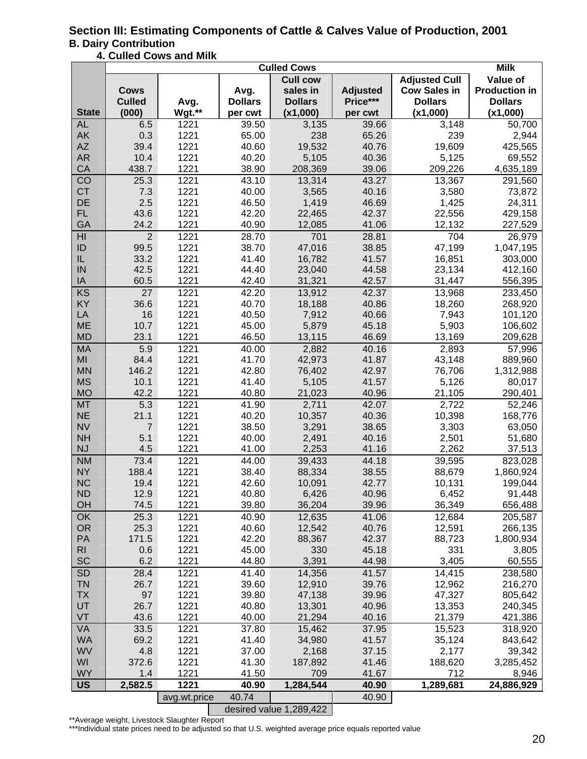## Section III: Estimating Components of Cattle & Calves Value of Production, 2001

### B. Dairy Contribution

#### 4. Culled Cows and Milk

| | Culled Cows | | | | | | Milk |
|---|---|---|---|---|---|---|---|
| State | Cows Culled (000) | Avg. Wgt.** | Avg. Dollars per cwt | Cull cow sales in Dollars (x1,000) | Adjusted Price*** per cwt | Adjusted Cull Cow Sales in Dollars (x1,000) | Value of Production in Dollars (x1,000) |
| AL | 6.5 | 1221 | 39.50 | 3,135 | 39.66 | 3,148 | 50,700 |
| AK | 0.3 | 1221 | 65.00 | 238 | 65.26 | 239 | 2,944 |
| AZ | 39.4 | 1221 | 40.60 | 19,532 | 40.76 | 19,609 | 425,565 |
| AR | 10.4 | 1221 | 40.20 | 5,105 | 40.36 | 5,125 | 69,552 |
| CA | 438.7 | 1221 | 38.90 | 208,369 | 39.06 | 209,226 | 4,635,189 |
| CO | 25.3 | 1221 | 43.10 | 13,314 | 43.27 | 13,367 | 291,560 |
| CT | 7.3 | 1221 | 40.00 | 3,565 | 40.16 | 3,580 | 73,872 |
| DE | 2.5 | 1221 | 46.50 | 1,419 | 46.69 | 1,425 | 24,311 |
| FL | 43.6 | 1221 | 42.20 | 22,465 | 42.37 | 22,556 | 429,158 |
| GA | 24.2 | 1221 | 40.90 | 12,085 | 41.06 | 12,132 | 227,529 |
| HI | 2 | 1221 | 28.70 | 701 | 28.81 | 704 | 26,979 |
| ID | 99.5 | 1221 | 38.70 | 47,016 | 38.85 | 47,199 | 1,047,195 |
| IL | 33.2 | 1221 | 41.40 | 16,782 | 41.57 | 16,851 | 303,000 |
| IN | 42.5 | 1221 | 44.40 | 23,040 | 44.58 | 23,134 | 412,160 |
| IA | 60.5 | 1221 | 42.40 | 31,321 | 42.57 | 31,447 | 556,395 |
| KS | 27 | 1221 | 42.20 | 13,912 | 42.37 | 13,968 | 233,450 |
| KY | 36.6 | 1221 | 40.70 | 18,188 | 40.86 | 18,260 | 268,920 |
| LA | 16 | 1221 | 40.50 | 7,912 | 40.66 | 7,943 | 101,120 |
| ME | 10.7 | 1221 | 45.00 | 5,879 | 45.18 | 5,903 | 106,602 |
| MD | 23.1 | 1221 | 46.50 | 13,115 | 46.69 | 13,169 | 209,628 |
| MA | 5.9 | 1221 | 40.00 | 2,882 | 40.16 | 2,893 | 57,996 |
| MI | 84.4 | 1221 | 41.70 | 42,973 | 41.87 | 43,148 | 889,960 |
| MN | 146.2 | 1221 | 42.80 | 76,402 | 42.97 | 76,706 | 1,312,988 |
| MS | 10.1 | 1221 | 41.40 | 5,105 | 41.57 | 5,126 | 80,017 |
| MO | 42.2 | 1221 | 40.80 | 21,023 | 40.96 | 21,105 | 290,401 |
| MT | 5.3 | 1221 | 41.90 | 2,711 | 42.07 | 2,722 | 52,246 |
| NE | 21.1 | 1221 | 40.20 | 10,357 | 40.36 | 10,398 | 168,776 |
| NV | 7 | 1221 | 38.50 | 3,291 | 38.65 | 3,303 | 63,050 |
| NH | 5.1 | 1221 | 40.00 | 2,491 | 40.16 | 2,501 | 51,680 |
| NJ | 4.5 | 1221 | 41.00 | 2,253 | 41.16 | 2,262 | 37,513 |
| NM | 73.4 | 1221 | 44.00 | 39,433 | 44.18 | 39,595 | 823,028 |
| NY | 188.4 | 1221 | 38.40 | 88,334 | 38.55 | 88,679 | 1,860,924 |
| NC | 19.4 | 1221 | 42.60 | 10,091 | 42.77 | 10,131 | 199,044 |
| ND | 12.9 | 1221 | 40.80 | 6,426 | 40.96 | 6,452 | 91,448 |
| OH | 74.5 | 1221 | 39.80 | 36,204 | 39.96 | 36,349 | 656,488 |
| OK | 25.3 | 1221 | 40.90 | 12,635 | 41.06 | 12,684 | 205,587 |
| OR | 25.3 | 1221 | 40.60 | 12,542 | 40.76 | 12,591 | 266,135 |
| PA | 171.5 | 1221 | 42.20 | 88,367 | 42.37 | 88,723 | 1,800,934 |
| RI | 0.6 | 1221 | 45.00 | 330 | 45.18 | 331 | 3,805 |
| SC | 6.2 | 1221 | 44.80 | 3,391 | 44.98 | 3,405 | 60,555 |
| SD | 28.4 | 1221 | 41.40 | 14,356 | 41.57 | 14,415 | 238,580 |
| TN | 26.7 | 1221 | 39.60 | 12,910 | 39.76 | 12,962 | 216,270 |
| TX | 97 | 1221 | 39.80 | 47,138 | 39.96 | 47,327 | 805,642 |
| UT | 26.7 | 1221 | 40.80 | 13,301 | 40.96 | 13,353 | 240,345 |
| VT | 43.6 | 1221 | 40.00 | 21,294 | 40.16 | 21,379 | 421,386 |
| VA | 33.5 | 1221 | 37.80 | 15,462 | 37.95 | 15,523 | 318,920 |
| WA | 69.2 | 1221 | 41.40 | 34,980 | 41.57 | 35,124 | 843,642 |
| WV | 4.8 | 1221 | 37.00 | 2,168 | 37.15 | 2,177 | 39,342 |
| WI | 372.6 | 1221 | 41.30 | 187,892 | 41.46 | 188,620 | 3,285,452 |
| WY | 1.4 | 1221 | 41.50 | 709 | 41.67 | 712 | 8,946 |
| **US** | **2,582.5** | **1221** | **40.90** | **1,284,544** | **40.90** | **1,289,681** | **24,886,929** |
| | | avg.wt.price | 40.74 | | 40.90 | | |
| | | | desired value 1,289,422 | | | | |

**Average weight, Livestock Slaughter Report

***Individual state prices need to be adjusted so that U.S. weighted average price equals reported value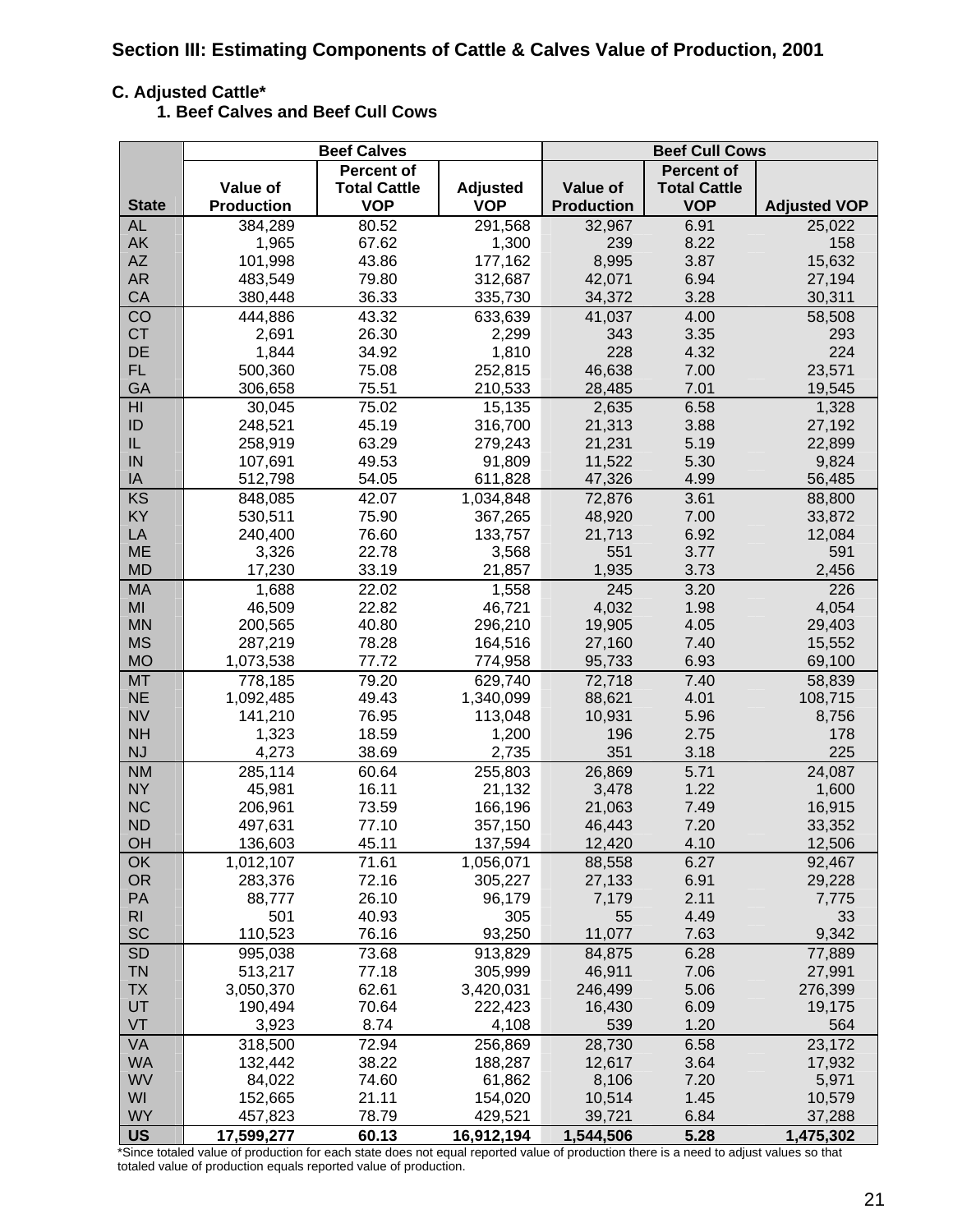## Section III: Estimating Components of Cattle & Calves Value of Production, 2001

### C. Adjusted Cattle*

#### 1. Beef Calves and Beef Cull Cows

| | Beef Calves | | | Beef Cull Cows | | |
|---|---|---|---|---|---|---|
| State | Value of Production | Percent of Total Cattle VOP | Adjusted VOP | Value of Production | Percent of Total Cattle VOP | Adjusted VOP |
| AL | 384,289 | 80.52 | 291,568 | 32,967 | 6.91 | 25,022 |
| AK | 1,965 | 67.62 | 1,300 | 239 | 8.22 | 158 |
| AZ | 101,998 | 43.86 | 177,162 | 8,995 | 3.87 | 15,632 |
| AR | 483,549 | 79.80 | 312,687 | 42,071 | 6.94 | 27,194 |
| CA | 380,448 | 36.33 | 335,730 | 34,372 | 3.28 | 30,311 |
| CO | 444,886 | 43.32 | 633,639 | 41,037 | 4.00 | 58,508 |
| CT | 2,691 | 26.30 | 2,299 | 343 | 3.35 | 293 |
| DE | 1,844 | 34.92 | 1,810 | 228 | 4.32 | 224 |
| FL | 500,360 | 75.08 | 252,815 | 46,638 | 7.00 | 23,571 |
| GA | 306,658 | 75.51 | 210,533 | 28,485 | 7.01 | 19,545 |
| HI | 30,045 | 75.02 | 15,135 | 2,635 | 6.58 | 1,328 |
| ID | 248,521 | 45.19 | 316,700 | 21,313 | 3.88 | 27,192 |
| IL | 258,919 | 63.29 | 279,243 | 21,231 | 5.19 | 22,899 |
| IN | 107,691 | 49.53 | 91,809 | 11,522 | 5.30 | 9,824 |
| IA | 512,798 | 54.05 | 611,828 | 47,326 | 4.99 | 56,485 |
| KS | 848,085 | 42.07 | 1,034,848 | 72,876 | 3.61 | 88,800 |
| KY | 530,511 | 75.90 | 367,265 | 48,920 | 7.00 | 33,872 |
| LA | 240,400 | 76.60 | 133,757 | 21,713 | 6.92 | 12,084 |
| ME | 3,326 | 22.78 | 3,568 | 551 | 3.77 | 591 |
| MD | 17,230 | 33.19 | 21,857 | 1,935 | 3.73 | 2,456 |
| MA | 1,688 | 22.02 | 1,558 | 245 | 3.20 | 226 |
| MI | 46,509 | 22.82 | 46,721 | 4,032 | 1.98 | 4,054 |
| MN | 200,565 | 40.80 | 296,210 | 19,905 | 4.05 | 29,403 |
| MS | 287,219 | 78.28 | 164,516 | 27,160 | 7.40 | 15,552 |
| MO | 1,073,538 | 77.72 | 774,958 | 95,733 | 6.93 | 69,100 |
| MT | 778,185 | 79.20 | 629,740 | 72,718 | 7.40 | 58,839 |
| NE | 1,092,485 | 49.43 | 1,340,099 | 88,621 | 4.01 | 108,715 |
| NV | 141,210 | 76.95 | 113,048 | 10,931 | 5.96 | 8,756 |
| NH | 1,323 | 18.59 | 1,200 | 196 | 2.75 | 178 |
| NJ | 4,273 | 38.69 | 2,735 | 351 | 3.18 | 225 |
| NM | 285,114 | 60.64 | 255,803 | 26,869 | 5.71 | 24,087 |
| NY | 45,981 | 16.11 | 21,132 | 3,478 | 1.22 | 1,600 |
| NC | 206,961 | 73.59 | 166,196 | 21,063 | 7.49 | 16,915 |
| ND | 497,631 | 77.10 | 357,150 | 46,443 | 7.20 | 33,352 |
| OH | 136,603 | 45.11 | 137,594 | 12,420 | 4.10 | 12,506 |
| OK | 1,012,107 | 71.61 | 1,056,071 | 88,558 | 6.27 | 92,467 |
| OR | 283,376 | 72.16 | 305,227 | 27,133 | 6.91 | 29,228 |
| PA | 88,777 | 26.10 | 96,179 | 7,179 | 2.11 | 7,775 |
| RI | 501 | 40.93 | 305 | 55 | 4.49 | 33 |
| SC | 110,523 | 76.16 | 93,250 | 11,077 | 7.63 | 9,342 |
| SD | 995,038 | 73.68 | 913,829 | 84,875 | 6.28 | 77,889 |
| TN | 513,217 | 77.18 | 305,999 | 46,911 | 7.06 | 27,991 |
| TX | 3,050,370 | 62.61 | 3,420,031 | 246,499 | 5.06 | 276,399 |
| UT | 190,494 | 70.64 | 222,423 | 16,430 | 6.09 | 19,175 |
| VT | 3,923 | 8.74 | 4,108 | 539 | 1.20 | 564 |
| VA | 318,500 | 72.94 | 256,869 | 28,730 | 6.58 | 23,172 |
| WA | 132,442 | 38.22 | 188,287 | 12,617 | 3.64 | 17,932 |
| WV | 84,022 | 74.60 | 61,862 | 8,106 | 7.20 | 5,971 |
| WI | 152,665 | 21.11 | 154,020 | 10,514 | 1.45 | 10,579 |
| WY | 457,823 | 78.79 | 429,521 | 39,721 | 6.84 | 37,288 |
| **US** | **17,599,277** | **60.13** | **16,912,194** | **1,544,506** | **5.28** | **1,475,302** |

*Since totaled value of production for each state does not equal reported value of production there is a need to adjust values so that totaled value of production equals reported value of production.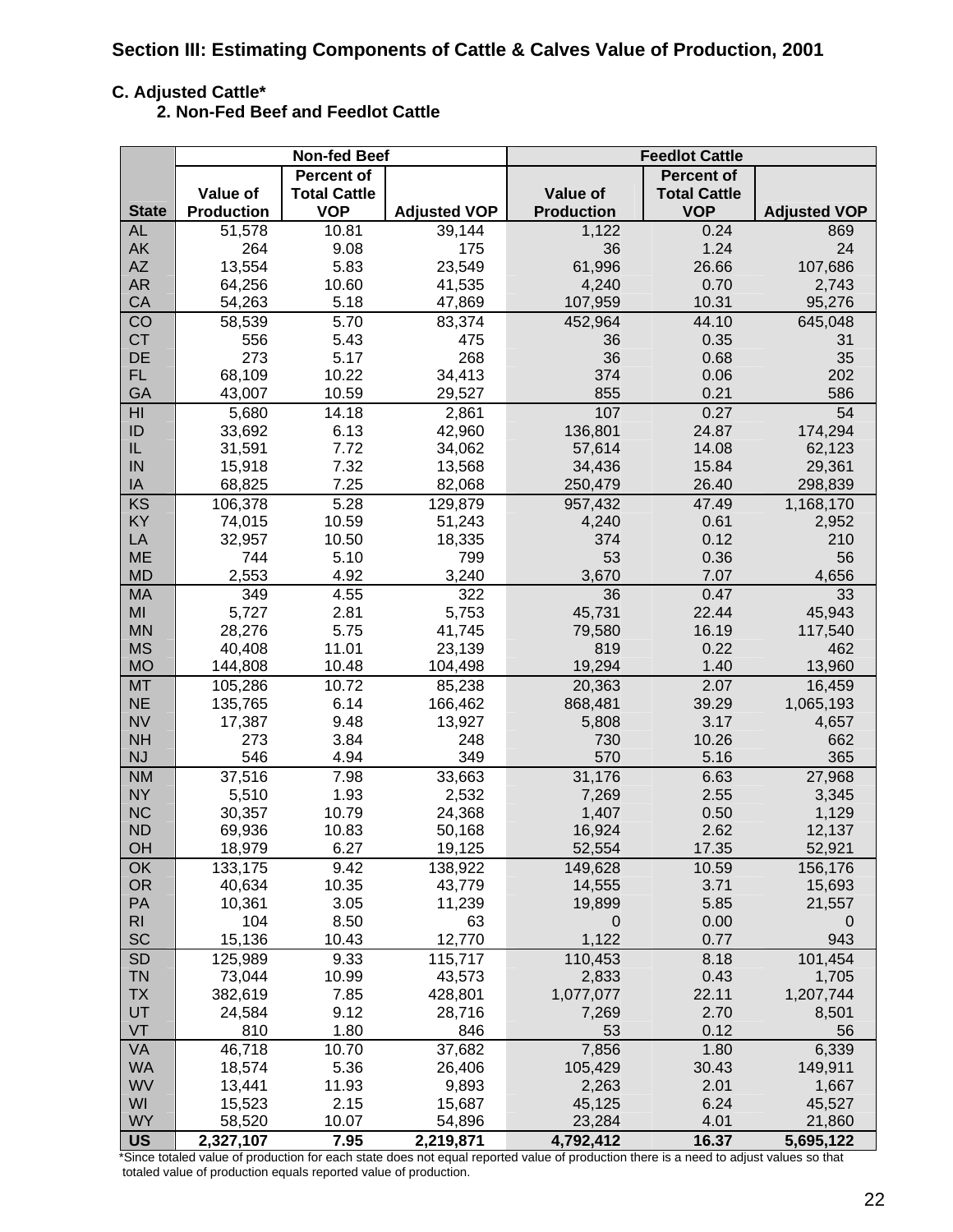## Section III: Estimating Components of Cattle & Calves Value of Production, 2001

### C. Adjusted Cattle*

#### 2. Non-Fed Beef and Feedlot Cattle

| | Non-fed Beef | | | Feedlot Cattle | | |
|---|---|---|---|---|---|---|
| State | Value of Production | Percent of Total Cattle VOP | Adjusted VOP | Value of Production | Percent of Total Cattle VOP | Adjusted VOP |
| AL | 51,578 | 10.81 | 39,144 | 1,122 | 0.24 | 869 |
| AK | 264 | 9.08 | 175 | 36 | 1.24 | 24 |
| AZ | 13,554 | 5.83 | 23,549 | 61,996 | 26.66 | 107,686 |
| AR | 64,256 | 10.60 | 41,535 | 4,240 | 0.70 | 2,743 |
| CA | 54,263 | 5.18 | 47,869 | 107,959 | 10.31 | 95,276 |
| CO | 58,539 | 5.70 | 83,374 | 452,964 | 44.10 | 645,048 |
| CT | 556 | 5.43 | 475 | 36 | 0.35 | 31 |
| DE | 273 | 5.17 | 268 | 36 | 0.68 | 35 |
| FL | 68,109 | 10.22 | 34,413 | 374 | 0.06 | 202 |
| GA | 43,007 | 10.59 | 29,527 | 855 | 0.21 | 586 |
| HI | 5,680 | 14.18 | 2,861 | 107 | 0.27 | 54 |
| ID | 33,692 | 6.13 | 42,960 | 136,801 | 24.87 | 174,294 |
| IL | 31,591 | 7.72 | 34,062 | 57,614 | 14.08 | 62,123 |
| IN | 15,918 | 7.32 | 13,568 | 34,436 | 15.84 | 29,361 |
| IA | 68,825 | 7.25 | 82,068 | 250,479 | 26.40 | 298,839 |
| KS | 106,378 | 5.28 | 129,879 | 957,432 | 47.49 | 1,168,170 |
| KY | 74,015 | 10.59 | 51,243 | 4,240 | 0.61 | 2,952 |
| LA | 32,957 | 10.50 | 18,335 | 374 | 0.12 | 210 |
| ME | 744 | 5.10 | 799 | 53 | 0.36 | 56 |
| MD | 2,553 | 4.92 | 3,240 | 3,670 | 7.07 | 4,656 |
| MA | 349 | 4.55 | 322 | 36 | 0.47 | 33 |
| MI | 5,727 | 2.81 | 5,753 | 45,731 | 22.44 | 45,943 |
| MN | 28,276 | 5.75 | 41,745 | 79,580 | 16.19 | 117,540 |
| MS | 40,408 | 11.01 | 23,139 | 819 | 0.22 | 462 |
| MO | 144,808 | 10.48 | 104,498 | 19,294 | 1.40 | 13,960 |
| MT | 105,286 | 10.72 | 85,238 | 20,363 | 2.07 | 16,459 |
| NE | 135,765 | 6.14 | 166,462 | 868,481 | 39.29 | 1,065,193 |
| NV | 17,387 | 9.48 | 13,927 | 5,808 | 3.17 | 4,657 |
| NH | 273 | 3.84 | 248 | 730 | 10.26 | 662 |
| NJ | 546 | 4.94 | 349 | 570 | 5.16 | 365 |
| NM | 37,516 | 7.98 | 33,663 | 31,176 | 6.63 | 27,968 |
| NY | 5,510 | 1.93 | 2,532 | 7,269 | 2.55 | 3,345 |
| NC | 30,357 | 10.79 | 24,368 | 1,407 | 0.50 | 1,129 |
| ND | 69,936 | 10.83 | 50,168 | 16,924 | 2.62 | 12,137 |
| OH | 18,979 | 6.27 | 19,125 | 52,554 | 17.35 | 52,921 |
| OK | 133,175 | 9.42 | 138,922 | 149,628 | 10.59 | 156,176 |
| OR | 40,634 | 10.35 | 43,779 | 14,555 | 3.71 | 15,693 |
| PA | 10,361 | 3.05 | 11,239 | 19,899 | 5.85 | 21,557 |
| RI | 104 | 8.50 | 63 | 0 | 0.00 | 0 |
| SC | 15,136 | 10.43 | 12,770 | 1,122 | 0.77 | 943 |
| SD | 125,989 | 9.33 | 115,717 | 110,453 | 8.18 | 101,454 |
| TN | 73,044 | 10.99 | 43,573 | 2,833 | 0.43 | 1,705 |
| TX | 382,619 | 7.85 | 428,801 | 1,077,077 | 22.11 | 1,207,744 |
| UT | 24,584 | 9.12 | 28,716 | 7,269 | 2.70 | 8,501 |
| VT | 810 | 1.80 | 846 | 53 | 0.12 | 56 |
| VA | 46,718 | 10.70 | 37,682 | 7,856 | 1.80 | 6,339 |
| WA | 18,574 | 5.36 | 26,406 | 105,429 | 30.43 | 149,911 |
| WV | 13,441 | 11.93 | 9,893 | 2,263 | 2.01 | 1,667 |
| WI | 15,523 | 2.15 | 15,687 | 45,125 | 6.24 | 45,527 |
| WY | 58,520 | 10.07 | 54,896 | 23,284 | 4.01 | 21,860 |
| **US** | **2,327,107** | **7.95** | **2,219,871** | **4,792,412** | **16.37** | **5,695,122** |

*Since totaled value of production for each state does not equal reported value of production there is a need to adjust values so that totaled value of production equals reported value of production.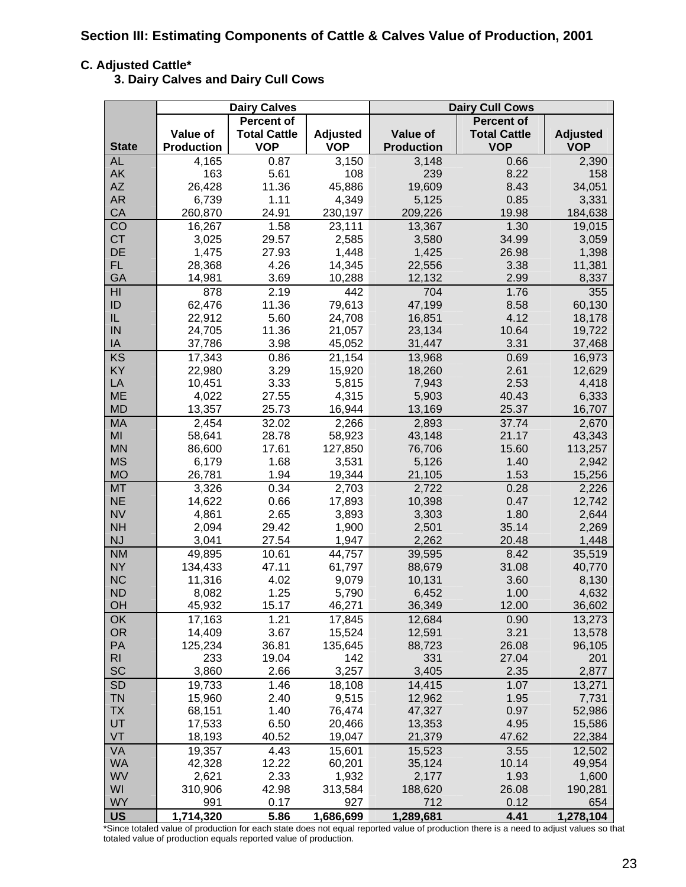## Section III: Estimating Components of Cattle & Calves Value of Production, 2001

### C. Adjusted Cattle*

#### 3. Dairy Calves and Dairy Cull Cows

| State | Dairy Calves | | | Dairy Cull Cows | | |
|---|---|---|---|---|---|---|
| | Value of Production | Percent of Total Cattle VOP | Adjusted VOP | Value of Production | Percent of Total Cattle VOP | Adjusted VOP |
| AL | 4,165 | 0.87 | 3,150 | 3,148 | 0.66 | 2,390 |
| AK | 163 | 5.61 | 108 | 239 | 8.22 | 158 |
| AZ | 26,428 | 11.36 | 45,886 | 19,609 | 8.43 | 34,051 |
| AR | 6,739 | 1.11 | 4,349 | 5,125 | 0.85 | 3,331 |
| CA | 260,870 | 24.91 | 230,197 | 209,226 | 19.98 | 184,638 |
| CO | 16,267 | 1.58 | 23,111 | 13,367 | 1.30 | 19,015 |
| CT | 3,025 | 29.57 | 2,585 | 3,580 | 34.99 | 3,059 |
| DE | 1,475 | 27.93 | 1,448 | 1,425 | 26.98 | 1,398 |
| FL | 28,368 | 4.26 | 14,345 | 22,556 | 3.38 | 11,381 |
| GA | 14,981 | 3.69 | 10,288 | 12,132 | 2.99 | 8,337 |
| HI | 878 | 2.19 | 442 | 704 | 1.76 | 355 |
| ID | 62,476 | 11.36 | 79,613 | 47,199 | 8.58 | 60,130 |
| IL | 22,912 | 5.60 | 24,708 | 16,851 | 4.12 | 18,178 |
| IN | 24,705 | 11.36 | 21,057 | 23,134 | 10.64 | 19,722 |
| IA | 37,786 | 3.98 | 45,052 | 31,447 | 3.31 | 37,468 |
| KS | 17,343 | 0.86 | 21,154 | 13,968 | 0.69 | 16,973 |
| KY | 22,980 | 3.29 | 15,920 | 18,260 | 2.61 | 12,629 |
| LA | 10,451 | 3.33 | 5,815 | 7,943 | 2.53 | 4,418 |
| ME | 4,022 | 27.55 | 4,315 | 5,903 | 40.43 | 6,333 |
| MD | 13,357 | 25.73 | 16,944 | 13,169 | 25.37 | 16,707 |
| MA | 2,454 | 32.02 | 2,266 | 2,893 | 37.74 | 2,670 |
| MI | 58,641 | 28.78 | 58,923 | 43,148 | 21.17 | 43,343 |
| MN | 86,600 | 17.61 | 127,850 | 76,706 | 15.60 | 113,257 |
| MS | 6,179 | 1.68 | 3,531 | 5,126 | 1.40 | 2,942 |
| MO | 26,781 | 1.94 | 19,344 | 21,105 | 1.53 | 15,256 |
| MT | 3,326 | 0.34 | 2,703 | 2,722 | 0.28 | 2,226 |
| NE | 14,622 | 0.66 | 17,893 | 10,398 | 0.47 | 12,742 |
| NV | 4,861 | 2.65 | 3,893 | 3,303 | 1.80 | 2,644 |
| NH | 2,094 | 29.42 | 1,900 | 2,501 | 35.14 | 2,269 |
| NJ | 3,041 | 27.54 | 1,947 | 2,262 | 20.48 | 1,448 |
| NM | 49,895 | 10.61 | 44,757 | 39,595 | 8.42 | 35,519 |
| NY | 134,433 | 47.11 | 61,797 | 88,679 | 31.08 | 40,770 |
| NC | 11,316 | 4.02 | 9,079 | 10,131 | 3.60 | 8,130 |
| ND | 8,082 | 1.25 | 5,790 | 6,452 | 1.00 | 4,632 |
| OH | 45,932 | 15.17 | 46,271 | 36,349 | 12.00 | 36,602 |
| OK | 17,163 | 1.21 | 17,845 | 12,684 | 0.90 | 13,273 |
| OR | 14,409 | 3.67 | 15,524 | 12,591 | 3.21 | 13,578 |
| PA | 125,234 | 36.81 | 135,645 | 88,723 | 26.08 | 96,105 |
| RI | 233 | 19.04 | 142 | 331 | 27.04 | 201 |
| SC | 3,860 | 2.66 | 3,257 | 3,405 | 2.35 | 2,877 |
| SD | 19,733 | 1.46 | 18,108 | 14,415 | 1.07 | 13,271 |
| TN | 15,960 | 2.40 | 9,515 | 12,962 | 1.95 | 7,731 |
| TX | 68,151 | 1.40 | 76,474 | 47,327 | 0.97 | 52,986 |
| UT | 17,533 | 6.50 | 20,466 | 13,353 | 4.95 | 15,586 |
| VT | 18,193 | 40.52 | 19,047 | 21,379 | 47.62 | 22,384 |
| VA | 19,357 | 4.43 | 15,601 | 15,523 | 3.55 | 12,502 |
| WA | 42,328 | 12.22 | 60,201 | 35,124 | 10.14 | 49,954 |
| WV | 2,621 | 2.33 | 1,932 | 2,177 | 1.93 | 1,600 |
| WI | 310,906 | 42.98 | 313,584 | 188,620 | 26.08 | 190,281 |
| WY | 991 | 0.17 | 927 | 712 | 0.12 | 654 |
| **US** | **1,714,320** | **5.86** | **1,686,699** | **1,289,681** | **4.41** | **1,278,104** |

*Since totaled value of production for each state does not equal reported value of production there is a need to adjust values so that totaled value of production equals reported value of production.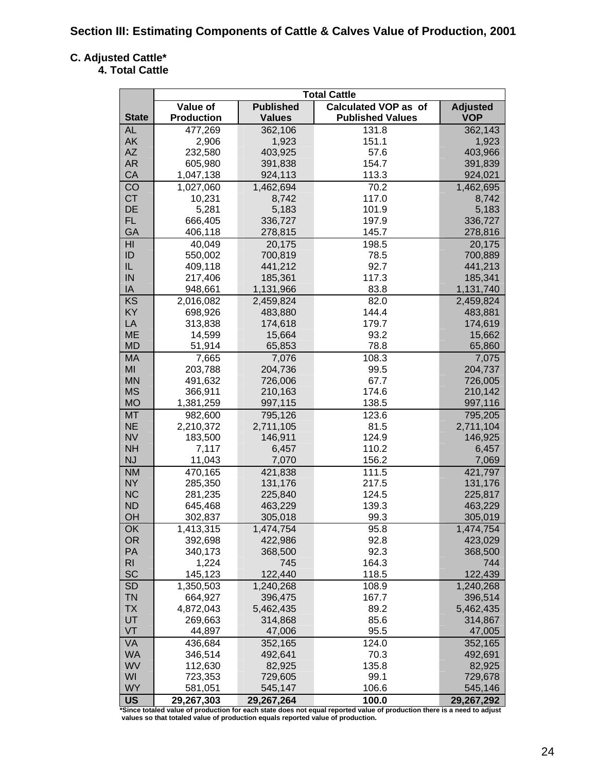## Section III: Estimating Components of Cattle & Calves Value of Production, 2001

**C. Adjusted Cattle***

**4. Total Cattle**

| | Total Cattle | | | |
|---|---|---|---|---|
| **State** | **Value of Production** | **Published Values** | **Calculated VOP as of Published Values** | **Adjusted VOP** |
| AL | 477,269 | 362,106 | 131.8 | 362,143 |
| AK | 2,906 | 1,923 | 151.1 | 1,923 |
| AZ | 232,580 | 403,925 | 57.6 | 403,966 |
| AR | 605,980 | 391,838 | 154.7 | 391,839 |
| CA | 1,047,138 | 924,113 | 113.3 | 924,021 |
| CO | 1,027,060 | 1,462,694 | 70.2 | 1,462,695 |
| CT | 10,231 | 8,742 | 117.0 | 8,742 |
| DE | 5,281 | 5,183 | 101.9 | 5,183 |
| FL | 666,405 | 336,727 | 197.9 | 336,727 |
| GA | 406,118 | 278,815 | 145.7 | 278,816 |
| HI | 40,049 | 20,175 | 198.5 | 20,175 |
| ID | 550,002 | 700,819 | 78.5 | 700,889 |
| IL | 409,118 | 441,212 | 92.7 | 441,213 |
| IN | 217,406 | 185,361 | 117.3 | 185,341 |
| IA | 948,661 | 1,131,966 | 83.8 | 1,131,740 |
| KS | 2,016,082 | 2,459,824 | 82.0 | 2,459,824 |
| KY | 698,926 | 483,880 | 144.4 | 483,881 |
| LA | 313,838 | 174,618 | 179.7 | 174,619 |
| ME | 14,599 | 15,664 | 93.2 | 15,662 |
| MD | 51,914 | 65,853 | 78.8 | 65,860 |
| MA | 7,665 | 7,076 | 108.3 | 7,075 |
| MI | 203,788 | 204,736 | 99.5 | 204,737 |
| MN | 491,632 | 726,006 | 67.7 | 726,005 |
| MS | 366,911 | 210,163 | 174.6 | 210,142 |
| MO | 1,381,259 | 997,115 | 138.5 | 997,116 |
| MT | 982,600 | 795,126 | 123.6 | 795,205 |
| NE | 2,210,372 | 2,711,105 | 81.5 | 2,711,104 |
| NV | 183,500 | 146,911 | 124.9 | 146,925 |
| NH | 7,117 | 6,457 | 110.2 | 6,457 |
| NJ | 11,043 | 7,070 | 156.2 | 7,069 |
| NM | 470,165 | 421,838 | 111.5 | 421,797 |
| NY | 285,350 | 131,176 | 217.5 | 131,176 |
| NC | 281,235 | 225,840 | 124.5 | 225,817 |
| ND | 645,468 | 463,229 | 139.3 | 463,229 |
| OH | 302,837 | 305,018 | 99.3 | 305,019 |
| OK | 1,413,315 | 1,474,754 | 95.8 | 1,474,754 |
| OR | 392,698 | 422,986 | 92.8 | 423,029 |
| PA | 340,173 | 368,500 | 92.3 | 368,500 |
| RI | 1,224 | 745 | 164.3 | 744 |
| SC | 145,123 | 122,440 | 118.5 | 122,439 |
| SD | 1,350,503 | 1,240,268 | 108.9 | 1,240,268 |
| TN | 664,927 | 396,475 | 167.7 | 396,514 |
| TX | 4,872,043 | 5,462,435 | 89.2 | 5,462,435 |
| UT | 269,663 | 314,868 | 85.6 | 314,867 |
| VT | 44,897 | 47,006 | 95.5 | 47,005 |
| VA | 436,684 | 352,165 | 124.0 | 352,165 |
| WA | 346,514 | 492,641 | 70.3 | 492,691 |
| WV | 112,630 | 82,925 | 135.8 | 82,925 |
| WI | 723,353 | 729,605 | 99.1 | 729,678 |
| WY | 581,051 | 545,147 | 106.6 | 545,146 |
| **US** | **29,267,303** | **29,267,264** | **100.0** | **29,267,292** |

*Since totaled value of production for each state does not equal reported value of production there is a need to adjust values so that totaled value of production equals reported value of production.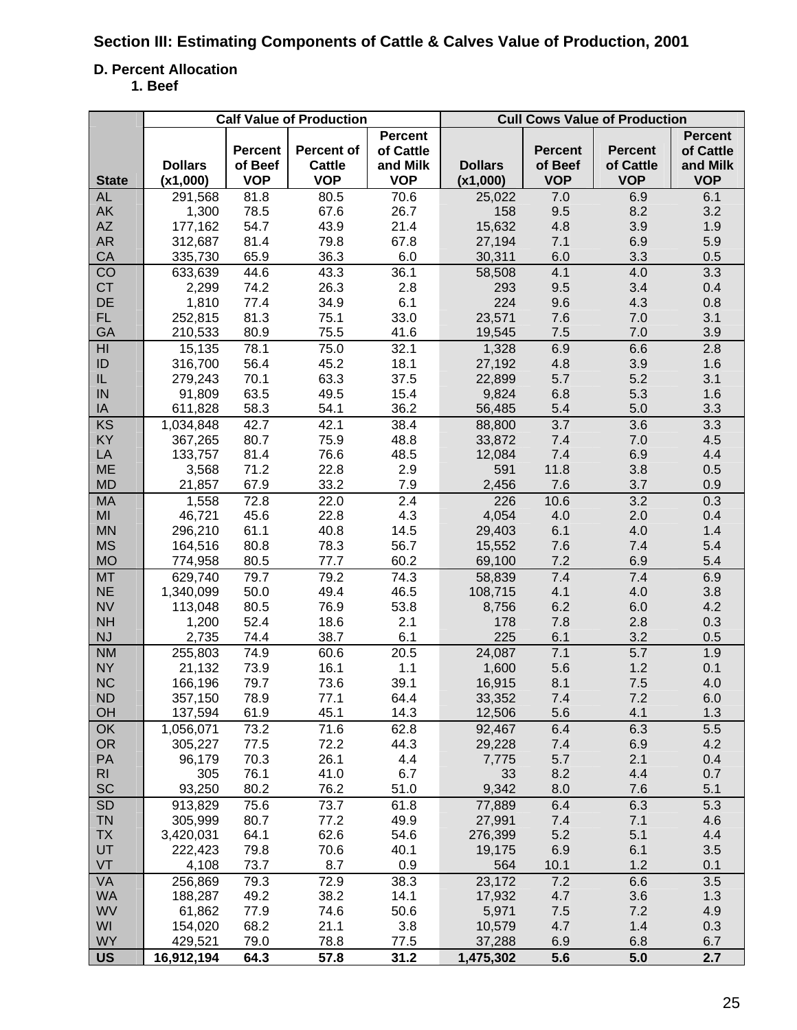## Section III: Estimating Components of Cattle & Calves Value of Production, 2001

### D. Percent Allocation

#### 1. Beef

| State | Calf Value of Production | | | | Cull Cows Value of Production | | | |
|---|---|---|---|---|---|---|---|---|
| | Dollars (x1,000) | Percent of Beef VOP | Percent of Cattle VOP | Percent of Cattle and Milk VOP | Dollars (x1,000) | Percent of Beef VOP | Percent of Cattle VOP | Percent of Cattle and Milk VOP |
| AL | 291,568 | 81.8 | 80.5 | 70.6 | 25,022 | 7.0 | 6.9 | 6.1 |
| AK | 1,300 | 78.5 | 67.6 | 26.7 | 158 | 9.5 | 8.2 | 3.2 |
| AZ | 177,162 | 54.7 | 43.9 | 21.4 | 15,632 | 4.8 | 3.9 | 1.9 |
| AR | 312,687 | 81.4 | 79.8 | 67.8 | 27,194 | 7.1 | 6.9 | 5.9 |
| CA | 335,730 | 65.9 | 36.3 | 6.0 | 30,311 | 6.0 | 3.3 | 0.5 |
| CO | 633,639 | 44.6 | 43.3 | 36.1 | 58,508 | 4.1 | 4.0 | 3.3 |
| CT | 2,299 | 74.2 | 26.3 | 2.8 | 293 | 9.5 | 3.4 | 0.4 |
| DE | 1,810 | 77.4 | 34.9 | 6.1 | 224 | 9.6 | 4.3 | 0.8 |
| FL | 252,815 | 81.3 | 75.1 | 33.0 | 23,571 | 7.6 | 7.0 | 3.1 |
| GA | 210,533 | 80.9 | 75.5 | 41.6 | 19,545 | 7.5 | 7.0 | 3.9 |
| HI | 15,135 | 78.1 | 75.0 | 32.1 | 1,328 | 6.9 | 6.6 | 2.8 |
| ID | 316,700 | 56.4 | 45.2 | 18.1 | 27,192 | 4.8 | 3.9 | 1.6 |
| IL | 279,243 | 70.1 | 63.3 | 37.5 | 22,899 | 5.7 | 5.2 | 3.1 |
| IN | 91,809 | 63.5 | 49.5 | 15.4 | 9,824 | 6.8 | 5.3 | 1.6 |
| IA | 611,828 | 58.3 | 54.1 | 36.2 | 56,485 | 5.4 | 5.0 | 3.3 |
| KS | 1,034,848 | 42.7 | 42.1 | 38.4 | 88,800 | 3.7 | 3.6 | 3.3 |
| KY | 367,265 | 80.7 | 75.9 | 48.8 | 33,872 | 7.4 | 7.0 | 4.5 |
| LA | 133,757 | 81.4 | 76.6 | 48.5 | 12,084 | 7.4 | 6.9 | 4.4 |
| ME | 3,568 | 71.2 | 22.8 | 2.9 | 591 | 11.8 | 3.8 | 0.5 |
| MD | 21,857 | 67.9 | 33.2 | 7.9 | 2,456 | 7.6 | 3.7 | 0.9 |
| MA | 1,558 | 72.8 | 22.0 | 2.4 | 226 | 10.6 | 3.2 | 0.3 |
| MI | 46,721 | 45.6 | 22.8 | 4.3 | 4,054 | 4.0 | 2.0 | 0.4 |
| MN | 296,210 | 61.1 | 40.8 | 14.5 | 29,403 | 6.1 | 4.0 | 1.4 |
| MS | 164,516 | 80.8 | 78.3 | 56.7 | 15,552 | 7.6 | 7.4 | 5.4 |
| MO | 774,958 | 80.5 | 77.7 | 60.2 | 69,100 | 7.2 | 6.9 | 5.4 |
| MT | 629,740 | 79.7 | 79.2 | 74.3 | 58,839 | 7.4 | 7.4 | 6.9 |
| NE | 1,340,099 | 50.0 | 49.4 | 46.5 | 108,715 | 4.1 | 4.0 | 3.8 |
| NV | 113,048 | 80.5 | 76.9 | 53.8 | 8,756 | 6.2 | 6.0 | 4.2 |
| NH | 1,200 | 52.4 | 18.6 | 2.1 | 178 | 7.8 | 2.8 | 0.3 |
| NJ | 2,735 | 74.4 | 38.7 | 6.1 | 225 | 6.1 | 3.2 | 0.5 |
| NM | 255,803 | 74.9 | 60.6 | 20.5 | 24,087 | 7.1 | 5.7 | 1.9 |
| NY | 21,132 | 73.9 | 16.1 | 1.1 | 1,600 | 5.6 | 1.2 | 0.1 |
| NC | 166,196 | 79.7 | 73.6 | 39.1 | 16,915 | 8.1 | 7.5 | 4.0 |
| ND | 357,150 | 78.9 | 77.1 | 64.4 | 33,352 | 7.4 | 7.2 | 6.0 |
| OH | 137,594 | 61.9 | 45.1 | 14.3 | 12,506 | 5.6 | 4.1 | 1.3 |
| OK | 1,056,071 | 73.2 | 71.6 | 62.8 | 92,467 | 6.4 | 6.3 | 5.5 |
| OR | 305,227 | 77.5 | 72.2 | 44.3 | 29,228 | 7.4 | 6.9 | 4.2 |
| PA | 96,179 | 70.3 | 26.1 | 4.4 | 7,775 | 5.7 | 2.1 | 0.4 |
| RI | 305 | 76.1 | 41.0 | 6.7 | 33 | 8.2 | 4.4 | 0.7 |
| SC | 93,250 | 80.2 | 76.2 | 51.0 | 9,342 | 8.0 | 7.6 | 5.1 |
| SD | 913,829 | 75.6 | 73.7 | 61.8 | 77,889 | 6.4 | 6.3 | 5.3 |
| TN | 305,999 | 80.7 | 77.2 | 49.9 | 27,991 | 7.4 | 7.1 | 4.6 |
| TX | 3,420,031 | 64.1 | 62.6 | 54.6 | 276,399 | 5.2 | 5.1 | 4.4 |
| UT | 222,423 | 79.8 | 70.6 | 40.1 | 19,175 | 6.9 | 6.1 | 3.5 |
| VT | 4,108 | 73.7 | 8.7 | 0.9 | 564 | 10.1 | 1.2 | 0.1 |
| VA | 256,869 | 79.3 | 72.9 | 38.3 | 23,172 | 7.2 | 6.6 | 3.5 |
| WA | 188,287 | 49.2 | 38.2 | 14.1 | 17,932 | 4.7 | 3.6 | 1.3 |
| WV | 61,862 | 77.9 | 74.6 | 50.6 | 5,971 | 7.5 | 7.2 | 4.9 |
| WI | 154,020 | 68.2 | 21.1 | 3.8 | 10,579 | 4.7 | 1.4 | 0.3 |
| WY | 429,521 | 79.0 | 78.8 | 77.5 | 37,288 | 6.9 | 6.8 | 6.7 |
| **US** | **16,912,194** | **64.3** | **57.8** | **31.2** | **1,475,302** | **5.6** | **5.0** | **2.7** |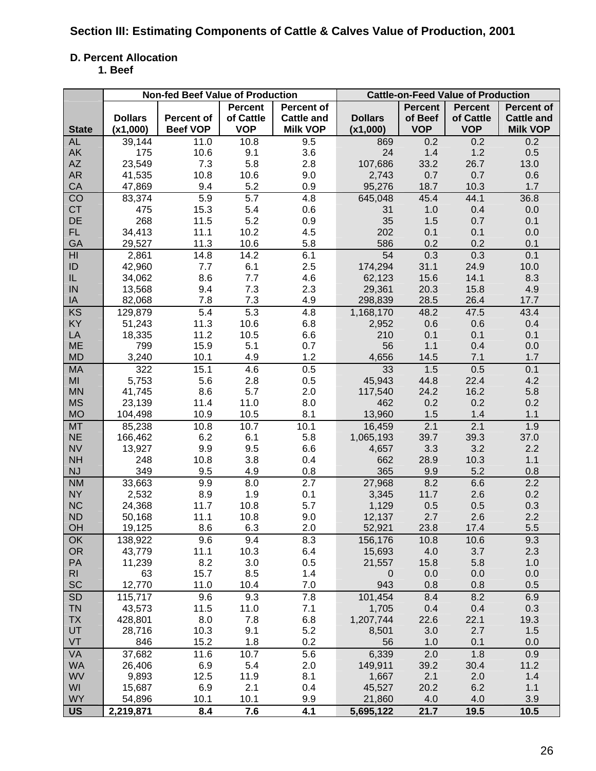## Section III: Estimating Components of Cattle & Calves Value of Production, 2001

### D. Percent Allocation

#### 1. Beef

| State | Non-fed Beef Value of Production | | | | Cattle-on-Feed Value of Production | | | |
|---|---|---|---|---|---|---|---|---|
| | Dollars (x1,000) | Percent of Beef VOP | Percent of Cattle VOP | Percent of Cattle and Milk VOP | Dollars (x1,000) | Percent of Beef VOP | Percent of Cattle VOP | Percent of Cattle and Milk VOP |
| AL | 39,144 | 11.0 | 10.8 | 9.5 | 869 | 0.2 | 0.2 | 0.2 |
| AK | 175 | 10.6 | 9.1 | 3.6 | 24 | 1.4 | 1.2 | 0.5 |
| AZ | 23,549 | 7.3 | 5.8 | 2.8 | 107,686 | 33.2 | 26.7 | 13.0 |
| AR | 41,535 | 10.8 | 10.6 | 9.0 | 2,743 | 0.7 | 0.7 | 0.6 |
| CA | 47,869 | 9.4 | 5.2 | 0.9 | 95,276 | 18.7 | 10.3 | 1.7 |
| CO | 83,374 | 5.9 | 5.7 | 4.8 | 645,048 | 45.4 | 44.1 | 36.8 |
| CT | 475 | 15.3 | 5.4 | 0.6 | 31 | 1.0 | 0.4 | 0.0 |
| DE | 268 | 11.5 | 5.2 | 0.9 | 35 | 1.5 | 0.7 | 0.1 |
| FL | 34,413 | 11.1 | 10.2 | 4.5 | 202 | 0.1 | 0.1 | 0.0 |
| GA | 29,527 | 11.3 | 10.6 | 5.8 | 586 | 0.2 | 0.2 | 0.1 |
| HI | 2,861 | 14.8 | 14.2 | 6.1 | 54 | 0.3 | 0.3 | 0.1 |
| ID | 42,960 | 7.7 | 6.1 | 2.5 | 174,294 | 31.1 | 24.9 | 10.0 |
| IL | 34,062 | 8.6 | 7.7 | 4.6 | 62,123 | 15.6 | 14.1 | 8.3 |
| IN | 13,568 | 9.4 | 7.3 | 2.3 | 29,361 | 20.3 | 15.8 | 4.9 |
| IA | 82,068 | 7.8 | 7.3 | 4.9 | 298,839 | 28.5 | 26.4 | 17.7 |
| KS | 129,879 | 5.4 | 5.3 | 4.8 | 1,168,170 | 48.2 | 47.5 | 43.4 |
| KY | 51,243 | 11.3 | 10.6 | 6.8 | 2,952 | 0.6 | 0.6 | 0.4 |
| LA | 18,335 | 11.2 | 10.5 | 6.6 | 210 | 0.1 | 0.1 | 0.1 |
| ME | 799 | 15.9 | 5.1 | 0.7 | 56 | 1.1 | 0.4 | 0.0 |
| MD | 3,240 | 10.1 | 4.9 | 1.2 | 4,656 | 14.5 | 7.1 | 1.7 |
| MA | 322 | 15.1 | 4.6 | 0.5 | 33 | 1.5 | 0.5 | 0.1 |
| MI | 5,753 | 5.6 | 2.8 | 0.5 | 45,943 | 44.8 | 22.4 | 4.2 |
| MN | 41,745 | 8.6 | 5.7 | 2.0 | 117,540 | 24.2 | 16.2 | 5.8 |
| MS | 23,139 | 11.4 | 11.0 | 8.0 | 462 | 0.2 | 0.2 | 0.2 |
| MO | 104,498 | 10.9 | 10.5 | 8.1 | 13,960 | 1.5 | 1.4 | 1.1 |
| MT | 85,238 | 10.8 | 10.7 | 10.1 | 16,459 | 2.1 | 2.1 | 1.9 |
| NE | 166,462 | 6.2 | 6.1 | 5.8 | 1,065,193 | 39.7 | 39.3 | 37.0 |
| NV | 13,927 | 9.9 | 9.5 | 6.6 | 4,657 | 3.3 | 3.2 | 2.2 |
| NH | 248 | 10.8 | 3.8 | 0.4 | 662 | 28.9 | 10.3 | 1.1 |
| NJ | 349 | 9.5 | 4.9 | 0.8 | 365 | 9.9 | 5.2 | 0.8 |
| NM | 33,663 | 9.9 | 8.0 | 2.7 | 27,968 | 8.2 | 6.6 | 2.2 |
| NY | 2,532 | 8.9 | 1.9 | 0.1 | 3,345 | 11.7 | 2.6 | 0.2 |
| NC | 24,368 | 11.7 | 10.8 | 5.7 | 1,129 | 0.5 | 0.5 | 0.3 |
| ND | 50,168 | 11.1 | 10.8 | 9.0 | 12,137 | 2.7 | 2.6 | 2.2 |
| OH | 19,125 | 8.6 | 6.3 | 2.0 | 52,921 | 23.8 | 17.4 | 5.5 |
| OK | 138,922 | 9.6 | 9.4 | 8.3 | 156,176 | 10.8 | 10.6 | 9.3 |
| OR | 43,779 | 11.1 | 10.3 | 6.4 | 15,693 | 4.0 | 3.7 | 2.3 |
| PA | 11,239 | 8.2 | 3.0 | 0.5 | 21,557 | 15.8 | 5.8 | 1.0 |
| RI | 63 | 15.7 | 8.5 | 1.4 | 0 | 0.0 | 0.0 | 0.0 |
| SC | 12,770 | 11.0 | 10.4 | 7.0 | 943 | 0.8 | 0.8 | 0.5 |
| SD | 115,717 | 9.6 | 9.3 | 7.8 | 101,454 | 8.4 | 8.2 | 6.9 |
| TN | 43,573 | 11.5 | 11.0 | 7.1 | 1,705 | 0.4 | 0.4 | 0.3 |
| TX | 428,801 | 8.0 | 7.8 | 6.8 | 1,207,744 | 22.6 | 22.1 | 19.3 |
| UT | 28,716 | 10.3 | 9.1 | 5.2 | 8,501 | 3.0 | 2.7 | 1.5 |
| VT | 846 | 15.2 | 1.8 | 0.2 | 56 | 1.0 | 0.1 | 0.0 |
| VA | 37,682 | 11.6 | 10.7 | 5.6 | 6,339 | 2.0 | 1.8 | 0.9 |
| WA | 26,406 | 6.9 | 5.4 | 2.0 | 149,911 | 39.2 | 30.4 | 11.2 |
| WV | 9,893 | 12.5 | 11.9 | 8.1 | 1,667 | 2.1 | 2.0 | 1.4 |
| WI | 15,687 | 6.9 | 2.1 | 0.4 | 45,527 | 20.2 | 6.2 | 1.1 |
| WY | 54,896 | 10.1 | 10.1 | 9.9 | 21,860 | 4.0 | 4.0 | 3.9 |
| **US** | **2,219,871** | **8.4** | **7.6** | **4.1** | **5,695,122** | **21.7** | **19.5** | **10.5** |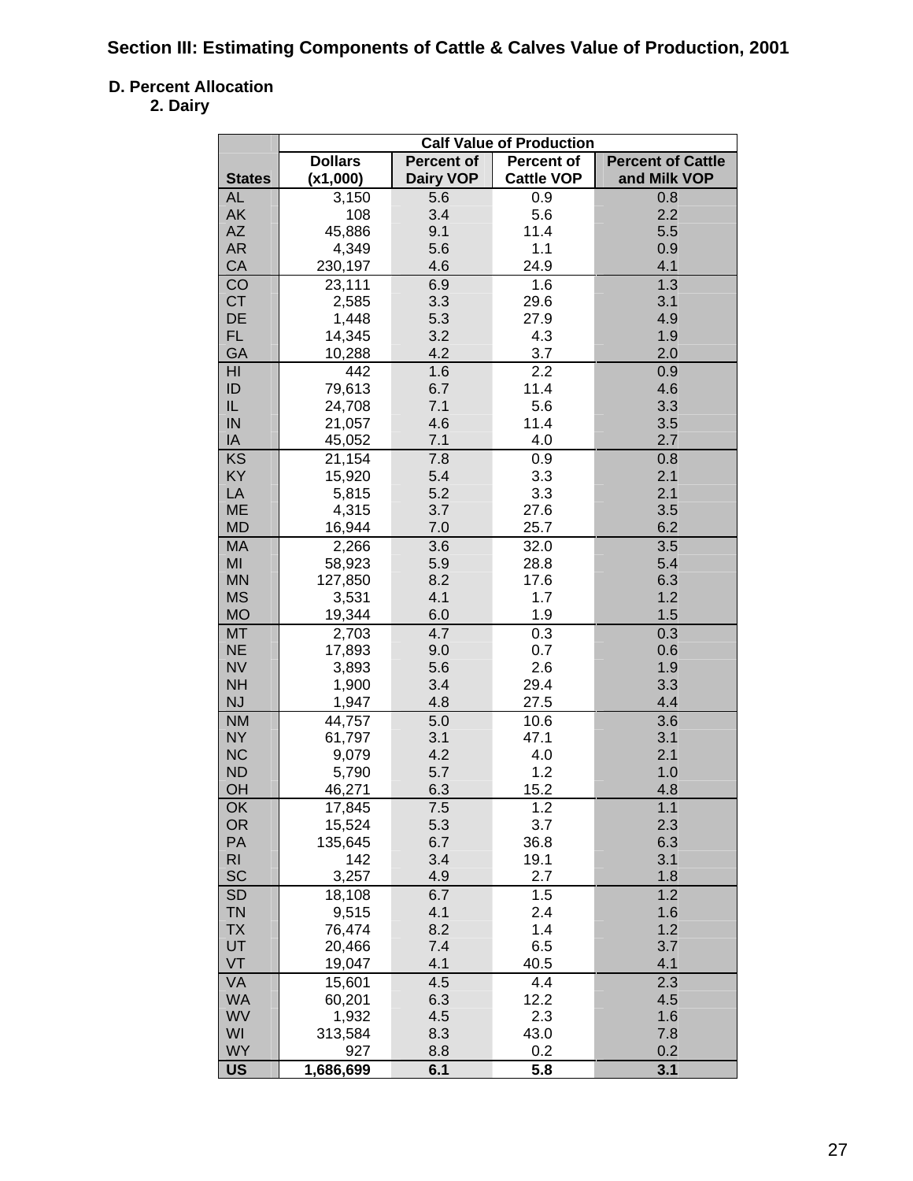## Section III: Estimating Components of Cattle & Calves Value of Production, 2001

### D. Percent Allocation

#### 2. Dairy

| States | Calf Value of Production | | | |
|---|---|---|---|---|
| | Dollars (x1,000) | Percent of Dairy VOP | Percent of Cattle VOP | Percent of Cattle and Milk VOP |
| AL | 3,150 | 5.6 | 0.9 | 0.8 |
| AK | 108 | 3.4 | 5.6 | 2.2 |
| AZ | 45,886 | 9.1 | 11.4 | 5.5 |
| AR | 4,349 | 5.6 | 1.1 | 0.9 |
| CA | 230,197 | 4.6 | 24.9 | 4.1 |
| CO | 23,111 | 6.9 | 1.6 | 1.3 |
| CT | 2,585 | 3.3 | 29.6 | 3.1 |
| DE | 1,448 | 5.3 | 27.9 | 4.9 |
| FL | 14,345 | 3.2 | 4.3 | 1.9 |
| GA | 10,288 | 4.2 | 3.7 | 2.0 |
| HI | 442 | 1.6 | 2.2 | 0.9 |
| ID | 79,613 | 6.7 | 11.4 | 4.6 |
| IL | 24,708 | 7.1 | 5.6 | 3.3 |
| IN | 21,057 | 4.6 | 11.4 | 3.5 |
| IA | 45,052 | 7.1 | 4.0 | 2.7 |
| KS | 21,154 | 7.8 | 0.9 | 0.8 |
| KY | 15,920 | 5.4 | 3.3 | 2.1 |
| LA | 5,815 | 5.2 | 3.3 | 2.1 |
| ME | 4,315 | 3.7 | 27.6 | 3.5 |
| MD | 16,944 | 7.0 | 25.7 | 6.2 |
| MA | 2,266 | 3.6 | 32.0 | 3.5 |
| MI | 58,923 | 5.9 | 28.8 | 5.4 |
| MN | 127,850 | 8.2 | 17.6 | 6.3 |
| MS | 3,531 | 4.1 | 1.7 | 1.2 |
| MO | 19,344 | 6.0 | 1.9 | 1.5 |
| MT | 2,703 | 4.7 | 0.3 | 0.3 |
| NE | 17,893 | 9.0 | 0.7 | 0.6 |
| NV | 3,893 | 5.6 | 2.6 | 1.9 |
| NH | 1,900 | 3.4 | 29.4 | 3.3 |
| NJ | 1,947 | 4.8 | 27.5 | 4.4 |
| NM | 44,757 | 5.0 | 10.6 | 3.6 |
| NY | 61,797 | 3.1 | 47.1 | 3.1 |
| NC | 9,079 | 4.2 | 4.0 | 2.1 |
| ND | 5,790 | 5.7 | 1.2 | 1.0 |
| OH | 46,271 | 6.3 | 15.2 | 4.8 |
| OK | 17,845 | 7.5 | 1.2 | 1.1 |
| OR | 15,524 | 5.3 | 3.7 | 2.3 |
| PA | 135,645 | 6.7 | 36.8 | 6.3 |
| RI | 142 | 3.4 | 19.1 | 3.1 |
| SC | 3,257 | 4.9 | 2.7 | 1.8 |
| SD | 18,108 | 6.7 | 1.5 | 1.2 |
| TN | 9,515 | 4.1 | 2.4 | 1.6 |
| TX | 76,474 | 8.2 | 1.4 | 1.2 |
| UT | 20,466 | 7.4 | 6.5 | 3.7 |
| VT | 19,047 | 4.1 | 40.5 | 4.1 |
| VA | 15,601 | 4.5 | 4.4 | 2.3 |
| WA | 60,201 | 6.3 | 12.2 | 4.5 |
| WV | 1,932 | 4.5 | 2.3 | 1.6 |
| WI | 313,584 | 8.3 | 43.0 | 7.8 |
| WY | 927 | 8.8 | 0.2 | 0.2 |
| **US** | **1,686,699** | **6.1** | **5.8** | **3.1** |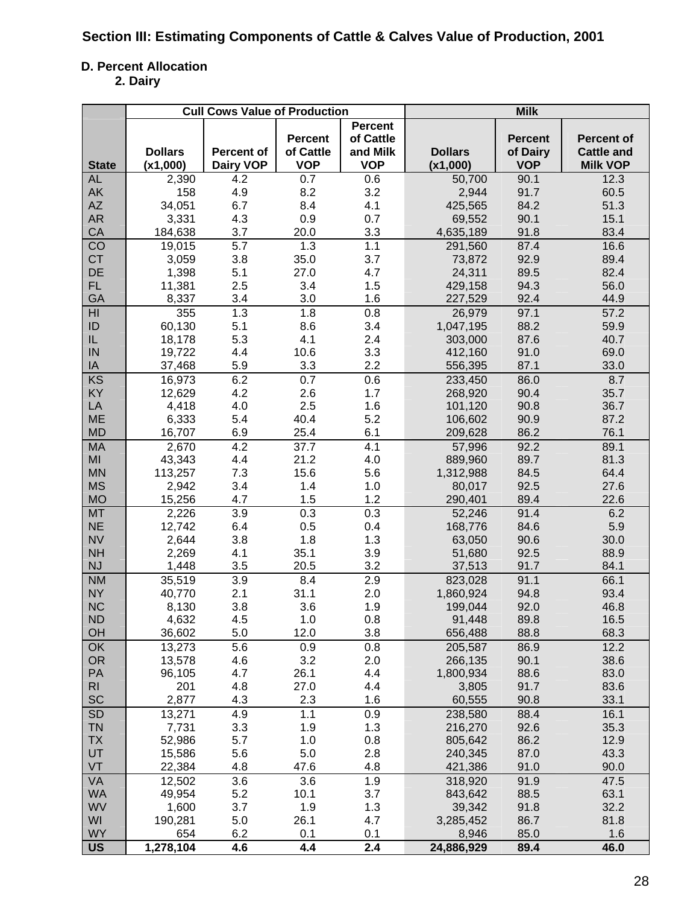## Section III: Estimating Components of Cattle & Calves Value of Production, 2001

### D. Percent Allocation

#### 2. Dairy

| | Cull Cows Value of Production | | | | Milk | | |
|---|---|---|---|---|---|---|---|
| State | Dollars (x1,000) | Percent of Dairy VOP | Percent of Cattle VOP | Percent of Cattle and Milk VOP | Dollars (x1,000) | Percent of Dairy VOP | Percent of Cattle and Milk VOP |
| AL | 2,390 | 4.2 | 0.7 | 0.6 | 50,700 | 90.1 | 12.3 |
| AK | 158 | 4.9 | 8.2 | 3.2 | 2,944 | 91.7 | 60.5 |
| AZ | 34,051 | 6.7 | 8.4 | 4.1 | 425,565 | 84.2 | 51.3 |
| AR | 3,331 | 4.3 | 0.9 | 0.7 | 69,552 | 90.1 | 15.1 |
| CA | 184,638 | 3.7 | 20.0 | 3.3 | 4,635,189 | 91.8 | 83.4 |
| CO | 19,015 | 5.7 | 1.3 | 1.1 | 291,560 | 87.4 | 16.6 |
| CT | 3,059 | 3.8 | 35.0 | 3.7 | 73,872 | 92.9 | 89.4 |
| DE | 1,398 | 5.1 | 27.0 | 4.7 | 24,311 | 89.5 | 82.4 |
| FL | 11,381 | 2.5 | 3.4 | 1.5 | 429,158 | 94.3 | 56.0 |
| GA | 8,337 | 3.4 | 3.0 | 1.6 | 227,529 | 92.4 | 44.9 |
| HI | 355 | 1.3 | 1.8 | 0.8 | 26,979 | 97.1 | 57.2 |
| ID | 60,130 | 5.1 | 8.6 | 3.4 | 1,047,195 | 88.2 | 59.9 |
| IL | 18,178 | 5.3 | 4.1 | 2.4 | 303,000 | 87.6 | 40.7 |
| IN | 19,722 | 4.4 | 10.6 | 3.3 | 412,160 | 91.0 | 69.0 |
| IA | 37,468 | 5.9 | 3.3 | 2.2 | 556,395 | 87.1 | 33.0 |
| KS | 16,973 | 6.2 | 0.7 | 0.6 | 233,450 | 86.0 | 8.7 |
| KY | 12,629 | 4.2 | 2.6 | 1.7 | 268,920 | 90.4 | 35.7 |
| LA | 4,418 | 4.0 | 2.5 | 1.6 | 101,120 | 90.8 | 36.7 |
| ME | 6,333 | 5.4 | 40.4 | 5.2 | 106,602 | 90.9 | 87.2 |
| MD | 16,707 | 6.9 | 25.4 | 6.1 | 209,628 | 86.2 | 76.1 |
| MA | 2,670 | 4.2 | 37.7 | 4.1 | 57,996 | 92.2 | 89.1 |
| MI | 43,343 | 4.4 | 21.2 | 4.0 | 889,960 | 89.7 | 81.3 |
| MN | 113,257 | 7.3 | 15.6 | 5.6 | 1,312,988 | 84.5 | 64.4 |
| MS | 2,942 | 3.4 | 1.4 | 1.0 | 80,017 | 92.5 | 27.6 |
| MO | 15,256 | 4.7 | 1.5 | 1.2 | 290,401 | 89.4 | 22.6 |
| MT | 2,226 | 3.9 | 0.3 | 0.3 | 52,246 | 91.4 | 6.2 |
| NE | 12,742 | 6.4 | 0.5 | 0.4 | 168,776 | 84.6 | 5.9 |
| NV | 2,644 | 3.8 | 1.8 | 1.3 | 63,050 | 90.6 | 30.0 |
| NH | 2,269 | 4.1 | 35.1 | 3.9 | 51,680 | 92.5 | 88.9 |
| NJ | 1,448 | 3.5 | 20.5 | 3.2 | 37,513 | 91.7 | 84.1 |
| NM | 35,519 | 3.9 | 8.4 | 2.9 | 823,028 | 91.1 | 66.1 |
| NY | 40,770 | 2.1 | 31.1 | 2.0 | 1,860,924 | 94.8 | 93.4 |
| NC | 8,130 | 3.8 | 3.6 | 1.9 | 199,044 | 92.0 | 46.8 |
| ND | 4,632 | 4.5 | 1.0 | 0.8 | 91,448 | 89.8 | 16.5 |
| OH | 36,602 | 5.0 | 12.0 | 3.8 | 656,488 | 88.8 | 68.3 |
| OK | 13,273 | 5.6 | 0.9 | 0.8 | 205,587 | 86.9 | 12.2 |
| OR | 13,578 | 4.6 | 3.2 | 2.0 | 266,135 | 90.1 | 38.6 |
| PA | 96,105 | 4.7 | 26.1 | 4.4 | 1,800,934 | 88.6 | 83.0 |
| RI | 201 | 4.8 | 27.0 | 4.4 | 3,805 | 91.7 | 83.6 |
| SC | 2,877 | 4.3 | 2.3 | 1.6 | 60,555 | 90.8 | 33.1 |
| SD | 13,271 | 4.9 | 1.1 | 0.9 | 238,580 | 88.4 | 16.1 |
| TN | 7,731 | 3.3 | 1.9 | 1.3 | 216,270 | 92.6 | 35.3 |
| TX | 52,986 | 5.7 | 1.0 | 0.8 | 805,642 | 86.2 | 12.9 |
| UT | 15,586 | 5.6 | 5.0 | 2.8 | 240,345 | 87.0 | 43.3 |
| VT | 22,384 | 4.8 | 47.6 | 4.8 | 421,386 | 91.0 | 90.0 |
| VA | 12,502 | 3.6 | 3.6 | 1.9 | 318,920 | 91.9 | 47.5 |
| WA | 49,954 | 5.2 | 10.1 | 3.7 | 843,642 | 88.5 | 63.1 |
| WV | 1,600 | 3.7 | 1.9 | 1.3 | 39,342 | 91.8 | 32.2 |
| WI | 190,281 | 5.0 | 26.1 | 4.7 | 3,285,452 | 86.7 | 81.8 |
| WY | 654 | 6.2 | 0.1 | 0.1 | 8,946 | 85.0 | 1.6 |
| **US** | **1,278,104** | **4.6** | **4.4** | **2.4** | **24,886,929** | **89.4** | **46.0** |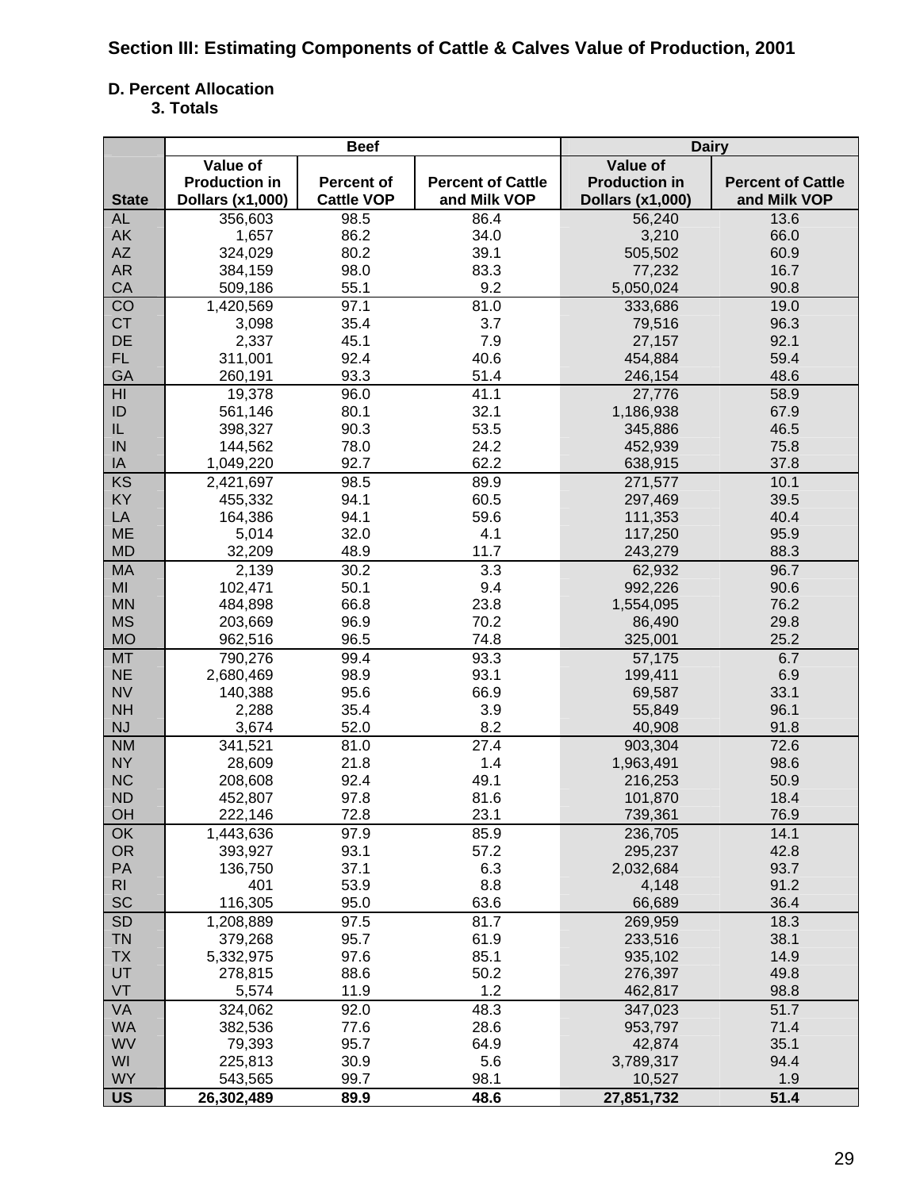## Section III: Estimating Components of Cattle & Calves Value of Production, 2001

### D. Percent Allocation

#### 3. Totals

| State | Beef | | | Dairy | |
|---|---|---|---|---|---|
| | Value of Production in Dollars (x1,000) | Percent of Cattle VOP | Percent of Cattle and Milk VOP | Value of Production in Dollars (x1,000) | Percent of Cattle and Milk VOP |
| AL | 356,603 | 98.5 | 86.4 | 56,240 | 13.6 |
| AK | 1,657 | 86.2 | 34.0 | 3,210 | 66.0 |
| AZ | 324,029 | 80.2 | 39.1 | 505,502 | 60.9 |
| AR | 384,159 | 98.0 | 83.3 | 77,232 | 16.7 |
| CA | 509,186 | 55.1 | 9.2 | 5,050,024 | 90.8 |
| CO | 1,420,569 | 97.1 | 81.0 | 333,686 | 19.0 |
| CT | 3,098 | 35.4 | 3.7 | 79,516 | 96.3 |
| DE | 2,337 | 45.1 | 7.9 | 27,157 | 92.1 |
| FL | 311,001 | 92.4 | 40.6 | 454,884 | 59.4 |
| GA | 260,191 | 93.3 | 51.4 | 246,154 | 48.6 |
| HI | 19,378 | 96.0 | 41.1 | 27,776 | 58.9 |
| ID | 561,146 | 80.1 | 32.1 | 1,186,938 | 67.9 |
| IL | 398,327 | 90.3 | 53.5 | 345,886 | 46.5 |
| IN | 144,562 | 78.0 | 24.2 | 452,939 | 75.8 |
| IA | 1,049,220 | 92.7 | 62.2 | 638,915 | 37.8 |
| KS | 2,421,697 | 98.5 | 89.9 | 271,577 | 10.1 |
| KY | 455,332 | 94.1 | 60.5 | 297,469 | 39.5 |
| LA | 164,386 | 94.1 | 59.6 | 111,353 | 40.4 |
| ME | 5,014 | 32.0 | 4.1 | 117,250 | 95.9 |
| MD | 32,209 | 48.9 | 11.7 | 243,279 | 88.3 |
| MA | 2,139 | 30.2 | 3.3 | 62,932 | 96.7 |
| MI | 102,471 | 50.1 | 9.4 | 992,226 | 90.6 |
| MN | 484,898 | 66.8 | 23.8 | 1,554,095 | 76.2 |
| MS | 203,669 | 96.9 | 70.2 | 86,490 | 29.8 |
| MO | 962,516 | 96.5 | 74.8 | 325,001 | 25.2 |
| MT | 790,276 | 99.4 | 93.3 | 57,175 | 6.7 |
| NE | 2,680,469 | 98.9 | 93.1 | 199,411 | 6.9 |
| NV | 140,388 | 95.6 | 66.9 | 69,587 | 33.1 |
| NH | 2,288 | 35.4 | 3.9 | 55,849 | 96.1 |
| NJ | 3,674 | 52.0 | 8.2 | 40,908 | 91.8 |
| NM | 341,521 | 81.0 | 27.4 | 903,304 | 72.6 |
| NY | 28,609 | 21.8 | 1.4 | 1,963,491 | 98.6 |
| NC | 208,608 | 92.4 | 49.1 | 216,253 | 50.9 |
| ND | 452,807 | 97.8 | 81.6 | 101,870 | 18.4 |
| OH | 222,146 | 72.8 | 23.1 | 739,361 | 76.9 |
| OK | 1,443,636 | 97.9 | 85.9 | 236,705 | 14.1 |
| OR | 393,927 | 93.1 | 57.2 | 295,237 | 42.8 |
| PA | 136,750 | 37.1 | 6.3 | 2,032,684 | 93.7 |
| RI | 401 | 53.9 | 8.8 | 4,148 | 91.2 |
| SC | 116,305 | 95.0 | 63.6 | 66,689 | 36.4 |
| SD | 1,208,889 | 97.5 | 81.7 | 269,959 | 18.3 |
| TN | 379,268 | 95.7 | 61.9 | 233,516 | 38.1 |
| TX | 5,332,975 | 97.6 | 85.1 | 935,102 | 14.9 |
| UT | 278,815 | 88.6 | 50.2 | 276,397 | 49.8 |
| VT | 5,574 | 11.9 | 1.2 | 462,817 | 98.8 |
| VA | 324,062 | 92.0 | 48.3 | 347,023 | 51.7 |
| WA | 382,536 | 77.6 | 28.6 | 953,797 | 71.4 |
| WV | 79,393 | 95.7 | 64.9 | 42,874 | 35.1 |
| WI | 225,813 | 30.9 | 5.6 | 3,789,317 | 94.4 |
| WY | 543,565 | 99.7 | 98.1 | 10,527 | 1.9 |
| **US** | **26,302,489** | **89.9** | **48.6** | **27,851,732** | **51.4** |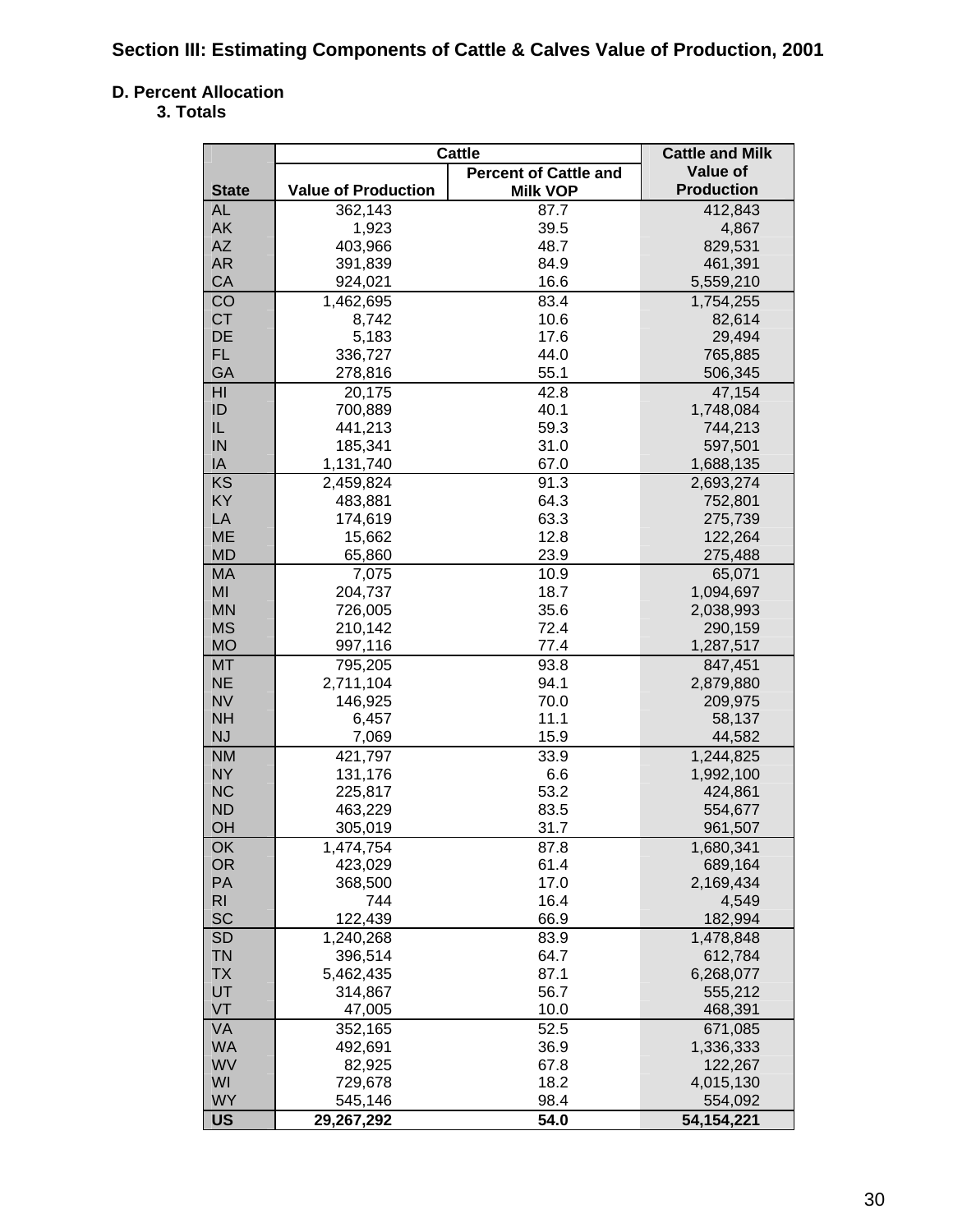**Section III: Estimating Components of Cattle & Calves Value of Production, 2001**

**D. Percent Allocation**

**3. Totals**

| State | Cattle | | Cattle and Milk Value of Production |
|---|---|---|---|
| | Value of Production | Percent of Cattle and Milk VOP | |
| AL | 362,143 | 87.7 | 412,843 |
| AK | 1,923 | 39.5 | 4,867 |
| AZ | 403,966 | 48.7 | 829,531 |
| AR | 391,839 | 84.9 | 461,391 |
| CA | 924,021 | 16.6 | 5,559,210 |
| CO | 1,462,695 | 83.4 | 1,754,255 |
| CT | 8,742 | 10.6 | 82,614 |
| DE | 5,183 | 17.6 | 29,494 |
| FL | 336,727 | 44.0 | 765,885 |
| GA | 278,816 | 55.1 | 506,345 |
| HI | 20,175 | 42.8 | 47,154 |
| ID | 700,889 | 40.1 | 1,748,084 |
| IL | 441,213 | 59.3 | 744,213 |
| IN | 185,341 | 31.0 | 597,501 |
| IA | 1,131,740 | 67.0 | 1,688,135 |
| KS | 2,459,824 | 91.3 | 2,693,274 |
| KY | 483,881 | 64.3 | 752,801 |
| LA | 174,619 | 63.3 | 275,739 |
| ME | 15,662 | 12.8 | 122,264 |
| MD | 65,860 | 23.9 | 275,488 |
| MA | 7,075 | 10.9 | 65,071 |
| MI | 204,737 | 18.7 | 1,094,697 |
| MN | 726,005 | 35.6 | 2,038,993 |
| MS | 210,142 | 72.4 | 290,159 |
| MO | 997,116 | 77.4 | 1,287,517 |
| MT | 795,205 | 93.8 | 847,451 |
| NE | 2,711,104 | 94.1 | 2,879,880 |
| NV | 146,925 | 70.0 | 209,975 |
| NH | 6,457 | 11.1 | 58,137 |
| NJ | 7,069 | 15.9 | 44,582 |
| NM | 421,797 | 33.9 | 1,244,825 |
| NY | 131,176 | 6.6 | 1,992,100 |
| NC | 225,817 | 53.2 | 424,861 |
| ND | 463,229 | 83.5 | 554,677 |
| OH | 305,019 | 31.7 | 961,507 |
| OK | 1,474,754 | 87.8 | 1,680,341 |
| OR | 423,029 | 61.4 | 689,164 |
| PA | 368,500 | 17.0 | 2,169,434 |
| RI | 744 | 16.4 | 4,549 |
| SC | 122,439 | 66.9 | 182,994 |
| SD | 1,240,268 | 83.9 | 1,478,848 |
| TN | 396,514 | 64.7 | 612,784 |
| TX | 5,462,435 | 87.1 | 6,268,077 |
| UT | 314,867 | 56.7 | 555,212 |
| VT | 47,005 | 10.0 | 468,391 |
| VA | 352,165 | 52.5 | 671,085 |
| WA | 492,691 | 36.9 | 1,336,333 |
| WV | 82,925 | 67.8 | 122,267 |
| WI | 729,678 | 18.2 | 4,015,130 |
| WY | 545,146 | 98.4 | 554,092 |
| **US** | **29,267,292** | **54.0** | **54,154,221** |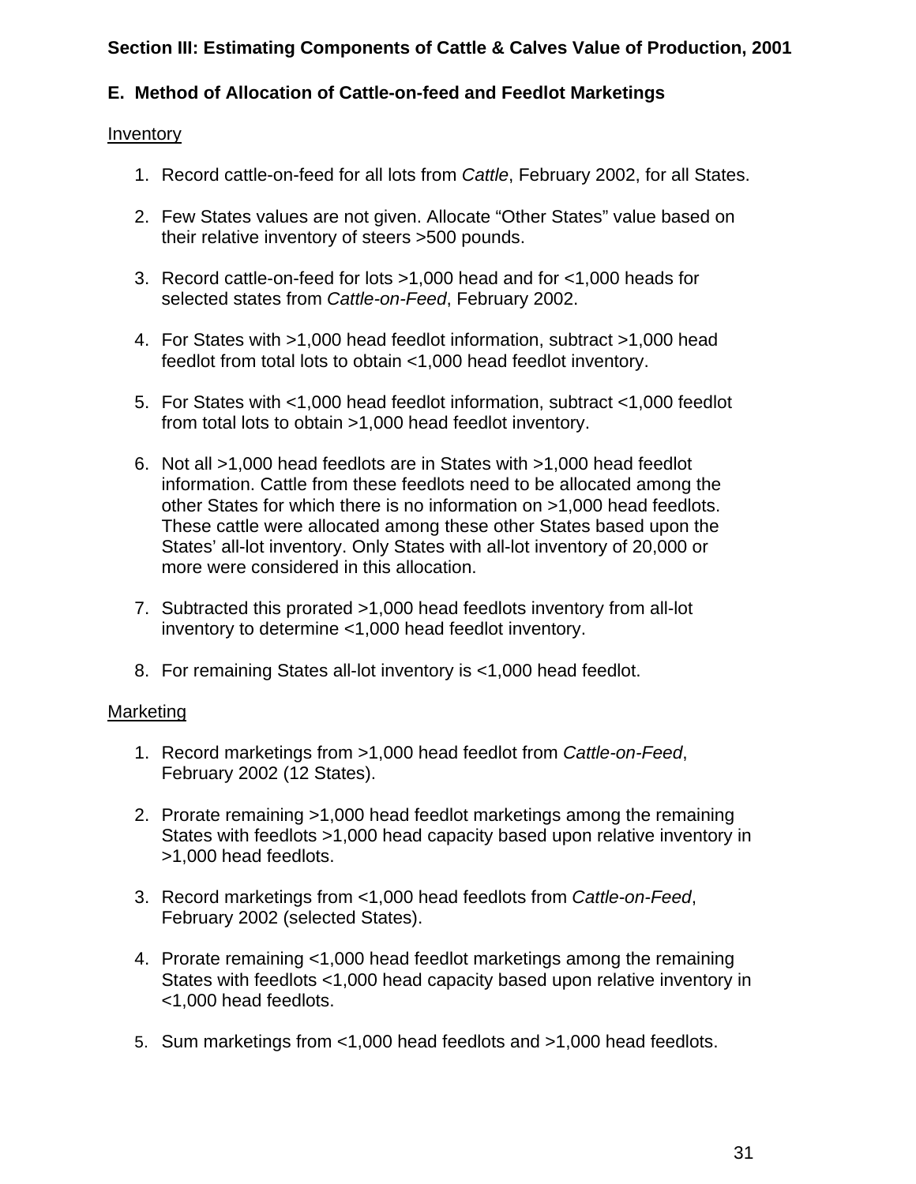## Section III: Estimating Components of Cattle & Calves Value of Production, 2001

### E. Method of Allocation of Cattle-on-feed and Feedlot Marketings

Inventory

1. Record cattle-on-feed for all lots from *Cattle*, February 2002, for all States.

2. Few States values are not given. Allocate “Other States” value based on their relative inventory of steers >500 pounds.

3. Record cattle-on-feed for lots >1,000 head and for <1,000 heads for selected states from *Cattle-on-Feed*, February 2002.

4. For States with >1,000 head feedlot information, subtract >1,000 head feedlot from total lots to obtain <1,000 head feedlot inventory.

5. For States with <1,000 head feedlot information, subtract <1,000 feedlot from total lots to obtain >1,000 head feedlot inventory.

6. Not all >1,000 head feedlots are in States with >1,000 head feedlot information. Cattle from these feedlots need to be allocated among the other States for which there is no information on >1,000 head feedlots. These cattle were allocated among these other States based upon the States’ all-lot inventory. Only States with all-lot inventory of 20,000 or more were considered in this allocation.

7. Subtracted this prorated >1,000 head feedlots inventory from all-lot inventory to determine <1,000 head feedlot inventory.

8. For remaining States all-lot inventory is <1,000 head feedlot.

Marketing

1. Record marketings from >1,000 head feedlot from *Cattle-on-Feed*, February 2002 (12 States).

2. Prorate remaining >1,000 head feedlot marketings among the remaining States with feedlots >1,000 head capacity based upon relative inventory in >1,000 head feedlots.

3. Record marketings from <1,000 head feedlots from *Cattle-on-Feed*, February 2002 (selected States).

4. Prorate remaining <1,000 head feedlot marketings among the remaining States with feedlots <1,000 head capacity based upon relative inventory in <1,000 head feedlots.

5. Sum marketings from <1,000 head feedlots and >1,000 head feedlots.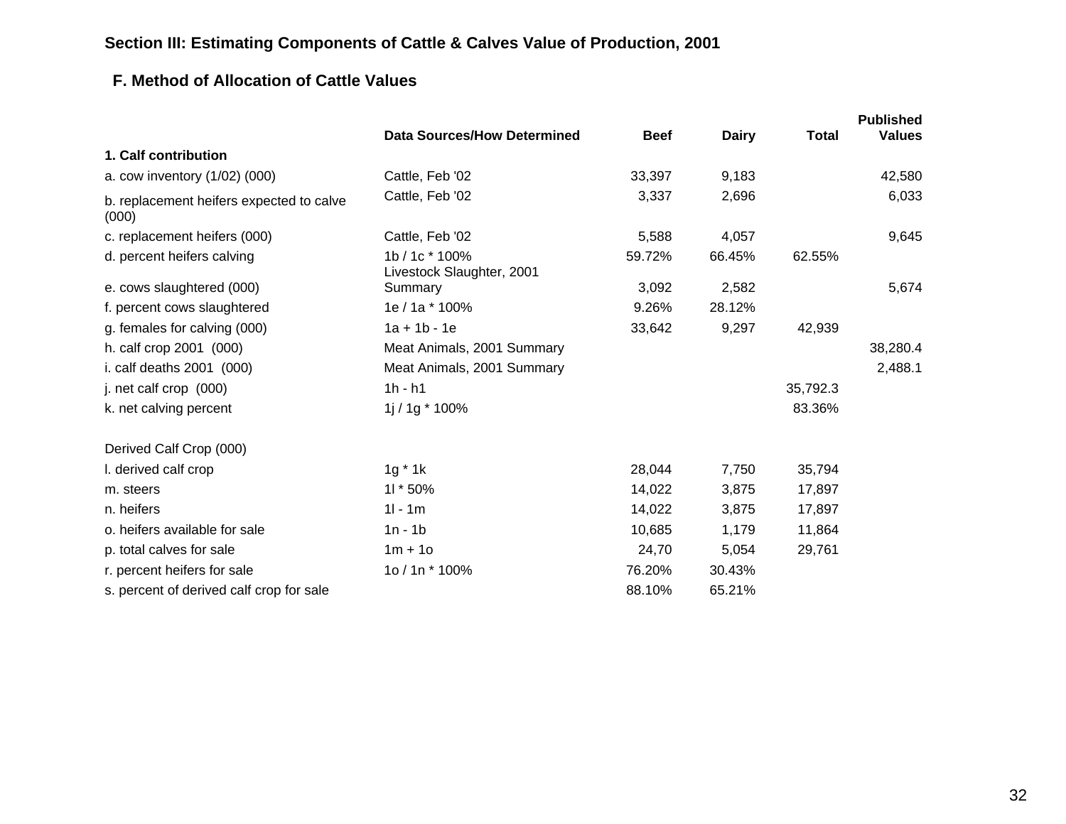## Section III: Estimating Components of Cattle & Calves Value of Production, 2001

### F. Method of Allocation of Cattle Values

| | Data Sources/How Determined | Beef | Dairy | Total | Published Values |
|---|---|---|---|---|---|
| **1. Calf contribution** | | | | | |
| a. cow inventory (1/02) (000) | Cattle, Feb '02 | 33,397 | 9,183 | | 42,580 |
| b. replacement heifers expected to calve (000) | Cattle, Feb '02 | 3,337 | 2,696 | | 6,033 |
| c. replacement heifers (000) | Cattle, Feb '02 | 5,588 | 4,057 | | 9,645 |
| d. percent heifers calving | 1b / 1c * 100% | 59.72% | 66.45% | 62.55% | |
| e. cows slaughtered (000) | Livestock Slaughter, 2001 Summary | 3,092 | 2,582 | | 5,674 |
| f. percent cows slaughtered | 1e / 1a * 100% | 9.26% | 28.12% | | |
| g. females for calving (000) | 1a + 1b - 1e | 33,642 | 9,297 | 42,939 | |
| h. calf crop 2001 (000) | Meat Animals, 2001 Summary | | | | 38,280.4 |
| i. calf deaths 2001 (000) | Meat Animals, 2001 Summary | | | | 2,488.1 |
| j. net calf crop (000) | 1h - h1 | | | 35,792.3 | |
| k. net calving percent | 1j / 1g * 100% | | | 83.36% | |
| | | | | | |
| Derived Calf Crop (000) | | | | | |
| l. derived calf crop | 1g * 1k | 28,044 | 7,750 | 35,794 | |
| m. steers | 1l * 50% | 14,022 | 3,875 | 17,897 | |
| n. heifers | 1l - 1m | 14,022 | 3,875 | 17,897 | |
| o. heifers available for sale | 1n - 1b | 10,685 | 1,179 | 11,864 | |
| p. total calves for sale | 1m + 1o | 24,70 | 5,054 | 29,761 | |
| r. percent heifers for sale | 1o / 1n * 100% | 76.20% | 30.43% | | |
| s. percent of derived calf crop for sale | | 88.10% | 65.21% | | |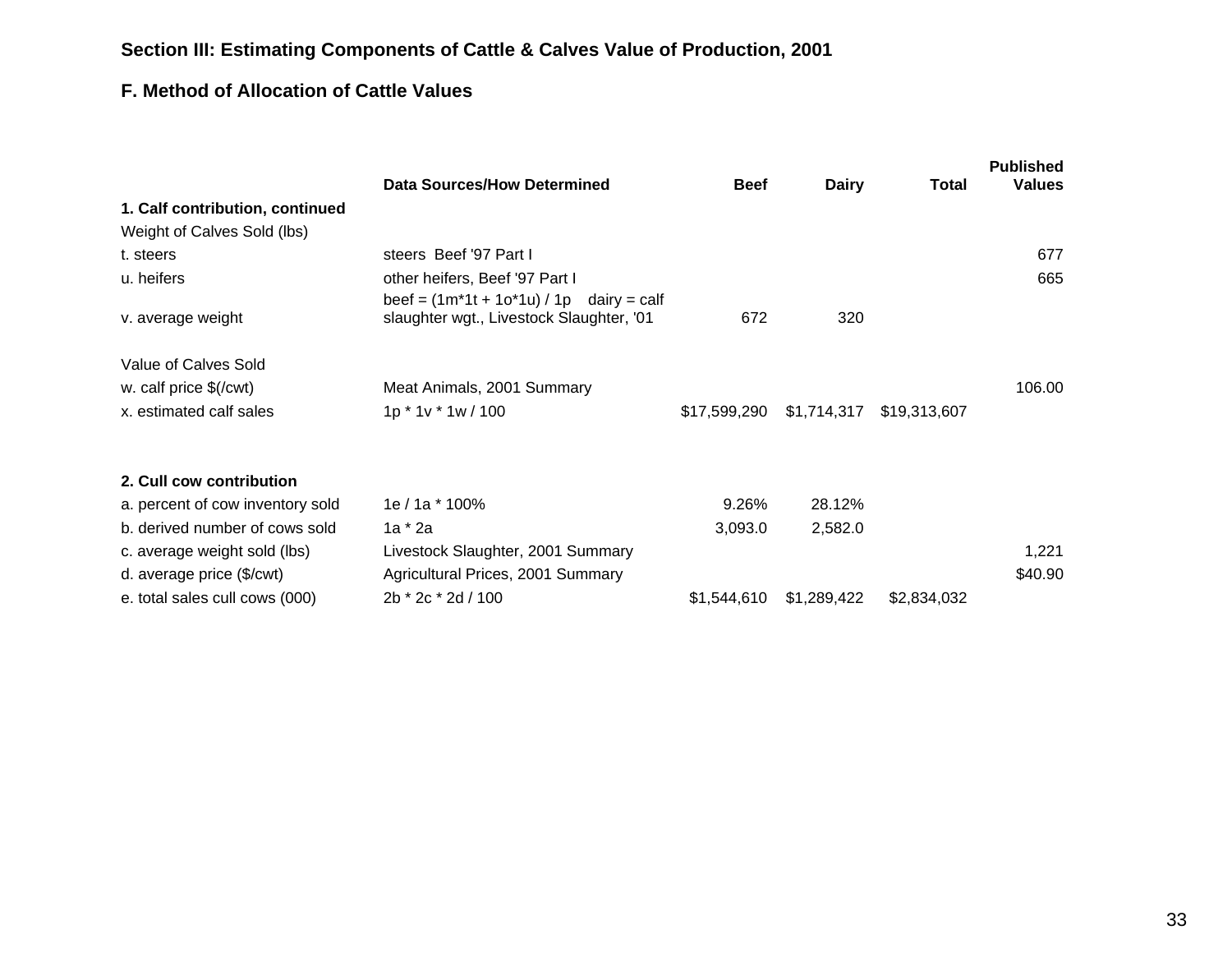## Section III: Estimating Components of Cattle & Calves Value of Production, 2001

### F. Method of Allocation of Cattle Values

| | Data Sources/How Determined | Beef | Dairy | Total | Published Values |
|---|---|---|---|---|---|
| **1. Calf contribution, continued** | | | | | |
| Weight of Calves Sold (lbs) | | | | | |
| t. steers | steers Beef '97 Part I | | | | 677 |
| u. heifers | other heifers, Beef '97 Part I | | | | 665 |
| v. average weight | beef = (1m*1t + 1o*1u) / 1p dairy = calf slaughter wgt., Livestock Slaughter, '01 | 672 | 320 | | |
| Value of Calves Sold | | | | | |
| w. calf price $(/cwt) | Meat Animals, 2001 Summary | | | | 106.00 |
| x. estimated calf sales | 1p * 1v * 1w / 100 | $17,599,290 | $1,714,317 | $19,313,607 | |
| **2. Cull cow contribution** | | | | | |
| a. percent of cow inventory sold | 1e / 1a * 100% | 9.26% | 28.12% | | |
| b. derived number of cows sold | 1a * 2a | 3,093.0 | 2,582.0 | | |
| c. average weight sold (lbs) | Livestock Slaughter, 2001 Summary | | | | 1,221 |
| d. average price ($/cwt) | Agricultural Prices, 2001 Summary | | | | $40.90 |
| e. total sales cull cows (000) | 2b * 2c * 2d / 100 | $1,544,610 | $1,289,422 | $2,834,032 | |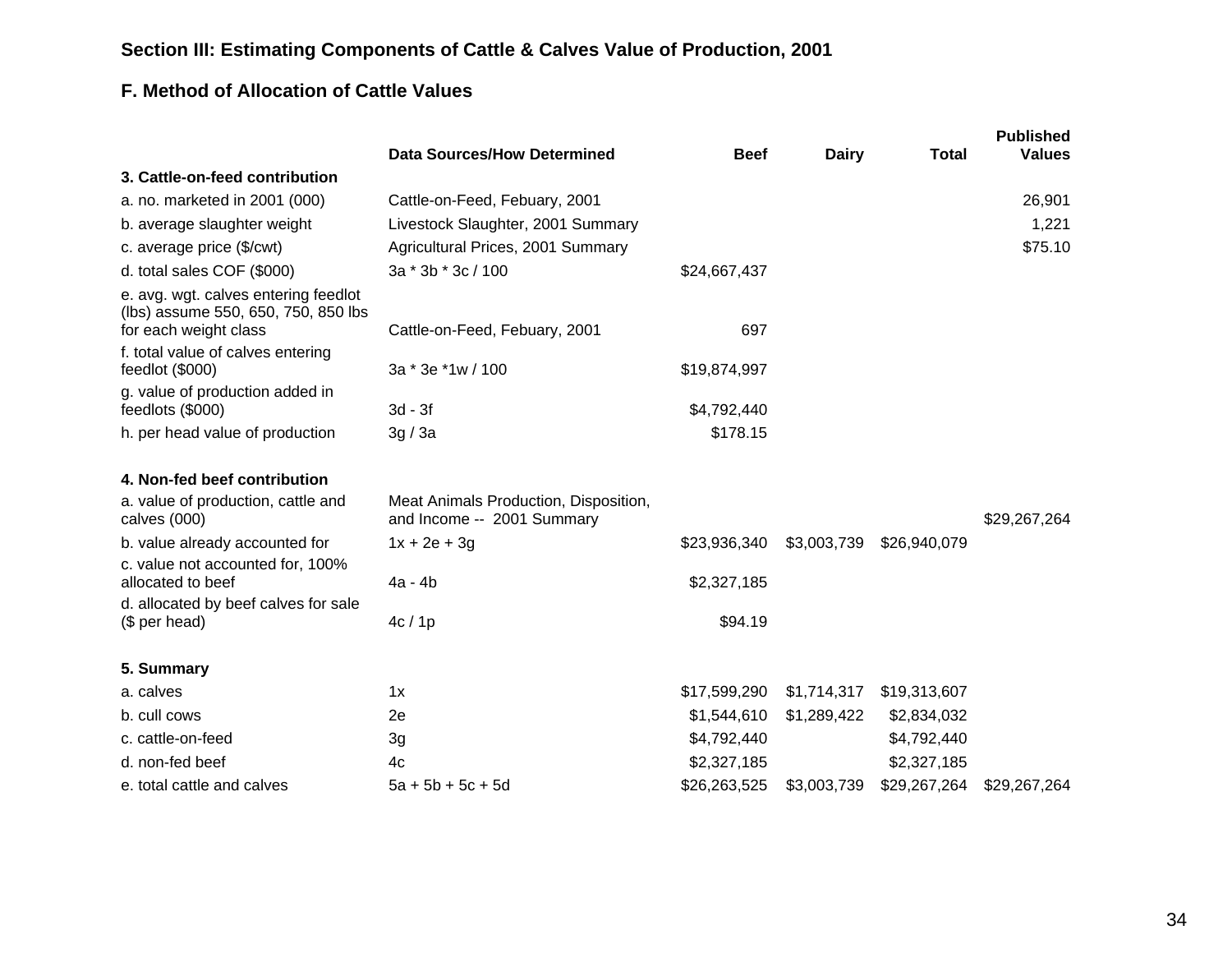## Section III: Estimating Components of Cattle & Calves Value of Production, 2001

### F. Method of Allocation of Cattle Values

| | Data Sources/How Determined | Beef | Dairy | Total | Published Values |
|---|---|---|---|---|---|
| **3. Cattle-on-feed contribution** | | | | | |
| a. no. marketed in 2001 (000) | Cattle-on-Feed, Febuary, 2001 | | | | 26,901 |
| b. average slaughter weight | Livestock Slaughter, 2001 Summary | | | | 1,221 |
| c. average price ($/cwt) | Agricultural Prices, 2001 Summary | | | | $75.10 |
| d. total sales COF ($000) | 3a * 3b * 3c / 100 | $24,667,437 | | | |
| e. avg. wgt. calves entering feedlot (lbs) assume 550, 650, 750, 850 lbs for each weight class | Cattle-on-Feed, Febuary, 2001 | 697 | | | |
| f. total value of calves entering feedlot ($000) | 3a * 3e *1w / 100 | $19,874,997 | | | |
| g. value of production added in feedlots ($000) | 3d - 3f | $4,792,440 | | | |
| h. per head value of production | 3g / 3a | $178.15 | | | |
| | | | | | |
| **4. Non-fed beef contribution** | | | | | |
| a. value of production, cattle and calves (000) | Meat Animals Production, Disposition, and Income -- 2001 Summary | | | | $29,267,264 |
| b. value already accounted for | 1x + 2e + 3g | $23,936,340 | $3,003,739 | $26,940,079 | |
| c. value not accounted for, 100% allocated to beef | 4a - 4b | $2,327,185 | | | |
| d. allocated by beef calves for sale ($ per head) | 4c / 1p | $94.19 | | | |
| | | | | | |
| **5. Summary** | | | | | |
| a. calves | 1x | $17,599,290 | $1,714,317 | $19,313,607 | |
| b. cull cows | 2e | $1,544,610 | $1,289,422 | $2,834,032 | |
| c. cattle-on-feed | 3g | $4,792,440 | | $4,792,440 | |
| d. non-fed beef | 4c | $2,327,185 | | $2,327,185 | |
| e. total cattle and calves | 5a + 5b + 5c + 5d | $26,263,525 | $3,003,739 | $29,267,264 | $29,267,264 |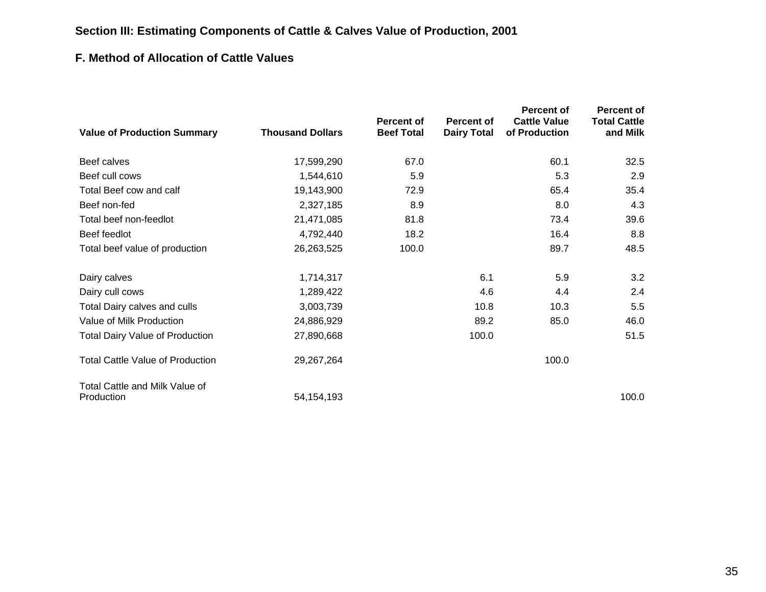## Section III: Estimating Components of Cattle & Calves Value of Production, 2001

### F. Method of Allocation of Cattle Values

| Value of Production Summary | Thousand Dollars | Percent of Beef Total | Percent of Dairy Total | Percent of Cattle Value of Production | Percent of Total Cattle and Milk |
|---|---|---|---|---|---|
| Beef calves | 17,599,290 | 67.0 | | 60.1 | 32.5 |
| Beef cull cows | 1,544,610 | 5.9 | | 5.3 | 2.9 |
| Total Beef cow and calf | 19,143,900 | 72.9 | | 65.4 | 35.4 |
| Beef non-fed | 2,327,185 | 8.9 | | 8.0 | 4.3 |
| Total beef non-feedlot | 21,471,085 | 81.8 | | 73.4 | 39.6 |
| Beef feedlot | 4,792,440 | 18.2 | | 16.4 | 8.8 |
| Total beef value of production | 26,263,525 | 100.0 | | 89.7 | 48.5 |
| | | | | | |
| Dairy calves | 1,714,317 | | 6.1 | 5.9 | 3.2 |
| Dairy cull cows | 1,289,422 | | 4.6 | 4.4 | 2.4 |
| Total Dairy calves and culls | 3,003,739 | | 10.8 | 10.3 | 5.5 |
| Value of Milk Production | 24,886,929 | | 89.2 | 85.0 | 46.0 |
| Total Dairy Value of Production | 27,890,668 | | 100.0 | | 51.5 |
| | | | | | |
| Total Cattle Value of Production | 29,267,264 | | | 100.0 | |
| | | | | | |
| Total Cattle and Milk Value of Production | 54,154,193 | | | | 100.0 |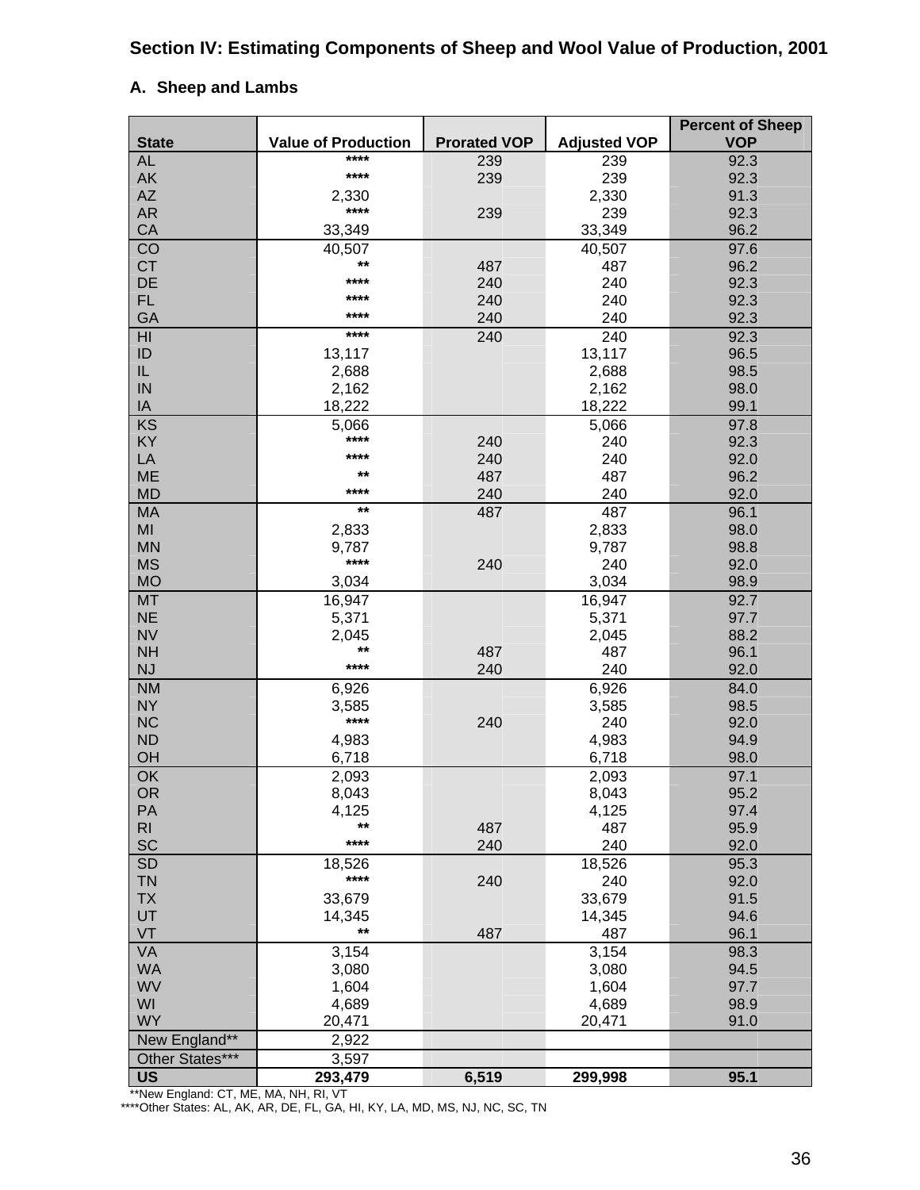## Section IV: Estimating Components of Sheep and Wool Value of Production, 2001

### A. Sheep and Lambs

| State | Value of Production | Prorated VOP | Adjusted VOP | Percent of Sheep VOP |
|---|---|---|---|---|
| AL | **** | 239 | 239 | 92.3 |
| AK | **** | 239 | 239 | 92.3 |
| AZ | 2,330 | | 2,330 | 91.3 |
| AR | **** | 239 | 239 | 92.3 |
| CA | 33,349 | | 33,349 | 96.2 |
| CO | 40,507 | | 40,507 | 97.6 |
| CT | ** | 487 | 487 | 96.2 |
| DE | **** | 240 | 240 | 92.3 |
| FL | **** | 240 | 240 | 92.3 |
| GA | **** | 240 | 240 | 92.3 |
| HI | **** | 240 | 240 | 92.3 |
| ID | 13,117 | | 13,117 | 96.5 |
| IL | 2,688 | | 2,688 | 98.5 |
| IN | 2,162 | | 2,162 | 98.0 |
| IA | 18,222 | | 18,222 | 99.1 |
| KS | 5,066 | | 5,066 | 97.8 |
| KY | **** | 240 | 240 | 92.3 |
| LA | **** | 240 | 240 | 92.0 |
| ME | ** | 487 | 487 | 96.2 |
| MD | **** | 240 | 240 | 92.0 |
| MA | ** | 487 | 487 | 96.1 |
| MI | 2,833 | | 2,833 | 98.0 |
| MN | 9,787 | | 9,787 | 98.8 |
| MS | **** | 240 | 240 | 92.0 |
| MO | 3,034 | | 3,034 | 98.9 |
| MT | 16,947 | | 16,947 | 92.7 |
| NE | 5,371 | | 5,371 | 97.7 |
| NV | 2,045 | | 2,045 | 88.2 |
| NH | ** | 487 | 487 | 96.1 |
| NJ | **** | 240 | 240 | 92.0 |
| NM | 6,926 | | 6,926 | 84.0 |
| NY | 3,585 | | 3,585 | 98.5 |
| NC | **** | 240 | 240 | 92.0 |
| ND | 4,983 | | 4,983 | 94.9 |
| OH | 6,718 | | 6,718 | 98.0 |
| OK | 2,093 | | 2,093 | 97.1 |
| OR | 8,043 | | 8,043 | 95.2 |
| PA | 4,125 | | 4,125 | 97.4 |
| RI | ** | 487 | 487 | 95.9 |
| SC | **** | 240 | 240 | 92.0 |
| SD | 18,526 | | 18,526 | 95.3 |
| TN | **** | 240 | 240 | 92.0 |
| TX | 33,679 | | 33,679 | 91.5 |
| UT | 14,345 | | 14,345 | 94.6 |
| VT | ** | 487 | 487 | 96.1 |
| VA | 3,154 | | 3,154 | 98.3 |
| WA | 3,080 | | 3,080 | 94.5 |
| WV | 1,604 | | 1,604 | 97.7 |
| WI | 4,689 | | 4,689 | 98.9 |
| WY | 20,471 | | 20,471 | 91.0 |
| New England** | 2,922 | | | |
| Other States*** | 3,597 | | | |
| **US** | **293,479** | **6,519** | **299,998** | **95.1** |

**New England: CT, ME, MA, NH, RI, VT

****Other States: AL, AK, AR, DE, FL, GA, HI, KY, LA, MD, MS, NJ, NC, SC, TN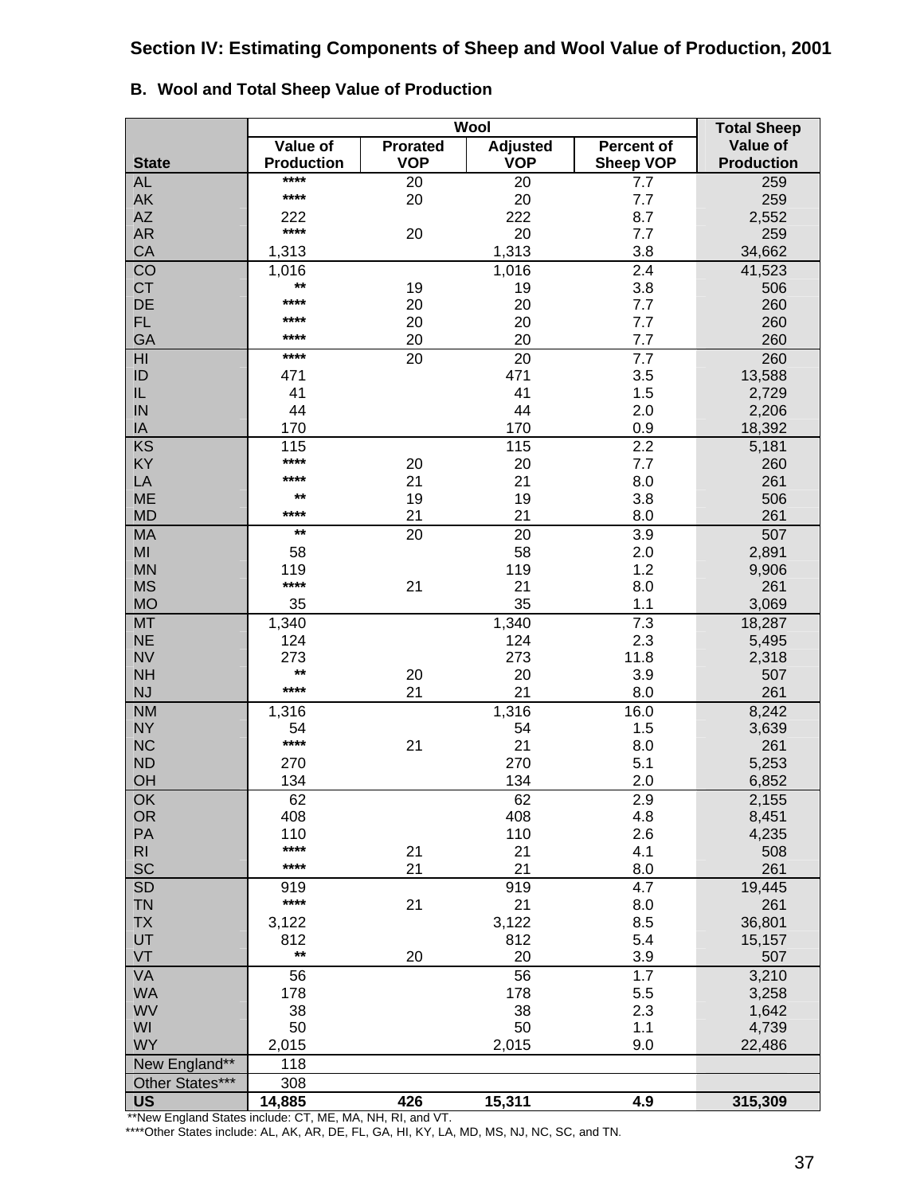## Section IV: Estimating Components of Sheep and Wool Value of Production, 2001

### B. Wool and Total Sheep Value of Production

| State | Wool | | | | Total Sheep Value of Production |
|---|---|---|---|---|---|
| | Value of Production | Prorated VOP | Adjusted VOP | Percent of Sheep VOP | |
| AL | **** | 20 | 20 | 7.7 | 259 |
| AK | **** | 20 | 20 | 7.7 | 259 |
| AZ | 222 | | 222 | 8.7 | 2,552 |
| AR | **** | 20 | 20 | 7.7 | 259 |
| CA | 1,313 | | 1,313 | 3.8 | 34,662 |
| CO | 1,016 | | 1,016 | 2.4 | 41,523 |
| CT | ** | 19 | 19 | 3.8 | 506 |
| DE | **** | 20 | 20 | 7.7 | 260 |
| FL | **** | 20 | 20 | 7.7 | 260 |
| GA | **** | 20 | 20 | 7.7 | 260 |
| HI | **** | 20 | 20 | 7.7 | 260 |
| ID | 471 | | 471 | 3.5 | 13,588 |
| IL | 41 | | 41 | 1.5 | 2,729 |
| IN | 44 | | 44 | 2.0 | 2,206 |
| IA | 170 | | 170 | 0.9 | 18,392 |
| KS | 115 | | 115 | 2.2 | 5,181 |
| KY | **** | 20 | 20 | 7.7 | 260 |
| LA | **** | 21 | 21 | 8.0 | 261 |
| ME | ** | 19 | 19 | 3.8 | 506 |
| MD | **** | 21 | 21 | 8.0 | 261 |
| MA | ** | 20 | 20 | 3.9 | 507 |
| MI | 58 | | 58 | 2.0 | 2,891 |
| MN | 119 | | 119 | 1.2 | 9,906 |
| MS | **** | 21 | 21 | 8.0 | 261 |
| MO | 35 | | 35 | 1.1 | 3,069 |
| MT | 1,340 | | 1,340 | 7.3 | 18,287 |
| NE | 124 | | 124 | 2.3 | 5,495 |
| NV | 273 | | 273 | 11.8 | 2,318 |
| NH | ** | 20 | 20 | 3.9 | 507 |
| NJ | **** | 21 | 21 | 8.0 | 261 |
| NM | 1,316 | | 1,316 | 16.0 | 8,242 |
| NY | 54 | | 54 | 1.5 | 3,639 |
| NC | **** | 21 | 21 | 8.0 | 261 |
| ND | 270 | | 270 | 5.1 | 5,253 |
| OH | 134 | | 134 | 2.0 | 6,852 |
| OK | 62 | | 62 | 2.9 | 2,155 |
| OR | 408 | | 408 | 4.8 | 8,451 |
| PA | 110 | | 110 | 2.6 | 4,235 |
| RI | **** | 21 | 21 | 4.1 | 508 |
| SC | **** | 21 | 21 | 8.0 | 261 |
| SD | 919 | | 919 | 4.7 | 19,445 |
| TN | **** | 21 | 21 | 8.0 | 261 |
| TX | 3,122 | | 3,122 | 8.5 | 36,801 |
| UT | 812 | | 812 | 5.4 | 15,157 |
| VT | ** | 20 | 20 | 3.9 | 507 |
| VA | 56 | | 56 | 1.7 | 3,210 |
| WA | 178 | | 178 | 5.5 | 3,258 |
| WV | 38 | | 38 | 2.3 | 1,642 |
| WI | 50 | | 50 | 1.1 | 4,739 |
| WY | 2,015 | | 2,015 | 9.0 | 22,486 |
| New England** | 118 | | | | |
| Other States*** | 308 | | | | |
| **US** | **14,885** | **426** | **15,311** | **4.9** | **315,309** |

**New England States include: CT, ME, MA, NH, RI, and VT.

****Other States include: AL, AK, AR, DE, FL, GA, HI, KY, LA, MD, MS, NJ, NC, SC, and TN.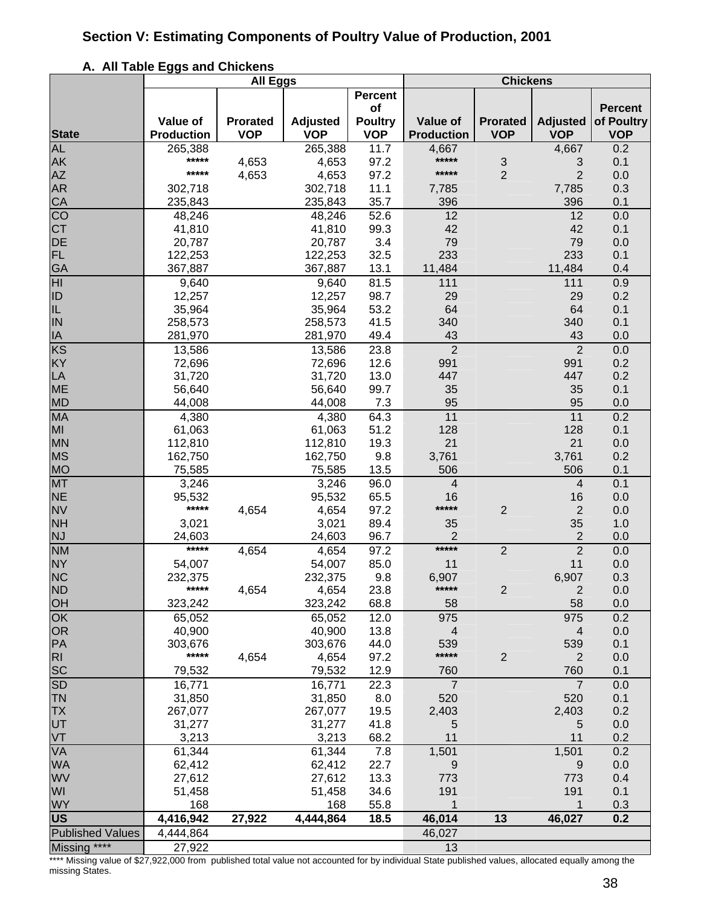## Section V: Estimating Components of Poultry Value of Production, 2001

### A. All Table Eggs and Chickens

| | All Eggs | | | | Chickens | | | |
|---|---|---|---|---|---|---|---|---|
| State | Value of Production | Prorated VOP | Adjusted VOP | Percent of Poultry VOP | Value of Production | Prorated VOP | Adjusted VOP | Percent of Poultry VOP |
| AL | 265,388 | | 265,388 | 11.7 | 4,667 | | 4,667 | 0.2 |
| AK | ***** | 4,653 | 4,653 | 97.2 | ***** | 3 | 3 | 0.1 |
| AZ | ***** | 4,653 | 4,653 | 97.2 | ***** | 2 | 2 | 0.0 |
| AR | 302,718 | | 302,718 | 11.1 | 7,785 | | 7,785 | 0.3 |
| CA | 235,843 | | 235,843 | 35.7 | 396 | | 396 | 0.1 |
| CO | 48,246 | | 48,246 | 52.6 | 12 | | 12 | 0.0 |
| CT | 41,810 | | 41,810 | 99.3 | 42 | | 42 | 0.1 |
| DE | 20,787 | | 20,787 | 3.4 | 79 | | 79 | 0.0 |
| FL | 122,253 | | 122,253 | 32.5 | 233 | | 233 | 0.1 |
| GA | 367,887 | | 367,887 | 13.1 | 11,484 | | 11,484 | 0.4 |
| HI | 9,640 | | 9,640 | 81.5 | 111 | | 111 | 0.9 |
| ID | 12,257 | | 12,257 | 98.7 | 29 | | 29 | 0.2 |
| IL | 35,964 | | 35,964 | 53.2 | 64 | | 64 | 0.1 |
| IN | 258,573 | | 258,573 | 41.5 | 340 | | 340 | 0.1 |
| IA | 281,970 | | 281,970 | 49.4 | 43 | | 43 | 0.0 |
| KS | 13,586 | | 13,586 | 23.8 | 2 | | 2 | 0.0 |
| KY | 72,696 | | 72,696 | 12.6 | 991 | | 991 | 0.2 |
| LA | 31,720 | | 31,720 | 13.0 | 447 | | 447 | 0.2 |
| ME | 56,640 | | 56,640 | 99.7 | 35 | | 35 | 0.1 |
| MD | 44,008 | | 44,008 | 7.3 | 95 | | 95 | 0.0 |
| MA | 4,380 | | 4,380 | 64.3 | 11 | | 11 | 0.2 |
| MI | 61,063 | | 61,063 | 51.2 | 128 | | 128 | 0.1 |
| MN | 112,810 | | 112,810 | 19.3 | 21 | | 21 | 0.0 |
| MS | 162,750 | | 162,750 | 9.8 | 3,761 | | 3,761 | 0.2 |
| MO | 75,585 | | 75,585 | 13.5 | 506 | | 506 | 0.1 |
| MT | 3,246 | | 3,246 | 96.0 | 4 | | 4 | 0.1 |
| NE | 95,532 | | 95,532 | 65.5 | 16 | | 16 | 0.0 |
| NV | ***** | 4,654 | 4,654 | 97.2 | ***** | 2 | 2 | 0.0 |
| NH | 3,021 | | 3,021 | 89.4 | 35 | | 35 | 1.0 |
| NJ | 24,603 | | 24,603 | 96.7 | 2 | | 2 | 0.0 |
| NM | ***** | 4,654 | 4,654 | 97.2 | ***** | 2 | 2 | 0.0 |
| NY | 54,007 | | 54,007 | 85.0 | 11 | | 11 | 0.0 |
| NC | 232,375 | | 232,375 | 9.8 | 6,907 | | 6,907 | 0.3 |
| ND | ***** | 4,654 | 4,654 | 23.8 | ***** | 2 | 2 | 0.0 |
| OH | 323,242 | | 323,242 | 68.8 | 58 | | 58 | 0.0 |
| OK | 65,052 | | 65,052 | 12.0 | 975 | | 975 | 0.2 |
| OR | 40,900 | | 40,900 | 13.8 | 4 | | 4 | 0.0 |
| PA | 303,676 | | 303,676 | 44.0 | 539 | | 539 | 0.1 |
| RI | ***** | 4,654 | 4,654 | 97.2 | ***** | 2 | 2 | 0.0 |
| SC | 79,532 | | 79,532 | 12.9 | 760 | | 760 | 0.1 |
| SD | 16,771 | | 16,771 | 22.3 | 7 | | 7 | 0.0 |
| TN | 31,850 | | 31,850 | 8.0 | 520 | | 520 | 0.1 |
| TX | 267,077 | | 267,077 | 19.5 | 2,403 | | 2,403 | 0.2 |
| UT | 31,277 | | 31,277 | 41.8 | 5 | | 5 | 0.0 |
| VT | 3,213 | | 3,213 | 68.2 | 11 | | 11 | 0.2 |
| VA | 61,344 | | 61,344 | 7.8 | 1,501 | | 1,501 | 0.2 |
| WA | 62,412 | | 62,412 | 22.7 | 9 | | 9 | 0.0 |
| WV | 27,612 | | 27,612 | 13.3 | 773 | | 773 | 0.4 |
| WI | 51,458 | | 51,458 | 34.6 | 191 | | 191 | 0.1 |
| WY | 168 | | 168 | 55.8 | 1 | | 1 | 0.3 |
| **US** | **4,416,942** | **27,922** | **4,444,864** | **18.5** | **46,014** | **13** | **46,027** | **0.2** |
| Published Values | 4,444,864 | | | | 46,027 | | | |
| Missing **** | 27,922 | | | | 13 | | | |

**** Missing value of $27,922,000 from published total value not accounted for by individual State published values, allocated equally among the missing States.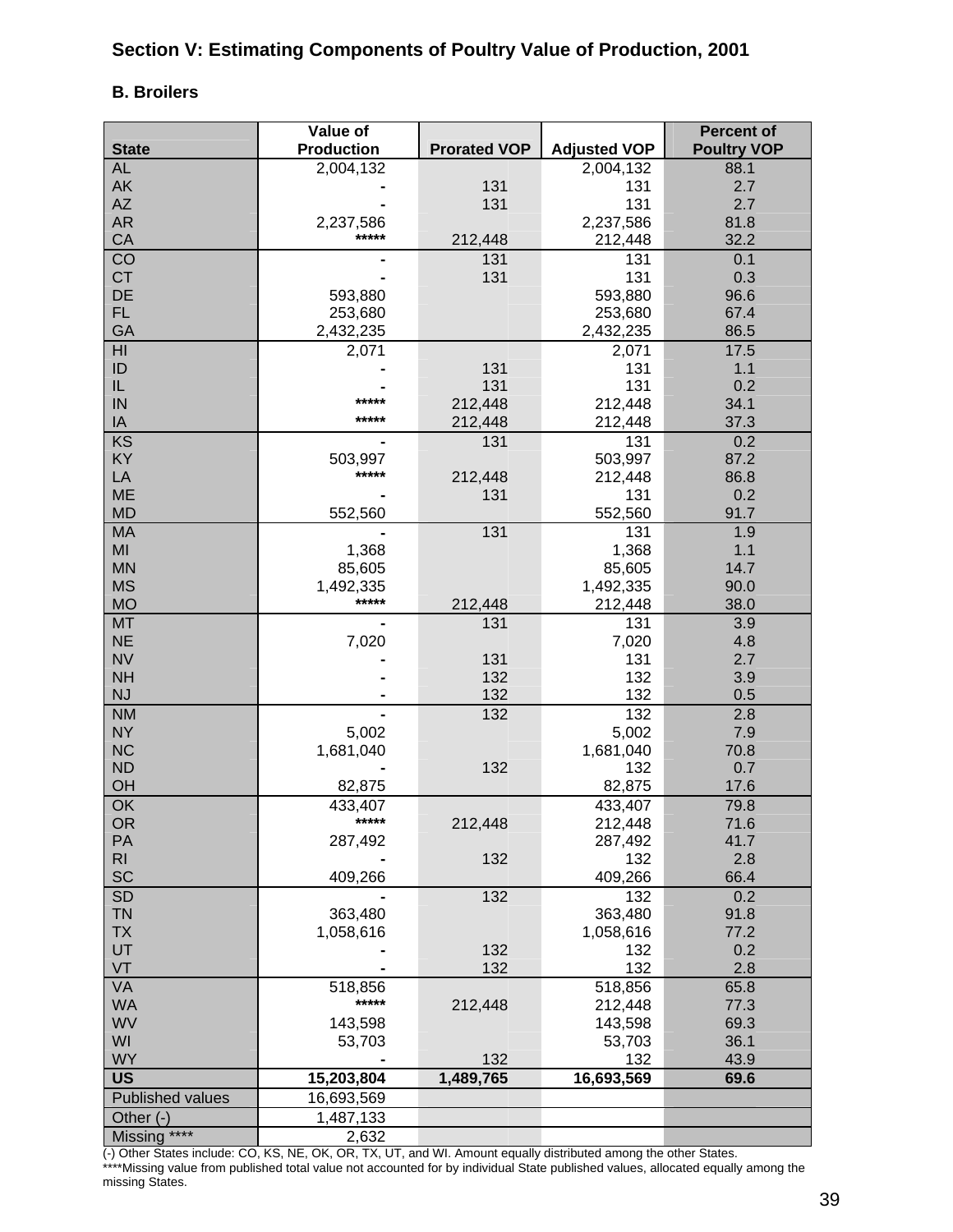## Section V: Estimating Components of Poultry Value of Production, 2001

### B. Broilers

| State | Value of Production | Prorated VOP | Adjusted VOP | Percent of Poultry VOP |
|---|---|---|---|---|
| AL | 2,004,132 | | 2,004,132 | 88.1 |
| AK | - | 131 | 131 | 2.7 |
| AZ | - | 131 | 131 | 2.7 |
| AR | 2,237,586 | | 2,237,586 | 81.8 |
| CA | ***** | 212,448 | 212,448 | 32.2 |
| CO | - | 131 | 131 | 0.1 |
| CT | - | 131 | 131 | 0.3 |
| DE | 593,880 | | 593,880 | 96.6 |
| FL | 253,680 | | 253,680 | 67.4 |
| GA | 2,432,235 | | 2,432,235 | 86.5 |
| HI | 2,071 | | 2,071 | 17.5 |
| ID | - | 131 | 131 | 1.1 |
| IL | - | 131 | 131 | 0.2 |
| IN | ***** | 212,448 | 212,448 | 34.1 |
| IA | ***** | 212,448 | 212,448 | 37.3 |
| KS | - | 131 | 131 | 0.2 |
| KY | 503,997 | | 503,997 | 87.2 |
| LA | ***** | 212,448 | 212,448 | 86.8 |
| ME | - | 131 | 131 | 0.2 |
| MD | 552,560 | | 552,560 | 91.7 |
| MA | - | 131 | 131 | 1.9 |
| MI | 1,368 | | 1,368 | 1.1 |
| MN | 85,605 | | 85,605 | 14.7 |
| MS | 1,492,335 | | 1,492,335 | 90.0 |
| MO | ***** | 212,448 | 212,448 | 38.0 |
| MT | - | 131 | 131 | 3.9 |
| NE | 7,020 | | 7,020 | 4.8 |
| NV | - | 131 | 131 | 2.7 |
| NH | - | 132 | 132 | 3.9 |
| NJ | - | 132 | 132 | 0.5 |
| NM | - | 132 | 132 | 2.8 |
| NY | 5,002 | | 5,002 | 7.9 |
| NC | 1,681,040 | | 1,681,040 | 70.8 |
| ND | - | 132 | 132 | 0.7 |
| OH | 82,875 | | 82,875 | 17.6 |
| OK | 433,407 | | 433,407 | 79.8 |
| OR | ***** | 212,448 | 212,448 | 71.6 |
| PA | 287,492 | | 287,492 | 41.7 |
| RI | - | 132 | 132 | 2.8 |
| SC | 409,266 | | 409,266 | 66.4 |
| SD | - | 132 | 132 | 0.2 |
| TN | 363,480 | | 363,480 | 91.8 |
| TX | 1,058,616 | | 1,058,616 | 77.2 |
| UT | - | 132 | 132 | 0.2 |
| VT | - | 132 | 132 | 2.8 |
| VA | 518,856 | | 518,856 | 65.8 |
| WA | ***** | 212,448 | 212,448 | 77.3 |
| WV | 143,598 | | 143,598 | 69.3 |
| WI | 53,703 | | 53,703 | 36.1 |
| WY | - | 132 | 132 | 43.9 |
| **US** | **15,203,804** | **1,489,765** | **16,693,569** | **69.6** |
| Published values | 16,693,569 | | | |
| Other (-) | 1,487,133 | | | |
| Missing **** | 2,632 | | | |

(-) Other States include: CO, KS, NE, OK, OR, TX, UT, and WI. Amount equally distributed among the other States.

****Missing value from published total value not accounted for by individual State published values, allocated equally among the missing States.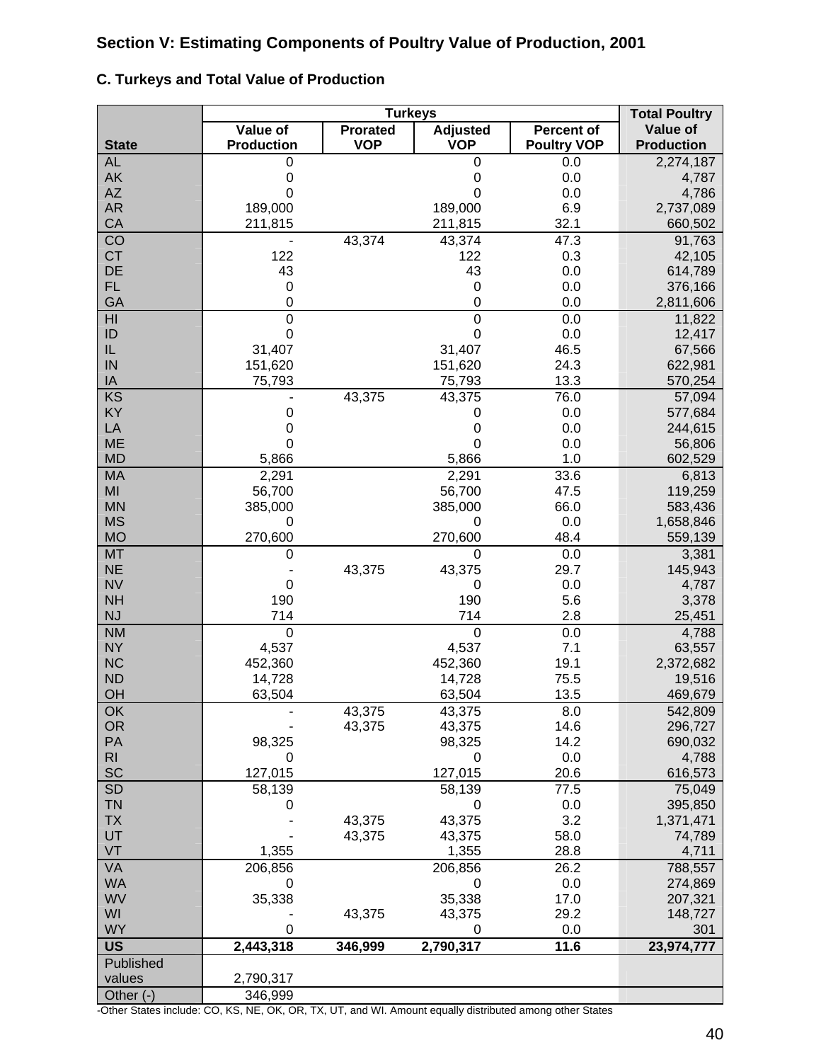## Section V: Estimating Components of Poultry Value of Production, 2001

### C. Turkeys and Total Value of Production

| State | Turkeys | | | | Total Poultry Value of Production |
|---|---|---|---|---|---|
| | Value of Production | Prorated VOP | Adjusted VOP | Percent of Poultry VOP | |
| AL | 0 | | 0 | 0.0 | 2,274,187 |
| AK | 0 | | 0 | 0.0 | 4,787 |
| AZ | 0 | | 0 | 0.0 | 4,786 |
| AR | 189,000 | | 189,000 | 6.9 | 2,737,089 |
| CA | 211,815 | | 211,815 | 32.1 | 660,502 |
| CO | - | 43,374 | 43,374 | 47.3 | 91,763 |
| CT | 122 | | 122 | 0.3 | 42,105 |
| DE | 43 | | 43 | 0.0 | 614,789 |
| FL | 0 | | 0 | 0.0 | 376,166 |
| GA | 0 | | 0 | 0.0 | 2,811,606 |
| HI | 0 | | 0 | 0.0 | 11,822 |
| ID | 0 | | 0 | 0.0 | 12,417 |
| IL | 31,407 | | 31,407 | 46.5 | 67,566 |
| IN | 151,620 | | 151,620 | 24.3 | 622,981 |
| IA | 75,793 | | 75,793 | 13.3 | 570,254 |
| KS | - | 43,375 | 43,375 | 76.0 | 57,094 |
| KY | 0 | | 0 | 0.0 | 577,684 |
| LA | 0 | | 0 | 0.0 | 244,615 |
| ME | 0 | | 0 | 0.0 | 56,806 |
| MD | 5,866 | | 5,866 | 1.0 | 602,529 |
| MA | 2,291 | | 2,291 | 33.6 | 6,813 |
| MI | 56,700 | | 56,700 | 47.5 | 119,259 |
| MN | 385,000 | | 385,000 | 66.0 | 583,436 |
| MS | 0 | | 0 | 0.0 | 1,658,846 |
| MO | 270,600 | | 270,600 | 48.4 | 559,139 |
| MT | 0 | | 0 | 0.0 | 3,381 |
| NE | - | 43,375 | 43,375 | 29.7 | 145,943 |
| NV | 0 | | 0 | 0.0 | 4,787 |
| NH | 190 | | 190 | 5.6 | 3,378 |
| NJ | 714 | | 714 | 2.8 | 25,451 |
| NM | 0 | | 0 | 0.0 | 4,788 |
| NY | 4,537 | | 4,537 | 7.1 | 63,557 |
| NC | 452,360 | | 452,360 | 19.1 | 2,372,682 |
| ND | 14,728 | | 14,728 | 75.5 | 19,516 |
| OH | 63,504 | | 63,504 | 13.5 | 469,679 |
| OK | - | 43,375 | 43,375 | 8.0 | 542,809 |
| OR | - | 43,375 | 43,375 | 14.6 | 296,727 |
| PA | 98,325 | | 98,325 | 14.2 | 690,032 |
| RI | 0 | | 0 | 0.0 | 4,788 |
| SC | 127,015 | | 127,015 | 20.6 | 616,573 |
| SD | 58,139 | | 58,139 | 77.5 | 75,049 |
| TN | 0 | | 0 | 0.0 | 395,850 |
| TX | - | 43,375 | 43,375 | 3.2 | 1,371,471 |
| UT | - | 43,375 | 43,375 | 58.0 | 74,789 |
| VT | 1,355 | | 1,355 | 28.8 | 4,711 |
| VA | 206,856 | | 206,856 | 26.2 | 788,557 |
| WA | 0 | | 0 | 0.0 | 274,869 |
| WV | 35,338 | | 35,338 | 17.0 | 207,321 |
| WI | - | 43,375 | 43,375 | 29.2 | 148,727 |
| WY | 0 | | 0 | 0.0 | 301 |
| **US** | **2,443,318** | **346,999** | **2,790,317** | **11.6** | **23,974,777** |
| Published values | 2,790,317 | | | | |
| Other (-) | 346,999 | | | | |

-Other States include: CO, KS, NE, OK, OR, TX, UT, and WI. Amount equally distributed among other States